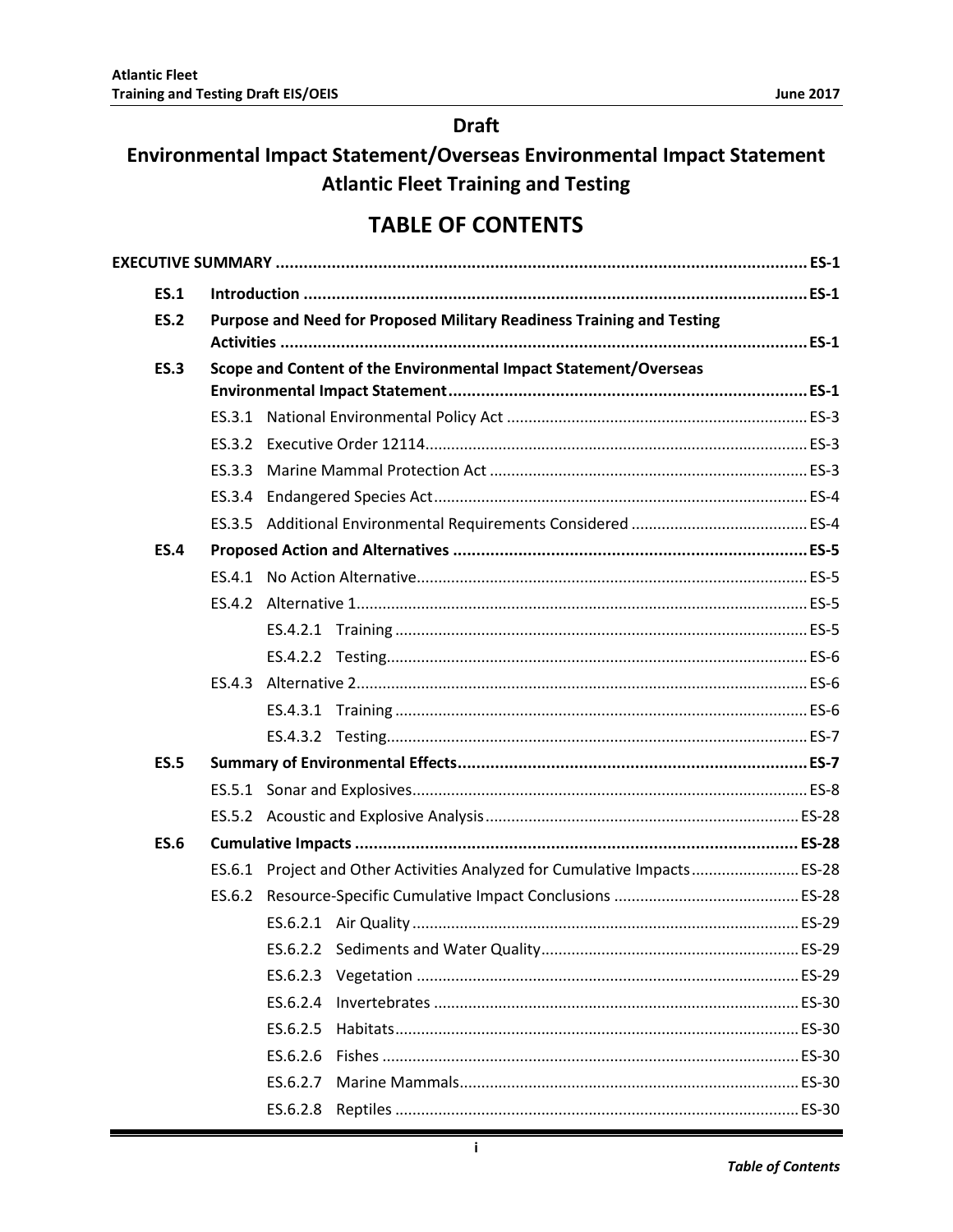**Draft**

# Environmental Impact Statement/Overseas Environmental Impact Statement Atlantic Fleet Training and Testing

## TABLE OF CONTENTS

**EXECUTIVE SUMMARY ................................................................................................ ES-1**

- **ES.1 Introduction ................................................................................................ ES-1**
- **ES.2 Purpose and Need for Proposed Military Readiness Training and Testing Activities ................................................................................................ ES-1**
- **ES.3 Scope and Content of the Environmental Impact Statement/Overseas Environmental Impact Statement ................................................................................................ ES-1**
  - ES.3.1 National Environmental Policy Act ................................................................ ES-3
  - ES.3.2 Executive Order 12114................................................................................ ES-3
  - ES.3.3 Marine Mammal Protection Act ................................................................ ES-3
  - ES.3.4 Endangered Species Act................................................................................ ES-4
  - ES.3.5 Additional Environmental Requirements Considered ................................ ES-4
- **ES.4 Proposed Action and Alternatives ................................................................ ES-5**
  - ES.4.1 No Action Alternative................................................................................ ES-5
  - ES.4.2 Alternative 1................................................................................................ ES-5
    - ES.4.2.1 Training ................................................................................ ES-5
    - ES.4.2.2 Testing................................................................................ ES-6
  - ES.4.3 Alternative 2................................................................................................ ES-6
    - ES.4.3.1 Training ................................................................................ ES-6
    - ES.4.3.2 Testing................................................................................ ES-7
- **ES.5 Summary of Environmental Effects................................................................ ES-7**
  - ES.5.1 Sonar and Explosives................................................................................ ES-8
  - ES.5.2 Acoustic and Explosive Analysis................................................................ ES-28
- **ES.6 Cumulative Impacts ................................................................................ ES-28**
  - ES.6.1 Project and Other Activities Analyzed for Cumulative Impacts................ ES-28
  - ES.6.2 Resource-Specific Cumulative Impact Conclusions ................................ ES-28
    - ES.6.2.1 Air Quality ................................................................................ ES-29
    - ES.6.2.2 Sediments and Water Quality................................................ ES-29
    - ES.6.2.3 Vegetation ................................................................................ ES-29
    - ES.6.2.4 Invertebrates ................................................................................ ES-30
    - ES.6.2.5 Habitats................................................................................ ES-30
    - ES.6.2.6 Fishes ................................................................................ ES-30
    - ES.6.2.7 Marine Mammals................................................................................ ES-30
    - ES.6.2.8 Reptiles ................................................................................ ES-30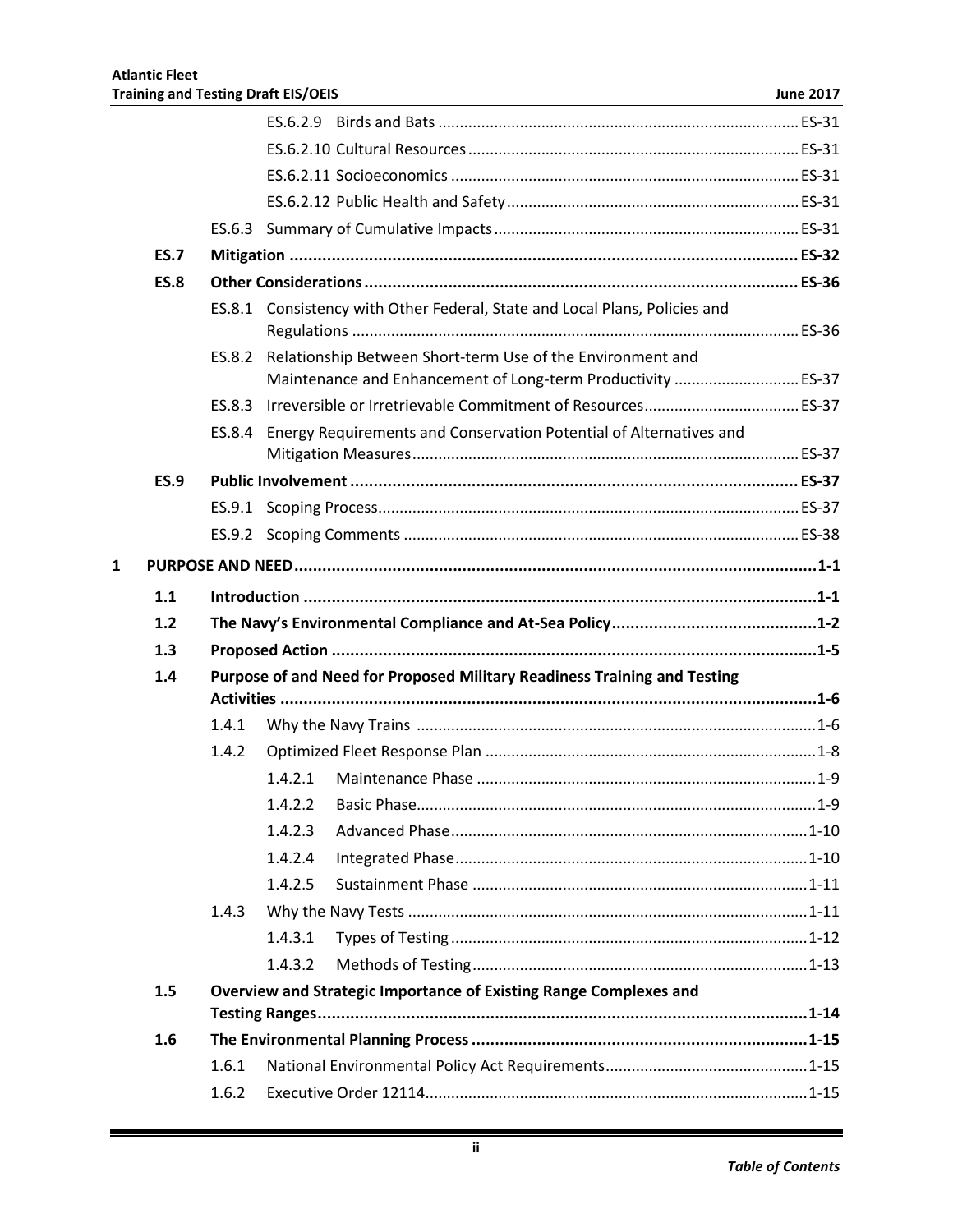ES.6.2.9 Birds and Bats ES-31

ES.6.2.10 Cultural Resources ES-31

ES.6.2.11 Socioeconomics ES-31

ES.6.2.12 Public Health and Safety ES-31

ES.6.3 Summary of Cumulative Impacts ES-31

**ES.7 Mitigation ES-32**

**ES.8 Other Considerations ES-36**

ES.8.1 Consistency with Other Federal, State and Local Plans, Policies and Regulations ES-36

ES.8.2 Relationship Between Short-term Use of the Environment and Maintenance and Enhancement of Long-term Productivity ES-37

ES.8.3 Irreversible or Irretrievable Commitment of Resources ES-37

ES.8.4 Energy Requirements and Conservation Potential of Alternatives and Mitigation Measures ES-37

**ES.9 Public Involvement ES-37**

ES.9.1 Scoping Process ES-37

ES.9.2 Scoping Comments ES-38

**1 PURPOSE AND NEED 1-1**

**1.1 Introduction 1-1**

**1.2 The Navy's Environmental Compliance and At-Sea Policy 1-2**

**1.3 Proposed Action 1-5**

**1.4 Purpose of and Need for Proposed Military Readiness Training and Testing Activities 1-6**

1.4.1 Why the Navy Trains 1-6

1.4.2 Optimized Fleet Response Plan 1-8

1.4.2.1 Maintenance Phase 1-9

1.4.2.2 Basic Phase 1-9

1.4.2.3 Advanced Phase 1-10

1.4.2.4 Integrated Phase 1-10

1.4.2.5 Sustainment Phase 1-11

1.4.3 Why the Navy Tests 1-11

1.4.3.1 Types of Testing 1-12

1.4.3.2 Methods of Testing 1-13

**1.5 Overview and Strategic Importance of Existing Range Complexes and Testing Ranges 1-14**

**1.6 The Environmental Planning Process 1-15**

1.6.1 National Environmental Policy Act Requirements 1-15

1.6.2 Executive Order 12114 1-15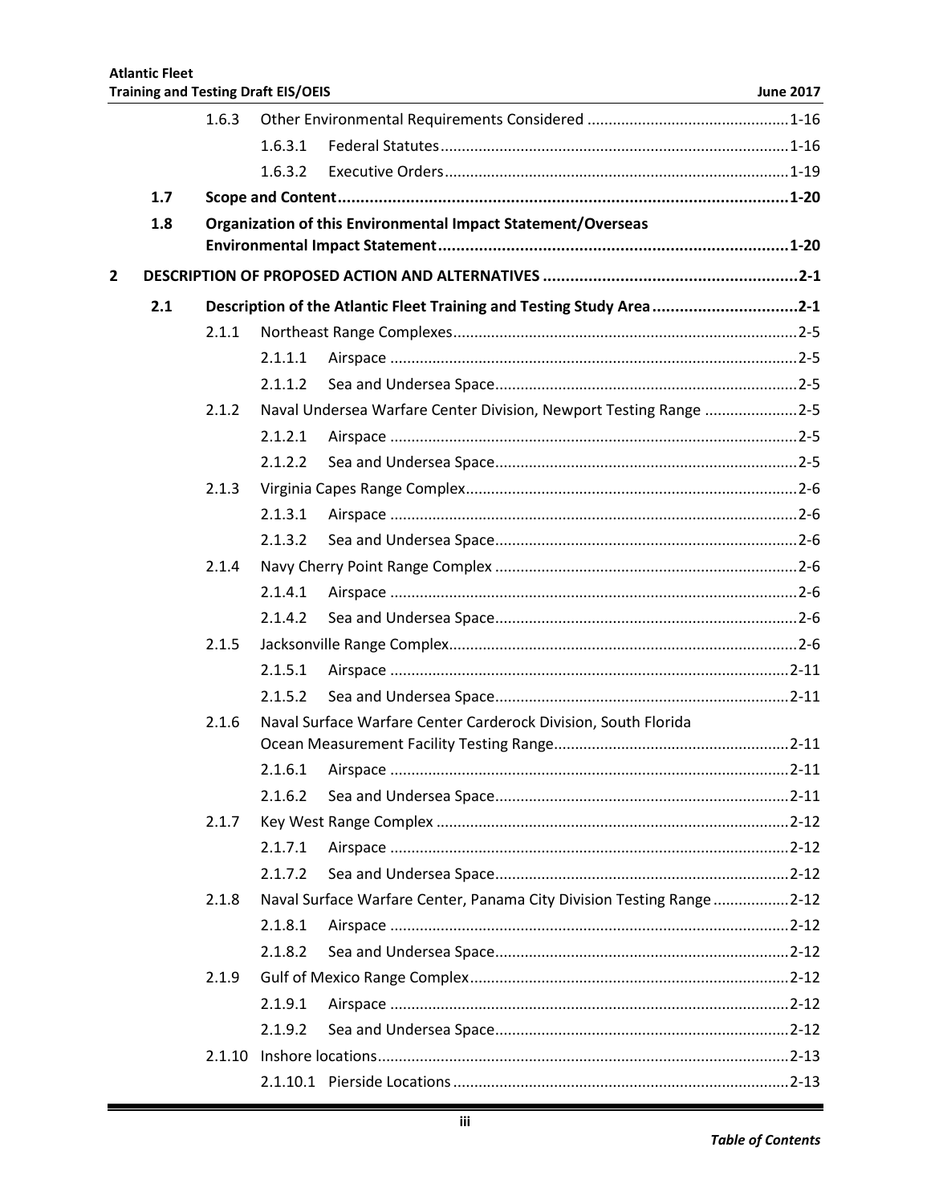- 1.6.3 Other Environmental Requirements Considered ...1-16
  - 1.6.3.1 Federal Statutes ...1-16
  - 1.6.3.2 Executive Orders ...1-19
- **1.7 Scope and Content ...1-20**
- **1.8 Organization of this Environmental Impact Statement/Overseas Environmental Impact Statement ...1-20**

**2 DESCRIPTION OF PROPOSED ACTION AND ALTERNATIVES ...2-1**

- **2.1 Description of the Atlantic Fleet Training and Testing Study Area ...2-1**
  - 2.1.1 Northeast Range Complexes ...2-5
    - 2.1.1.1 Airspace ...2-5
    - 2.1.1.2 Sea and Undersea Space ...2-5
  - 2.1.2 Naval Undersea Warfare Center Division, Newport Testing Range ...2-5
    - 2.1.2.1 Airspace ...2-5
    - 2.1.2.2 Sea and Undersea Space ...2-5
  - 2.1.3 Virginia Capes Range Complex ...2-6
    - 2.1.3.1 Airspace ...2-6
    - 2.1.3.2 Sea and Undersea Space ...2-6
  - 2.1.4 Navy Cherry Point Range Complex ...2-6
    - 2.1.4.1 Airspace ...2-6
    - 2.1.4.2 Sea and Undersea Space ...2-6
  - 2.1.5 Jacksonville Range Complex ...2-6
    - 2.1.5.1 Airspace ...2-11
    - 2.1.5.2 Sea and Undersea Space ...2-11
  - 2.1.6 Naval Surface Warfare Center Carderock Division, South Florida Ocean Measurement Facility Testing Range ...2-11
    - 2.1.6.1 Airspace ...2-11
    - 2.1.6.2 Sea and Undersea Space ...2-11
  - 2.1.7 Key West Range Complex ...2-12
    - 2.1.7.1 Airspace ...2-12
    - 2.1.7.2 Sea and Undersea Space ...2-12
  - 2.1.8 Naval Surface Warfare Center, Panama City Division Testing Range ...2-12
    - 2.1.8.1 Airspace ...2-12
    - 2.1.8.2 Sea and Undersea Space ...2-12
  - 2.1.9 Gulf of Mexico Range Complex ...2-12
    - 2.1.9.1 Airspace ...2-12
    - 2.1.9.2 Sea and Undersea Space ...2-12
  - 2.1.10 Inshore locations ...2-13
    - 2.1.10.1 Pierside Locations ...2-13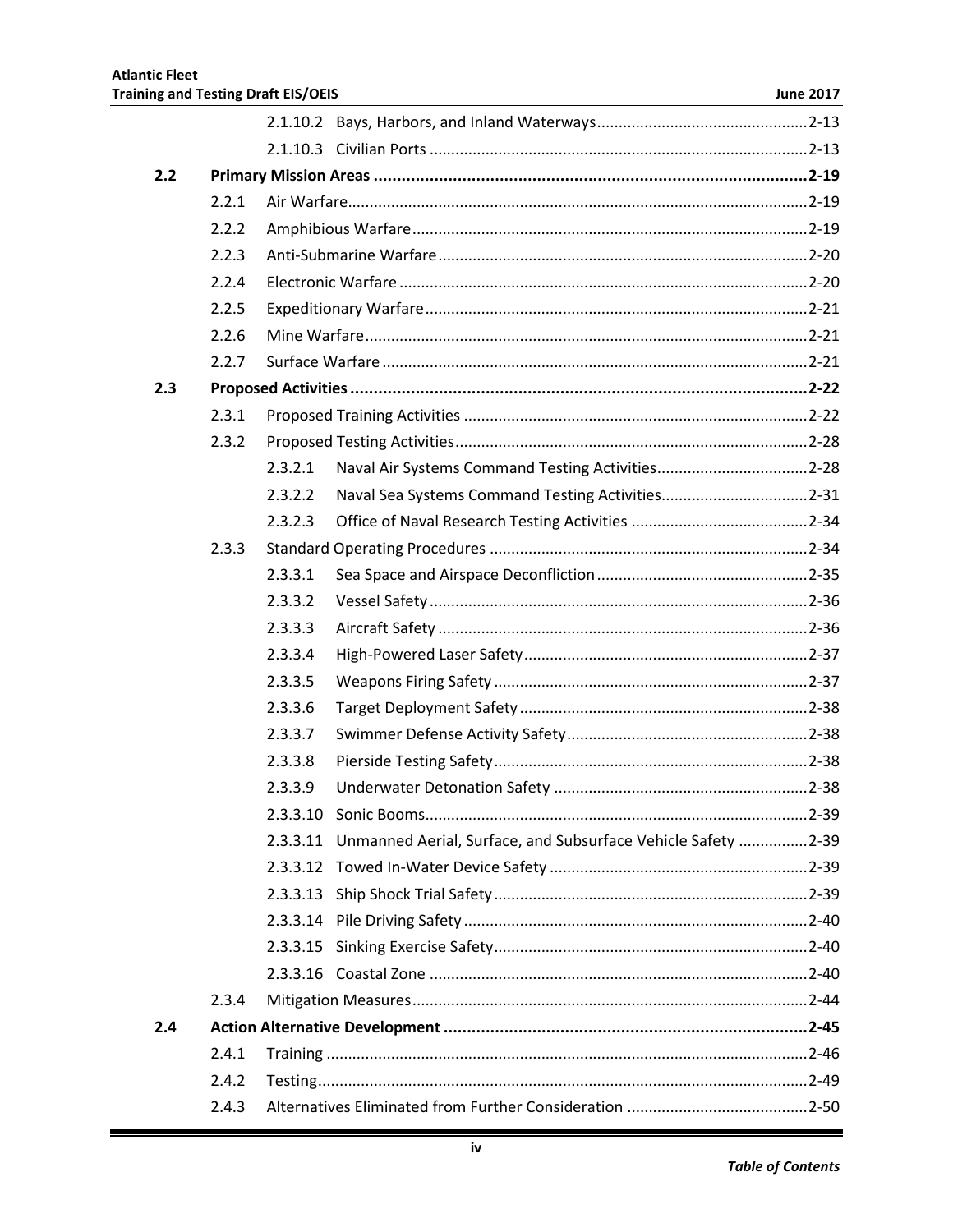2.1.10.2 Bays, Harbors, and Inland Waterways ................................................ 2-13

2.1.10.3 Civilian Ports ...................................................................................... 2-13

**2.2 Primary Mission Areas ........................................................................................... 2-19**

2.2.1 Air Warfare ........................................................................................................ 2-19

2.2.2 Amphibious Warfare .......................................................................................... 2-19

2.2.3 Anti-Submarine Warfare .................................................................................... 2-20

2.2.4 Electronic Warfare ............................................................................................. 2-20

2.2.5 Expeditionary Warfare ....................................................................................... 2-21

2.2.6 Mine Warfare ..................................................................................................... 2-21

2.2.7 Surface Warfare ................................................................................................. 2-21

**2.3 Proposed Activities ................................................................................................ 2-22**

2.3.1 Proposed Training Activities .............................................................................. 2-22

2.3.2 Proposed Testing Activities ................................................................................ 2-28

2.3.2.1 Naval Air Systems Command Testing Activities .................................. 2-28

2.3.2.2 Naval Sea Systems Command Testing Activities ................................. 2-31

2.3.2.3 Office of Naval Research Testing Activities ........................................ 2-34

2.3.3 Standard Operating Procedures ......................................................................... 2-34

2.3.3.1 Sea Space and Airspace Deconfliction ................................................ 2-35

2.3.3.2 Vessel Safety ....................................................................................... 2-36

2.3.3.3 Aircraft Safety ..................................................................................... 2-36

2.3.3.4 High-Powered Laser Safety ................................................................. 2-37

2.3.3.5 Weapons Firing Safety ........................................................................ 2-37

2.3.3.6 Target Deployment Safety .................................................................. 2-38

2.3.3.7 Swimmer Defense Activity Safety ....................................................... 2-38

2.3.3.8 Pierside Testing Safety ........................................................................ 2-38

2.3.3.9 Underwater Detonation Safety .......................................................... 2-38

2.3.3.10 Sonic Booms ....................................................................................... 2-39

2.3.3.11 Unmanned Aerial, Surface, and Subsurface Vehicle Safety ............... 2-39

2.3.3.12 Towed In-Water Device Safety ........................................................... 2-39

2.3.3.13 Ship Shock Trial Safety ........................................................................ 2-39

2.3.3.14 Pile Driving Safety .............................................................................. 2-40

2.3.3.15 Sinking Exercise Safety ........................................................................ 2-40

2.3.3.16 Coastal Zone ...................................................................................... 2-40

2.3.4 Mitigation Measures .......................................................................................... 2-44

**2.4 Action Alternative Development ............................................................................ 2-45**

2.4.1 Training .............................................................................................................. 2-46

2.4.2 Testing ................................................................................................................ 2-49

2.4.3 Alternatives Eliminated from Further Consideration ......................................... 2-50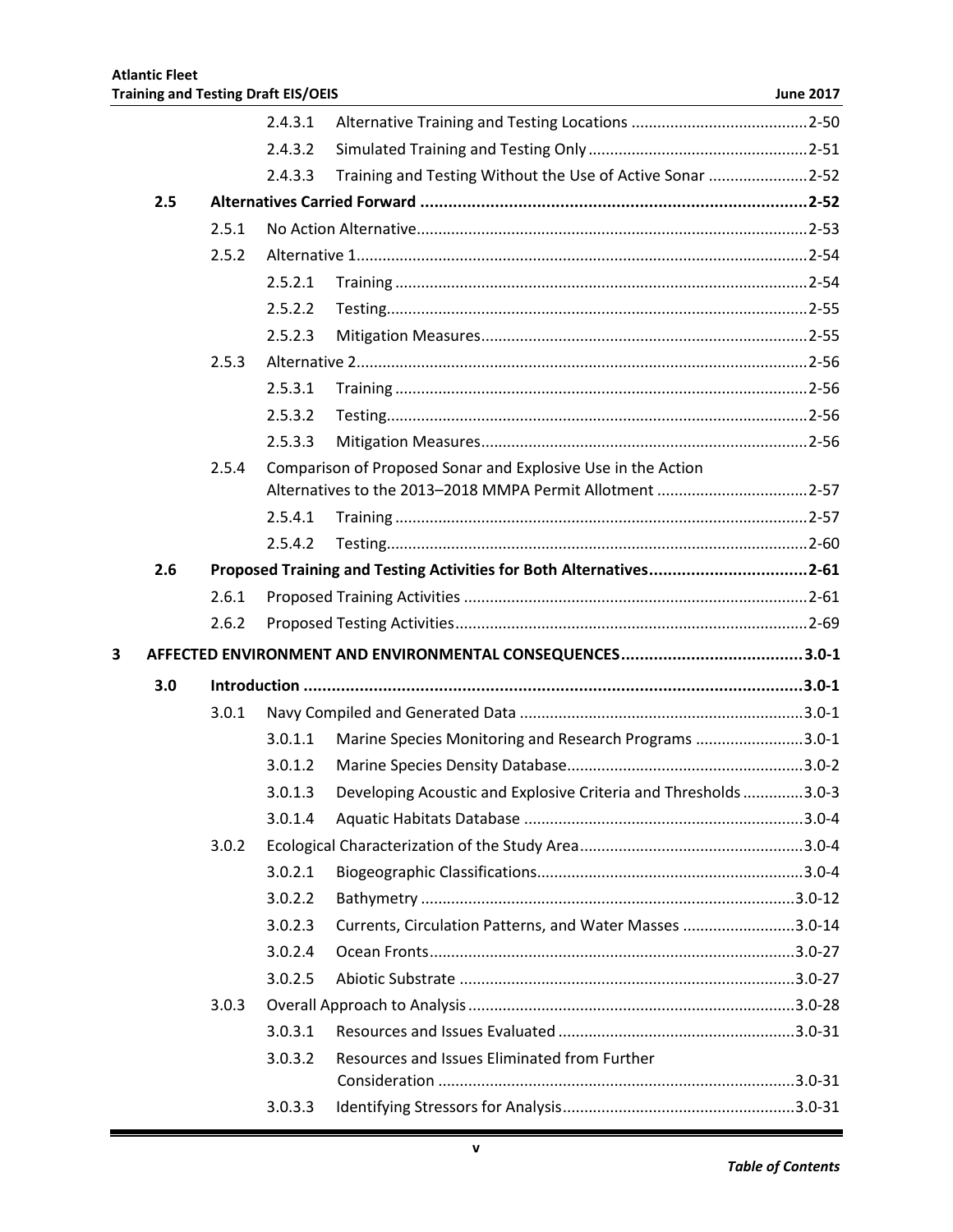| | | | | |
|---|---|---|---|---|
| | | 2.4.3.1 | Alternative Training and Testing Locations | 2-50 |
| | | 2.4.3.2 | Simulated Training and Testing Only | 2-51 |
| | | 2.4.3.3 | Training and Testing Without the Use of Active Sonar | 2-52 |
| | **2.5** | **Alternatives Carried Forward** | | **2-52** |
| | | 2.5.1 | No Action Alternative | 2-53 |
| | | 2.5.2 | Alternative 1 | 2-54 |
| | | 2.5.2.1 | Training | 2-54 |
| | | 2.5.2.2 | Testing | 2-55 |
| | | 2.5.2.3 | Mitigation Measures | 2-55 |
| | | 2.5.3 | Alternative 2 | 2-56 |
| | | 2.5.3.1 | Training | 2-56 |
| | | 2.5.3.2 | Testing | 2-56 |
| | | 2.5.3.3 | Mitigation Measures | 2-56 |
| | | 2.5.4 | Comparison of Proposed Sonar and Explosive Use in the Action Alternatives to the 2013–2018 MMPA Permit Allotment | 2-57 |
| | | 2.5.4.1 | Training | 2-57 |
| | | 2.5.4.2 | Testing | 2-60 |
| | **2.6** | **Proposed Training and Testing Activities for Both Alternatives** | | **2-61** |
| | | 2.6.1 | Proposed Training Activities | 2-61 |
| | | 2.6.2 | Proposed Testing Activities | 2-69 |
| **3** | **AFFECTED ENVIRONMENT AND ENVIRONMENTAL CONSEQUENCES** | | | **3.0-1** |
| | **3.0** | **Introduction** | | **3.0-1** |
| | | 3.0.1 | Navy Compiled and Generated Data | 3.0-1 |
| | | 3.0.1.1 | Marine Species Monitoring and Research Programs | 3.0-1 |
| | | 3.0.1.2 | Marine Species Density Database | 3.0-2 |
| | | 3.0.1.3 | Developing Acoustic and Explosive Criteria and Thresholds | 3.0-3 |
| | | 3.0.1.4 | Aquatic Habitats Database | 3.0-4 |
| | | 3.0.2 | Ecological Characterization of the Study Area | 3.0-4 |
| | | 3.0.2.1 | Biogeographic Classifications | 3.0-4 |
| | | 3.0.2.2 | Bathymetry | 3.0-12 |
| | | 3.0.2.3 | Currents, Circulation Patterns, and Water Masses | 3.0-14 |
| | | 3.0.2.4 | Ocean Fronts | 3.0-27 |
| | | 3.0.2.5 | Abiotic Substrate | 3.0-27 |
| | | 3.0.3 | Overall Approach to Analysis | 3.0-28 |
| | | 3.0.3.1 | Resources and Issues Evaluated | 3.0-31 |
| | | 3.0.3.2 | Resources and Issues Eliminated from Further Consideration | 3.0-31 |
| | | 3.0.3.3 | Identifying Stressors for Analysis | 3.0-31 |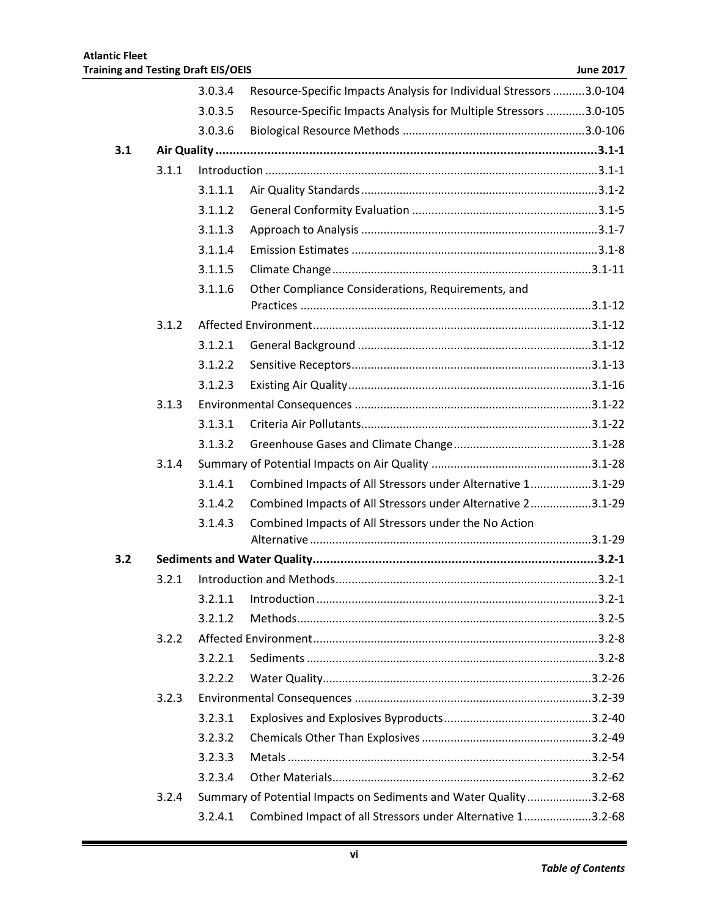| | | | |
|---|---|---|---|
| | 3.0.3.4 | Resource-Specific Impacts Analysis for Individual Stressors | 3.0-104 |
| | 3.0.3.5 | Resource-Specific Impacts Analysis for Multiple Stressors | 3.0-105 |
| | 3.0.3.6 | Biological Resource Methods | 3.0-106 |
| **3.1** | **Air Quality** | | **3.1-1** |
| 3.1.1 | Introduction | | 3.1-1 |
| | 3.1.1.1 | Air Quality Standards | 3.1-2 |
| | 3.1.1.2 | General Conformity Evaluation | 3.1-5 |
| | 3.1.1.3 | Approach to Analysis | 3.1-7 |
| | 3.1.1.4 | Emission Estimates | 3.1-8 |
| | 3.1.1.5 | Climate Change | 3.1-11 |
| | 3.1.1.6 | Other Compliance Considerations, Requirements, and Practices | 3.1-12 |
| 3.1.2 | Affected Environment | | 3.1-12 |
| | 3.1.2.1 | General Background | 3.1-12 |
| | 3.1.2.2 | Sensitive Receptors | 3.1-13 |
| | 3.1.2.3 | Existing Air Quality | 3.1-16 |
| 3.1.3 | Environmental Consequences | | 3.1-22 |
| | 3.1.3.1 | Criteria Air Pollutants | 3.1-22 |
| | 3.1.3.2 | Greenhouse Gases and Climate Change | 3.1-28 |
| 3.1.4 | Summary of Potential Impacts on Air Quality | | 3.1-28 |
| | 3.1.4.1 | Combined Impacts of All Stressors under Alternative 1 | 3.1-29 |
| | 3.1.4.2 | Combined Impacts of All Stressors under Alternative 2 | 3.1-29 |
| | 3.1.4.3 | Combined Impacts of All Stressors under the No Action Alternative | 3.1-29 |
| **3.2** | **Sediments and Water Quality** | | **3.2-1** |
| 3.2.1 | Introduction and Methods | | 3.2-1 |
| | 3.2.1.1 | Introduction | 3.2-1 |
| | 3.2.1.2 | Methods | 3.2-5 |
| 3.2.2 | Affected Environment | | 3.2-8 |
| | 3.2.2.1 | Sediments | 3.2-8 |
| | 3.2.2.2 | Water Quality | 3.2-26 |
| 3.2.3 | Environmental Consequences | | 3.2-39 |
| | 3.2.3.1 | Explosives and Explosives Byproducts | 3.2-40 |
| | 3.2.3.2 | Chemicals Other Than Explosives | 3.2-49 |
| | 3.2.3.3 | Metals | 3.2-54 |
| | 3.2.3.4 | Other Materials | 3.2-62 |
| 3.2.4 | Summary of Potential Impacts on Sediments and Water Quality | | 3.2-68 |
| | 3.2.4.1 | Combined Impact of all Stressors under Alternative 1 | 3.2-68 |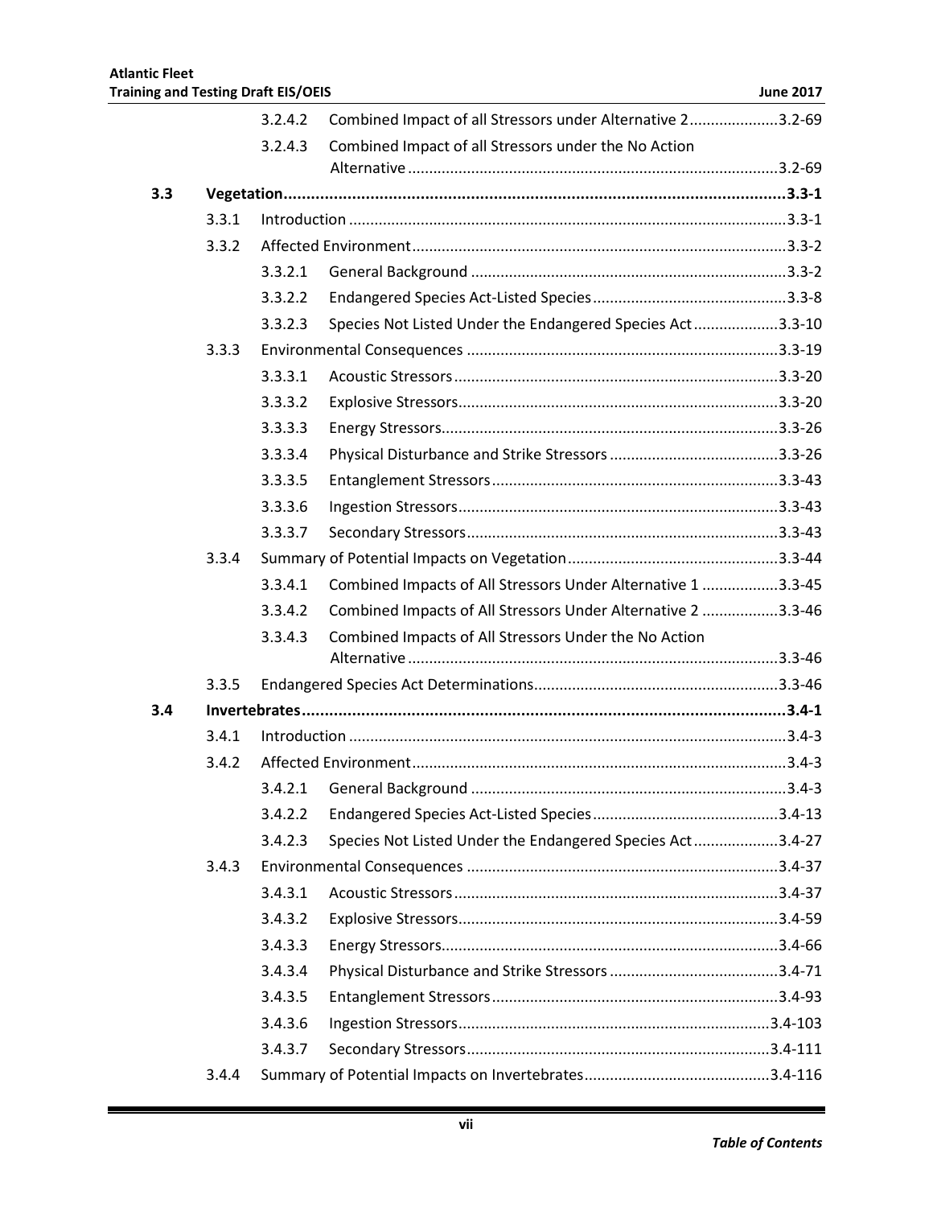3.2.4.2 Combined Impact of all Stressors under Alternative 2 ..................... 3.2-69

3.2.4.3 Combined Impact of all Stressors under the No Action Alternative ........................................................................................ 3.2-69

**3.3 Vegetation ............................................................................................................ 3.3-1**

3.3.1 Introduction ....................................................................................................... 3.3-1

3.3.2 Affected Environment ........................................................................................ 3.3-2

3.3.2.1 General Background .......................................................................... 3.3-2

3.3.2.2 Endangered Species Act-Listed Species .............................................. 3.3-8

3.3.2.3 Species Not Listed Under the Endangered Species Act .................... 3.3-10

3.3.3 Environmental Consequences ......................................................................... 3.3-19

3.3.3.1 Acoustic Stressors ............................................................................ 3.3-20

3.3.3.2 Explosive Stressors ........................................................................... 3.3-20

3.3.3.3 Energy Stressors ............................................................................... 3.3-26

3.3.3.4 Physical Disturbance and Strike Stressors ........................................ 3.3-26

3.3.3.5 Entanglement Stressors .................................................................... 3.3-43

3.3.3.6 Ingestion Stressors ........................................................................... 3.3-43

3.3.3.7 Secondary Stressors ......................................................................... 3.3-43

3.3.4 Summary of Potential Impacts on Vegetation .................................................. 3.3-44

3.3.4.1 Combined Impacts of All Stressors Under Alternative 1 .................. 3.3-45

3.3.4.2 Combined Impacts of All Stressors Under Alternative 2 .................. 3.3-46

3.3.4.3 Combined Impacts of All Stressors Under the No Action Alternative ........................................................................................ 3.3-46

3.3.5 Endangered Species Act Determinations ......................................................... 3.3-46

**3.4 Invertebrates ......................................................................................................... 3.4-1**

3.4.1 Introduction ....................................................................................................... 3.4-3

3.4.2 Affected Environment ........................................................................................ 3.4-3

3.4.2.1 General Background .......................................................................... 3.4-3

3.4.2.2 Endangered Species Act-Listed Species ............................................ 3.4-13

3.4.2.3 Species Not Listed Under the Endangered Species Act .................... 3.4-27

3.4.3 Environmental Consequences ......................................................................... 3.4-37

3.4.3.1 Acoustic Stressors ............................................................................ 3.4-37

3.4.3.2 Explosive Stressors ........................................................................... 3.4-59

3.4.3.3 Energy Stressors ............................................................................... 3.4-66

3.4.3.4 Physical Disturbance and Strike Stressors ........................................ 3.4-71

3.4.3.5 Entanglement Stressors .................................................................... 3.4-93

3.4.3.6 Ingestion Stressors ......................................................................... 3.4-103

3.4.3.7 Secondary Stressors ....................................................................... 3.4-111

3.4.4 Summary of Potential Impacts on Invertebrates ............................................ 3.4-116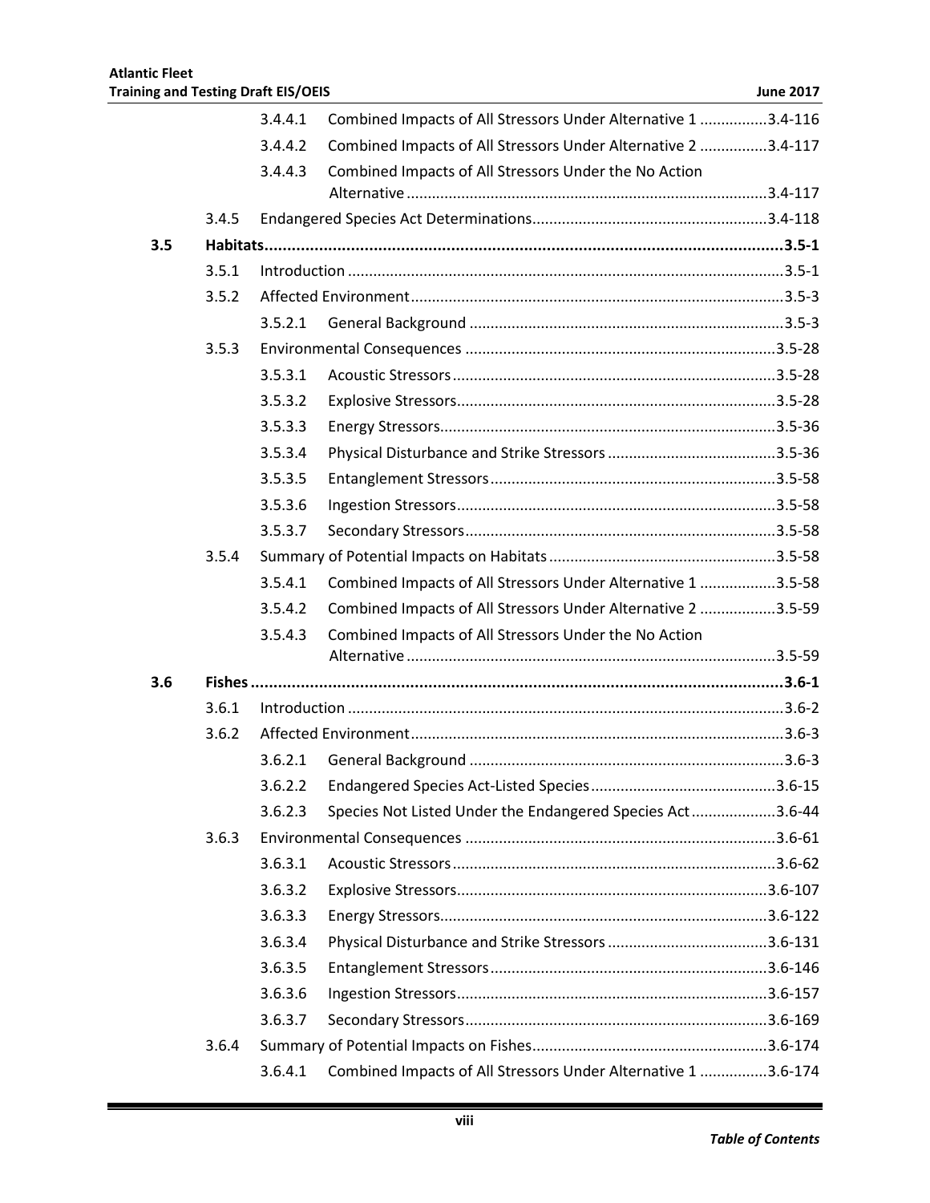| | | | | |
|---|---|---|---|---|
| | | 3.4.4.1 | Combined Impacts of All Stressors Under Alternative 1 | 3.4-116 |
| | | 3.4.4.2 | Combined Impacts of All Stressors Under Alternative 2 | 3.4-117 |
| | | 3.4.4.3 | Combined Impacts of All Stressors Under the No Action Alternative | 3.4-117 |
| | 3.4.5 | Endangered Species Act Determinations | | 3.4-118 |
| **3.5** | **Habitats** | | | **3.5-1** |
| | 3.5.1 | Introduction | | 3.5-1 |
| | 3.5.2 | Affected Environment | | 3.5-3 |
| | | 3.5.2.1 | General Background | 3.5-3 |
| | 3.5.3 | Environmental Consequences | | 3.5-28 |
| | | 3.5.3.1 | Acoustic Stressors | 3.5-28 |
| | | 3.5.3.2 | Explosive Stressors | 3.5-28 |
| | | 3.5.3.3 | Energy Stressors | 3.5-36 |
| | | 3.5.3.4 | Physical Disturbance and Strike Stressors | 3.5-36 |
| | | 3.5.3.5 | Entanglement Stressors | 3.5-58 |
| | | 3.5.3.6 | Ingestion Stressors | 3.5-58 |
| | | 3.5.3.7 | Secondary Stressors | 3.5-58 |
| | 3.5.4 | Summary of Potential Impacts on Habitats | | 3.5-58 |
| | | 3.5.4.1 | Combined Impacts of All Stressors Under Alternative 1 | 3.5-58 |
| | | 3.5.4.2 | Combined Impacts of All Stressors Under Alternative 2 | 3.5-59 |
| | | 3.5.4.3 | Combined Impacts of All Stressors Under the No Action Alternative | 3.5-59 |
| **3.6** | **Fishes** | | | **3.6-1** |
| | 3.6.1 | Introduction | | 3.6-2 |
| | 3.6.2 | Affected Environment | | 3.6-3 |
| | | 3.6.2.1 | General Background | 3.6-3 |
| | | 3.6.2.2 | Endangered Species Act-Listed Species | 3.6-15 |
| | | 3.6.2.3 | Species Not Listed Under the Endangered Species Act | 3.6-44 |
| | 3.6.3 | Environmental Consequences | | 3.6-61 |
| | | 3.6.3.1 | Acoustic Stressors | 3.6-62 |
| | | 3.6.3.2 | Explosive Stressors | 3.6-107 |
| | | 3.6.3.3 | Energy Stressors | 3.6-122 |
| | | 3.6.3.4 | Physical Disturbance and Strike Stressors | 3.6-131 |
| | | 3.6.3.5 | Entanglement Stressors | 3.6-146 |
| | | 3.6.3.6 | Ingestion Stressors | 3.6-157 |
| | | 3.6.3.7 | Secondary Stressors | 3.6-169 |
| | 3.6.4 | Summary of Potential Impacts on Fishes | | 3.6-174 |
| | | 3.6.4.1 | Combined Impacts of All Stressors Under Alternative 1 | 3.6-174 |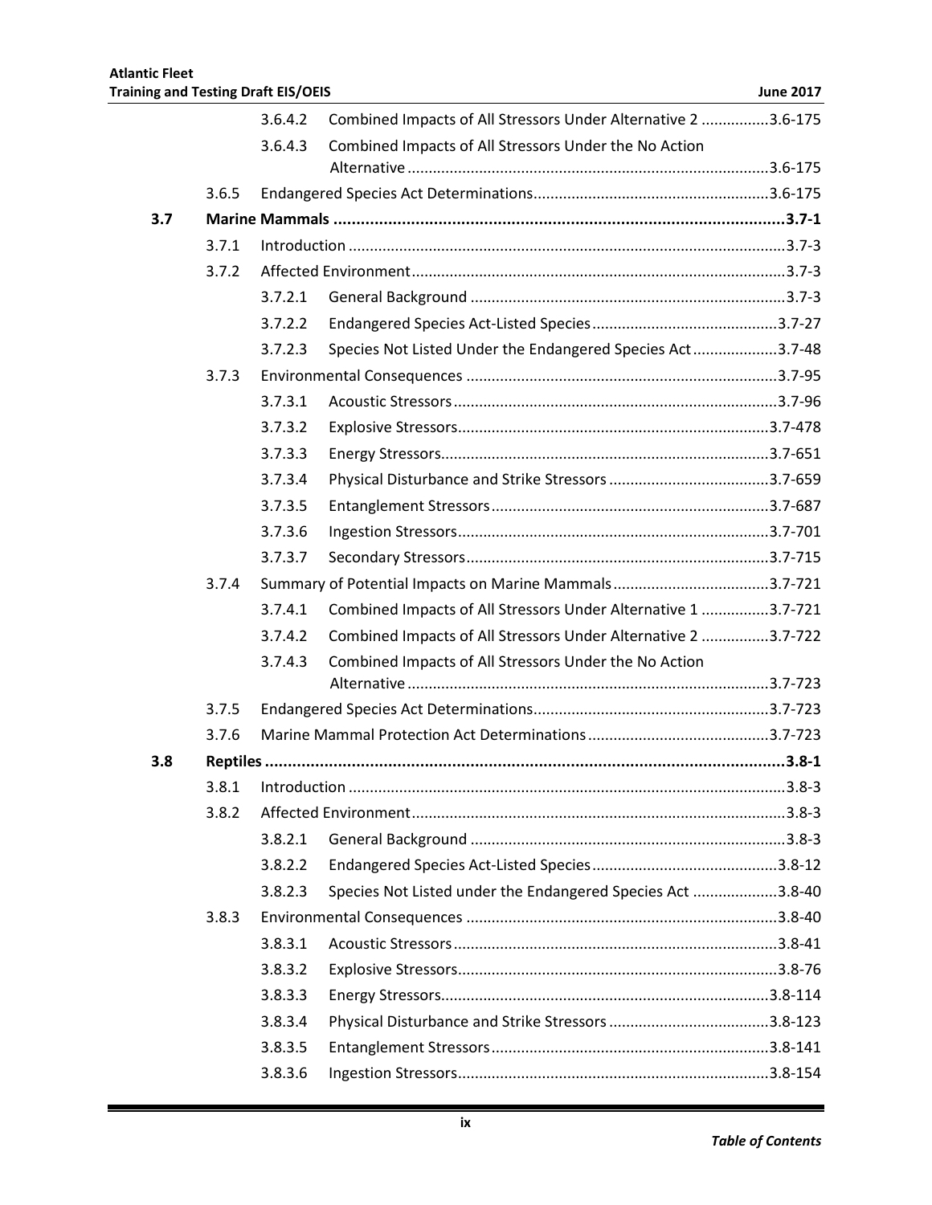3.6.4.2 Combined Impacts of All Stressors Under Alternative 2 ................3.6-175

3.6.4.3 Combined Impacts of All Stressors Under the No Action Alternative .....................................................................................3.6-175

3.6.5 Endangered Species Act Determinations........................................................3.6-175

**3.7 Marine Mammals .....................................................................................................3.7-1**

3.7.1 Introduction .......................................................................................................3.7-3

3.7.2 Affected Environment.........................................................................................3.7-3

3.7.2.1 General Background ...........................................................................3.7-3

3.7.2.2 Endangered Species Act-Listed Species............................................3.7-27

3.7.2.3 Species Not Listed Under the Endangered Species Act....................3.7-48

3.7.3 Environmental Consequences ..........................................................................3.7-95

3.7.3.1 Acoustic Stressors.............................................................................3.7-96

3.7.3.2 Explosive Stressors..........................................................................3.7-478

3.7.3.3 Energy Stressors..............................................................................3.7-651

3.7.3.4 Physical Disturbance and Strike Stressors ......................................3.7-659

3.7.3.5 Entanglement Stressors..................................................................3.7-687

3.7.3.6 Ingestion Stressors..........................................................................3.7-701

3.7.3.7 Secondary Stressors........................................................................3.7-715

3.7.4 Summary of Potential Impacts on Marine Mammals.....................................3.7-721

3.7.4.1 Combined Impacts of All Stressors Under Alternative 1 ................3.7-721

3.7.4.2 Combined Impacts of All Stressors Under Alternative 2 ................3.7-722

3.7.4.3 Combined Impacts of All Stressors Under the No Action Alternative .....................................................................................3.7-723

3.7.5 Endangered Species Act Determinations........................................................3.7-723

3.7.6 Marine Mammal Protection Act Determinations...........................................3.7-723

**3.8 Reptiles ....................................................................................................................3.8-1**

3.8.1 Introduction .......................................................................................................3.8-3

3.8.2 Affected Environment.........................................................................................3.8-3

3.8.2.1 General Background ...........................................................................3.8-3

3.8.2.2 Endangered Species Act-Listed Species............................................3.8-12

3.8.2.3 Species Not Listed under the Endangered Species Act ....................3.8-40

3.8.3 Environmental Consequences ..........................................................................3.8-40

3.8.3.1 Acoustic Stressors.............................................................................3.8-41

3.8.3.2 Explosive Stressors............................................................................3.8-76

3.8.3.3 Energy Stressors..............................................................................3.8-114

3.8.3.4 Physical Disturbance and Strike Stressors ......................................3.8-123

3.8.3.5 Entanglement Stressors..................................................................3.8-141

3.8.3.6 Ingestion Stressors..........................................................................3.8-154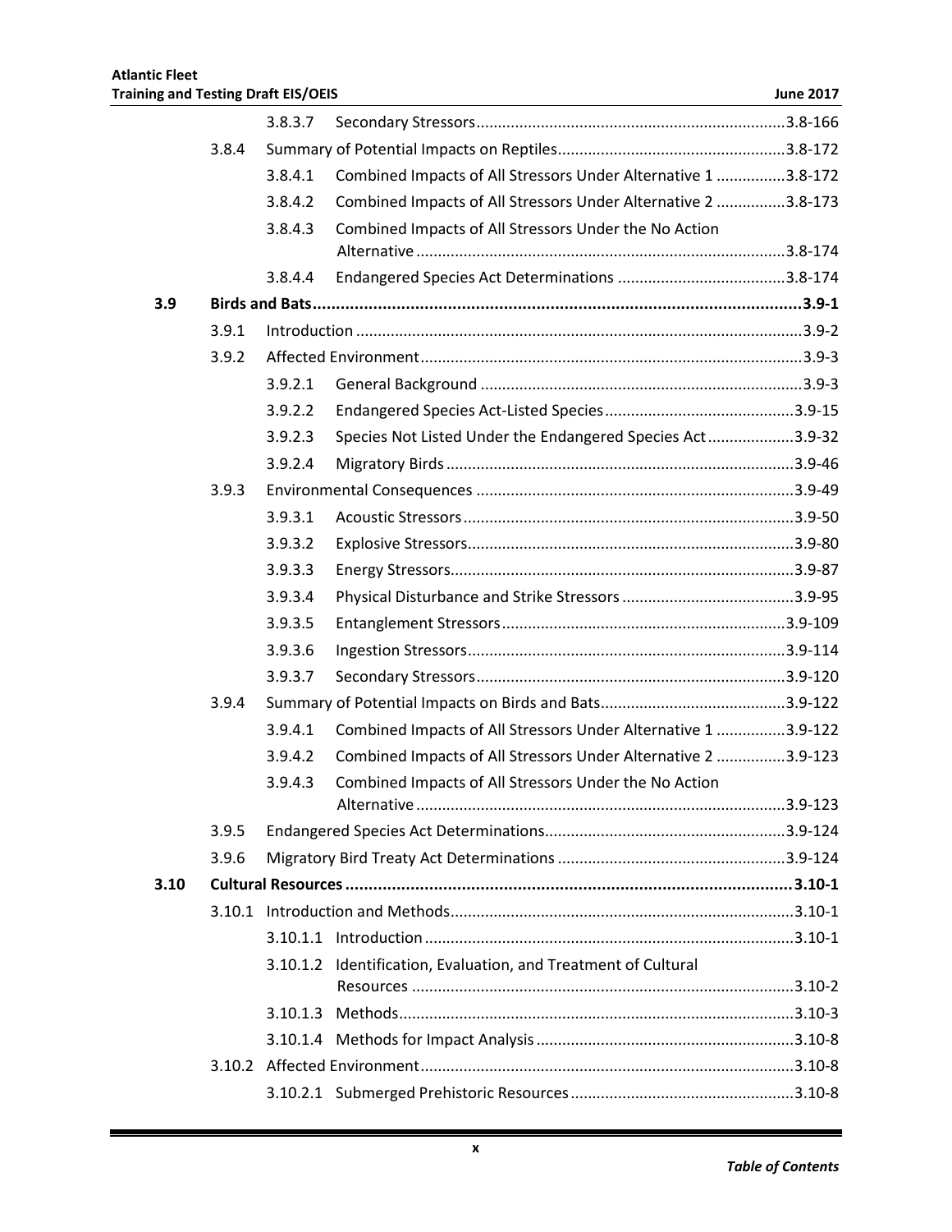| | | | | |
|---|---|---|---|---|
| | | 3.8.3.7 | Secondary Stressors | 3.8-166 |
| | 3.8.4 | Summary of Potential Impacts on Reptiles | | 3.8-172 |
| | | 3.8.4.1 | Combined Impacts of All Stressors Under Alternative 1 | 3.8-172 |
| | | 3.8.4.2 | Combined Impacts of All Stressors Under Alternative 2 | 3.8-173 |
| | | 3.8.4.3 | Combined Impacts of All Stressors Under the No Action Alternative | 3.8-174 |
| | | 3.8.4.4 | Endangered Species Act Determinations | 3.8-174 |
| **3.9** | **Birds and Bats** | | | **3.9-1** |
| | 3.9.1 | Introduction | | 3.9-2 |
| | 3.9.2 | Affected Environment | | 3.9-3 |
| | | 3.9.2.1 | General Background | 3.9-3 |
| | | 3.9.2.2 | Endangered Species Act-Listed Species | 3.9-15 |
| | | 3.9.2.3 | Species Not Listed Under the Endangered Species Act | 3.9-32 |
| | | 3.9.2.4 | Migratory Birds | 3.9-46 |
| | 3.9.3 | Environmental Consequences | | 3.9-49 |
| | | 3.9.3.1 | Acoustic Stressors | 3.9-50 |
| | | 3.9.3.2 | Explosive Stressors | 3.9-80 |
| | | 3.9.3.3 | Energy Stressors | 3.9-87 |
| | | 3.9.3.4 | Physical Disturbance and Strike Stressors | 3.9-95 |
| | | 3.9.3.5 | Entanglement Stressors | 3.9-109 |
| | | 3.9.3.6 | Ingestion Stressors | 3.9-114 |
| | | 3.9.3.7 | Secondary Stressors | 3.9-120 |
| | 3.9.4 | Summary of Potential Impacts on Birds and Bats | | 3.9-122 |
| | | 3.9.4.1 | Combined Impacts of All Stressors Under Alternative 1 | 3.9-122 |
| | | 3.9.4.2 | Combined Impacts of All Stressors Under Alternative 2 | 3.9-123 |
| | | 3.9.4.3 | Combined Impacts of All Stressors Under the No Action Alternative | 3.9-123 |
| | 3.9.5 | Endangered Species Act Determinations | | 3.9-124 |
| | 3.9.6 | Migratory Bird Treaty Act Determinations | | 3.9-124 |
| **3.10** | **Cultural Resources** | | | **3.10-1** |
| | 3.10.1 | Introduction and Methods | | 3.10-1 |
| | | 3.10.1.1 | Introduction | 3.10-1 |
| | | 3.10.1.2 | Identification, Evaluation, and Treatment of Cultural Resources | 3.10-2 |
| | | 3.10.1.3 | Methods | 3.10-3 |
| | | 3.10.1.4 | Methods for Impact Analysis | 3.10-8 |
| | 3.10.2 | Affected Environment | | 3.10-8 |
| | | 3.10.2.1 | Submerged Prehistoric Resources | 3.10-8 |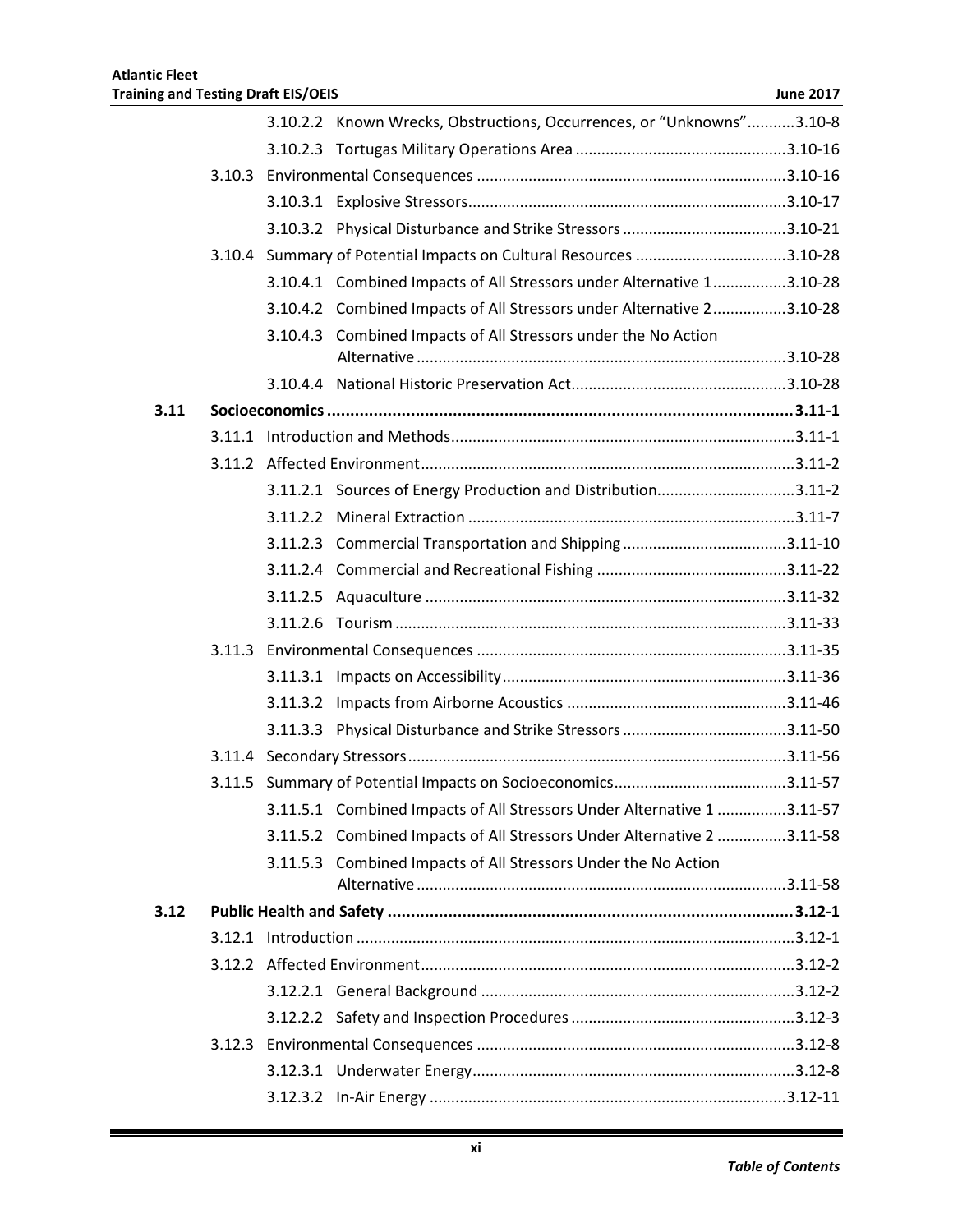3.10.2.2 Known Wrecks, Obstructions, Occurrences, or "Unknowns" ........... 3.10-8
3.10.2.3 Tortugas Military Operations Area ........... 3.10-16
3.10.3 Environmental Consequences ........... 3.10-16
3.10.3.1 Explosive Stressors ........... 3.10-17
3.10.3.2 Physical Disturbance and Strike Stressors ........... 3.10-21
3.10.4 Summary of Potential Impacts on Cultural Resources ........... 3.10-28
3.10.4.1 Combined Impacts of All Stressors under Alternative 1 ........... 3.10-28
3.10.4.2 Combined Impacts of All Stressors under Alternative 2 ........... 3.10-28
3.10.4.3 Combined Impacts of All Stressors under the No Action Alternative ........... 3.10-28
3.10.4.4 National Historic Preservation Act ........... 3.10-28

**3.11 Socioeconomics ........... 3.11-1**

3.11.1 Introduction and Methods ........... 3.11-1
3.11.2 Affected Environment ........... 3.11-2
3.11.2.1 Sources of Energy Production and Distribution ........... 3.11-2
3.11.2.2 Mineral Extraction ........... 3.11-7
3.11.2.3 Commercial Transportation and Shipping ........... 3.11-10
3.11.2.4 Commercial and Recreational Fishing ........... 3.11-22
3.11.2.5 Aquaculture ........... 3.11-32
3.11.2.6 Tourism ........... 3.11-33
3.11.3 Environmental Consequences ........... 3.11-35
3.11.3.1 Impacts on Accessibility ........... 3.11-36
3.11.3.2 Impacts from Airborne Acoustics ........... 3.11-46
3.11.3.3 Physical Disturbance and Strike Stressors ........... 3.11-50
3.11.4 Secondary Stressors ........... 3.11-56
3.11.5 Summary of Potential Impacts on Socioeconomics ........... 3.11-57
3.11.5.1 Combined Impacts of All Stressors Under Alternative 1 ........... 3.11-57
3.11.5.2 Combined Impacts of All Stressors Under Alternative 2 ........... 3.11-58
3.11.5.3 Combined Impacts of All Stressors Under the No Action Alternative ........... 3.11-58

**3.12 Public Health and Safety ........... 3.12-1**

3.12.1 Introduction ........... 3.12-1
3.12.2 Affected Environment ........... 3.12-2
3.12.2.1 General Background ........... 3.12-2
3.12.2.2 Safety and Inspection Procedures ........... 3.12-3
3.12.3 Environmental Consequences ........... 3.12-8
3.12.3.1 Underwater Energy ........... 3.12-8
3.12.3.2 In-Air Energy ........... 3.12-11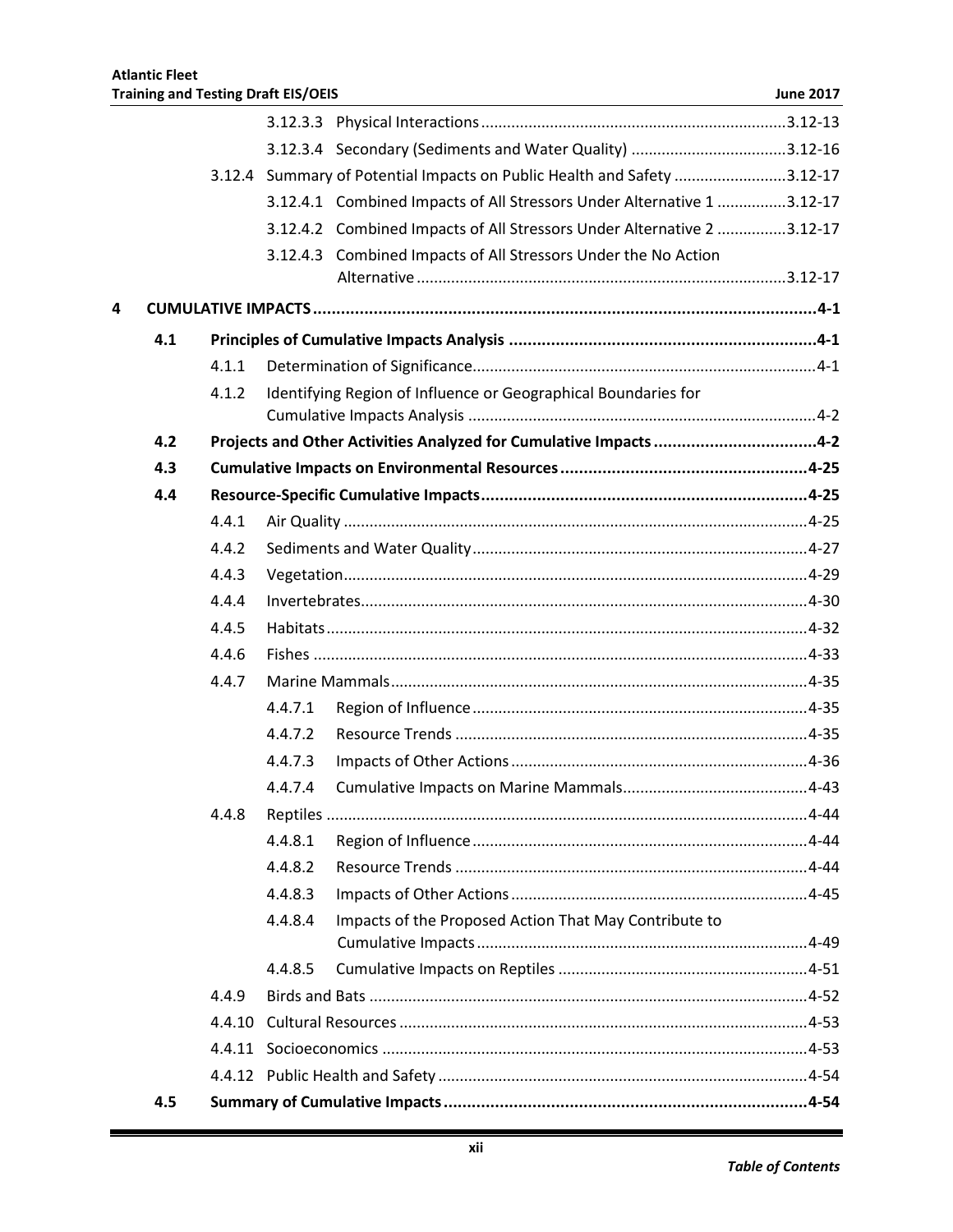3.12.3.3 Physical Interactions ....................................................................... 3.12-13

3.12.3.4 Secondary (Sediments and Water Quality) .................................... 3.12-16

3.12.4 Summary of Potential Impacts on Public Health and Safety .......................... 3.12-17

3.12.4.1 Combined Impacts of All Stressors Under Alternative 1 ................ 3.12-17

3.12.4.2 Combined Impacts of All Stressors Under Alternative 2 ................ 3.12-17

3.12.4.3 Combined Impacts of All Stressors Under the No Action Alternative ..................................................................................... 3.12-17

**4 CUMULATIVE IMPACTS ........................................................................................................... 4-1**

**4.1 Principles of Cumulative Impacts Analysis .................................................................. 4-1**

4.1.1 Determination of Significance............................................................................... 4-1

4.1.2 Identifying Region of Influence or Geographical Boundaries for Cumulative Impacts Analysis ................................................................................ 4-2

**4.2 Projects and Other Activities Analyzed for Cumulative Impacts ................................... 4-2**

**4.3 Cumulative Impacts on Environmental Resources ..................................................... 4-25**

**4.4 Resource-Specific Cumulative Impacts ..................................................................... 4-25**

4.4.1 Air Quality ........................................................................................................... 4-25

4.4.2 Sediments and Water Quality .............................................................................. 4-27

4.4.3 Vegetation ........................................................................................................... 4-29

4.4.4 Invertebrates ....................................................................................................... 4-30

4.4.5 Habitats ............................................................................................................... 4-32

4.4.6 Fishes .................................................................................................................. 4-33

4.4.7 Marine Mammals ................................................................................................ 4-35

4.4.7.1 Region of Influence ............................................................................. 4-35

4.4.7.2 Resource Trends ................................................................................. 4-35

4.4.7.3 Impacts of Other Actions .................................................................... 4-36

4.4.7.4 Cumulative Impacts on Marine Mammals ........................................... 4-43

4.4.8 Reptiles ............................................................................................................... 4-44

4.4.8.1 Region of Influence ............................................................................. 4-44

4.4.8.2 Resource Trends ................................................................................. 4-44

4.4.8.3 Impacts of Other Actions .................................................................... 4-45

4.4.8.4 Impacts of the Proposed Action That May Contribute to Cumulative Impacts ............................................................................ 4-49

4.4.8.5 Cumulative Impacts on Reptiles .......................................................... 4-51

4.4.9 Birds and Bats ..................................................................................................... 4-52

4.4.10 Cultural Resources .............................................................................................. 4-53

4.4.11 Socioeconomics .................................................................................................. 4-53

4.4.12 Public Health and Safety ..................................................................................... 4-54

**4.5 Summary of Cumulative Impacts .............................................................................. 4-54**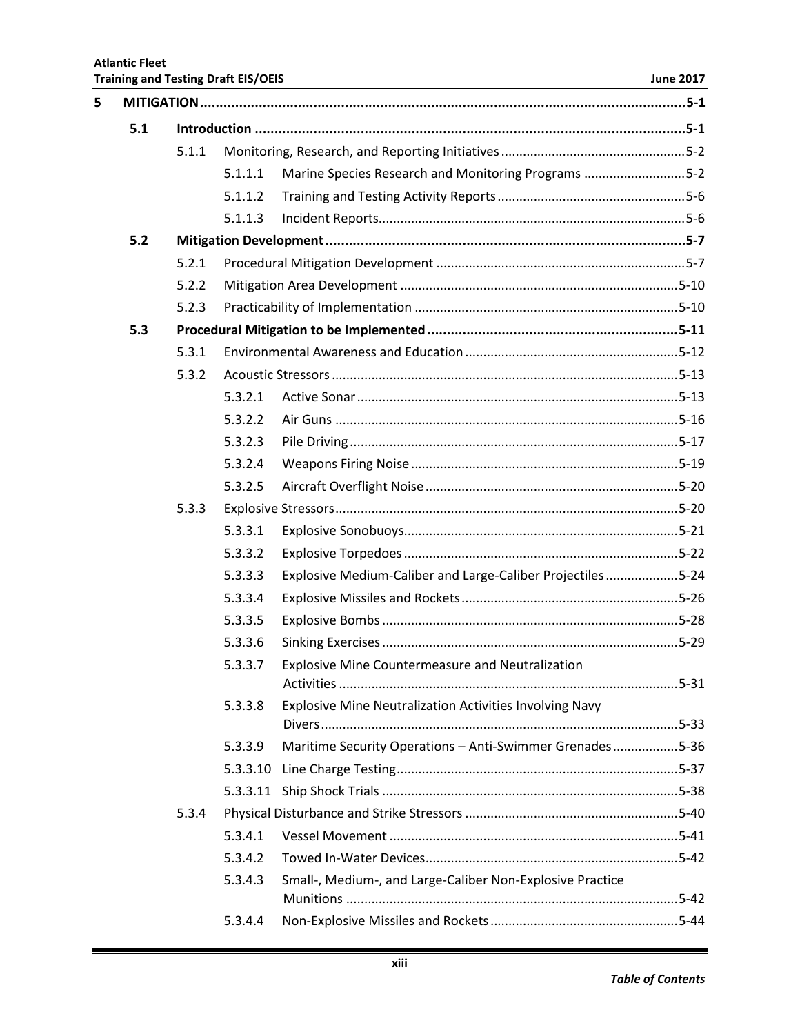5 MITIGATION ......................................................................................................................5-1

5.1 Introduction ..............................................................................................................5-1

5.1.1 Monitoring, Research, and Reporting Initiatives ..................................................5-2

5.1.1.1 Marine Species Research and Monitoring Programs ............................5-2

5.1.1.2 Training and Testing Activity Reports ....................................................5-6

5.1.1.3 Incident Reports....................................................................................5-6

5.2 Mitigation Development ............................................................................................5-7

5.2.1 Procedural Mitigation Development ....................................................................5-7

5.2.2 Mitigation Area Development ............................................................................5-10

5.2.3 Practicability of Implementation ........................................................................5-10

5.3 Procedural Mitigation to be Implemented ................................................................5-11

5.3.1 Environmental Awareness and Education ...........................................................5-12

5.3.2 Acoustic Stressors ...............................................................................................5-13

5.3.2.1 Active Sonar .........................................................................................5-13

5.3.2.2 Air Guns ...............................................................................................5-16

5.3.2.3 Pile Driving ...........................................................................................5-17

5.3.2.4 Weapons Firing Noise ..........................................................................5-19

5.3.2.5 Aircraft Overflight Noise ......................................................................5-20

5.3.3 Explosive Stressors ..............................................................................................5-20

5.3.3.1 Explosive Sonobuoys............................................................................5-21

5.3.3.2 Explosive Torpedoes ............................................................................5-22

5.3.3.3 Explosive Medium-Caliber and Large-Caliber Projectiles ....................5-24

5.3.3.4 Explosive Missiles and Rockets ............................................................5-26

5.3.3.5 Explosive Bombs ..................................................................................5-28

5.3.3.6 Sinking Exercises ..................................................................................5-29

5.3.3.7 Explosive Mine Countermeasure and Neutralization Activities .............................................................................................5-31

5.3.3.8 Explosive Mine Neutralization Activities Involving Navy Divers..................................................................................................5-33

5.3.3.9 Maritime Security Operations – Anti-Swimmer Grenades ..................5-36

5.3.3.10 Line Charge Testing..............................................................................5-37

5.3.3.11 Ship Shock Trials ..................................................................................5-38

5.3.4 Physical Disturbance and Strike Stressors ...........................................................5-40

5.3.4.1 Vessel Movement ................................................................................5-41

5.3.4.2 Towed In-Water Devices......................................................................5-42

5.3.4.3 Small-, Medium-, and Large-Caliber Non-Explosive Practice Munitions ...........................................................................................5-42

5.3.4.4 Non-Explosive Missiles and Rockets ....................................................5-44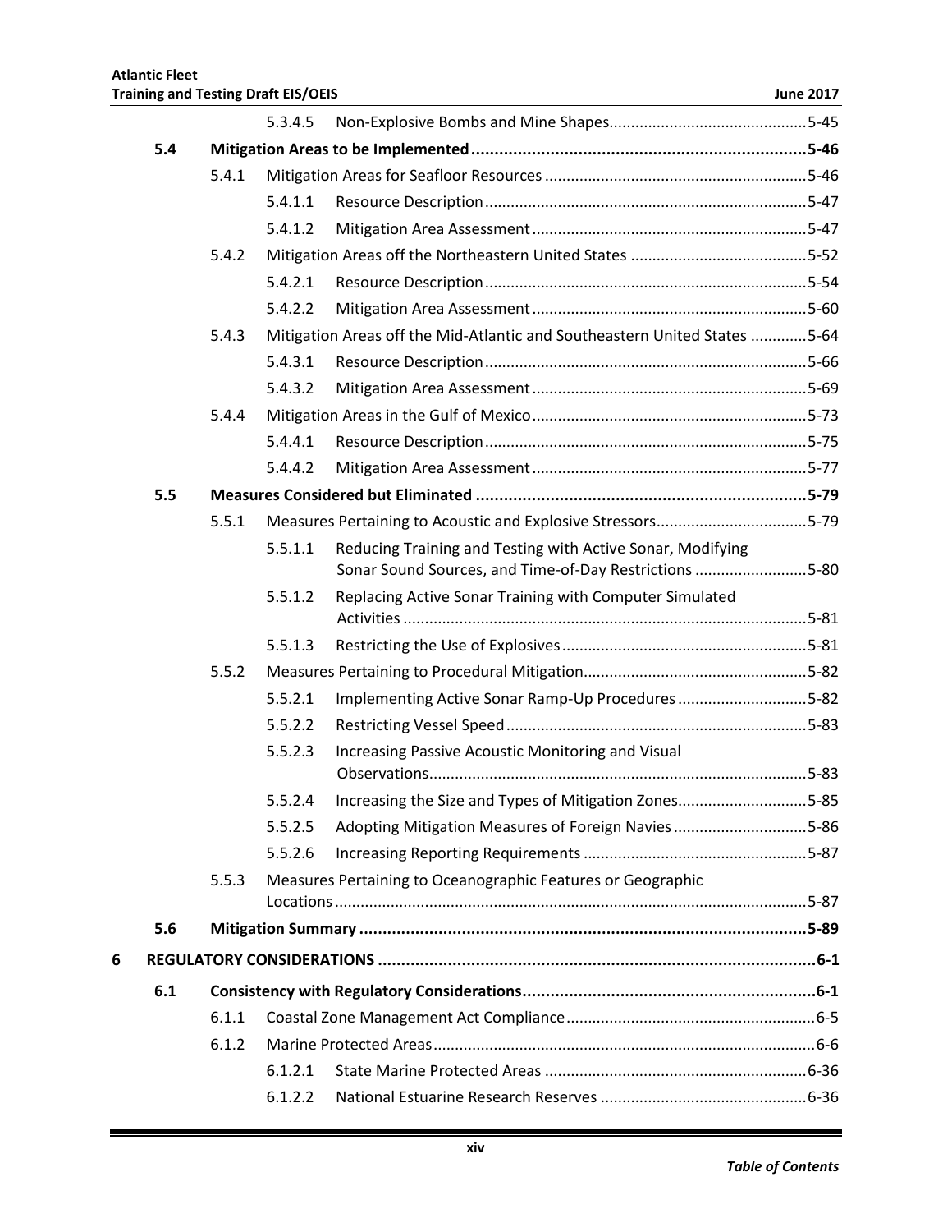| | | | | |
|---|---|---|---|---|
| | | 5.3.4.5 | Non-Explosive Bombs and Mine Shapes | 5-45 |
| **5.4** | **Mitigation Areas to be Implemented** | | | **5-46** |
| | 5.4.1 | Mitigation Areas for Seafloor Resources | | 5-46 |
| | | 5.4.1.1 | Resource Description | 5-47 |
| | | 5.4.1.2 | Mitigation Area Assessment | 5-47 |
| | 5.4.2 | Mitigation Areas off the Northeastern United States | | 5-52 |
| | | 5.4.2.1 | Resource Description | 5-54 |
| | | 5.4.2.2 | Mitigation Area Assessment | 5-60 |
| | 5.4.3 | Mitigation Areas off the Mid-Atlantic and Southeastern United States | | 5-64 |
| | | 5.4.3.1 | Resource Description | 5-66 |
| | | 5.4.3.2 | Mitigation Area Assessment | 5-69 |
| | 5.4.4 | Mitigation Areas in the Gulf of Mexico | | 5-73 |
| | | 5.4.4.1 | Resource Description | 5-75 |
| | | 5.4.4.2 | Mitigation Area Assessment | 5-77 |
| **5.5** | **Measures Considered but Eliminated** | | | **5-79** |
| | 5.5.1 | Measures Pertaining to Acoustic and Explosive Stressors | | 5-79 |
| | | 5.5.1.1 | Reducing Training and Testing with Active Sonar, Modifying Sonar Sound Sources, and Time-of-Day Restrictions | 5-80 |
| | | 5.5.1.2 | Replacing Active Sonar Training with Computer Simulated Activities | 5-81 |
| | | 5.5.1.3 | Restricting the Use of Explosives | 5-81 |
| | 5.5.2 | Measures Pertaining to Procedural Mitigation | | 5-82 |
| | | 5.5.2.1 | Implementing Active Sonar Ramp-Up Procedures | 5-82 |
| | | 5.5.2.2 | Restricting Vessel Speed | 5-83 |
| | | 5.5.2.3 | Increasing Passive Acoustic Monitoring and Visual Observations | 5-83 |
| | | 5.5.2.4 | Increasing the Size and Types of Mitigation Zones | 5-85 |
| | | 5.5.2.5 | Adopting Mitigation Measures of Foreign Navies | 5-86 |
| | | 5.5.2.6 | Increasing Reporting Requirements | 5-87 |
| | 5.5.3 | Measures Pertaining to Oceanographic Features or Geographic Locations | | 5-87 |
| **5.6** | **Mitigation Summary** | | | **5-89** |

| | | | | | |
|---|---|---|---|---|---|
| **6** | **REGULATORY CONSIDERATIONS** | | | | **6-1** |
| | **6.1** | **Consistency with Regulatory Considerations** | | | **6-1** |
| | | 6.1.1 | Coastal Zone Management Act Compliance | | 6-5 |
| | | 6.1.2 | Marine Protected Areas | | 6-6 |
| | | | 6.1.2.1 | State Marine Protected Areas | 6-36 |
| | | | 6.1.2.2 | National Estuarine Research Reserves | 6-36 |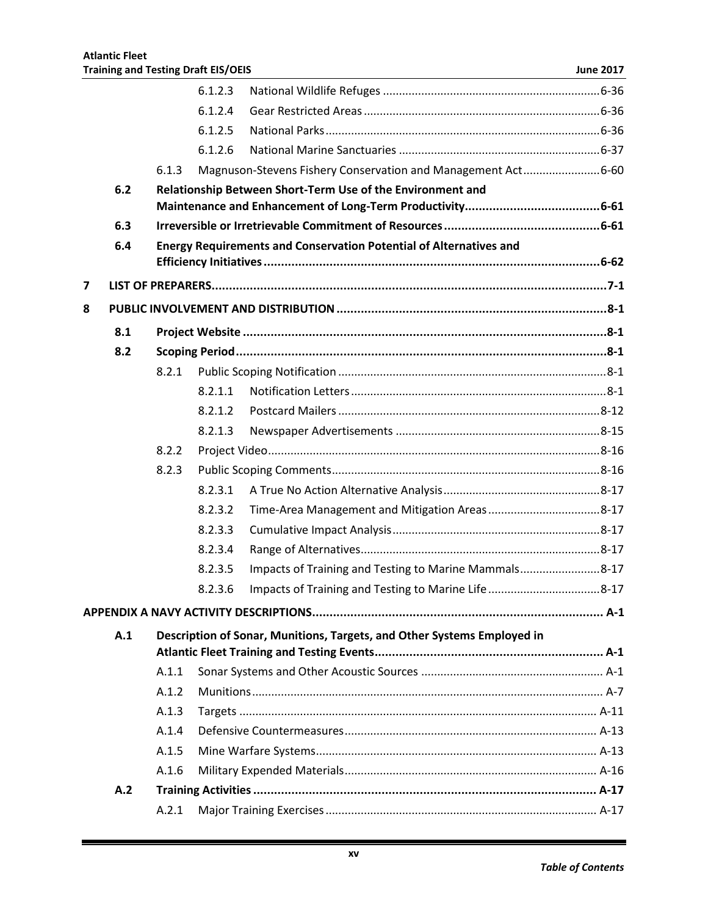| | | | | |
|---|---|---|---|---|
| | | 6.1.2.3 | National Wildlife Refuges | 6-36 |
| | | 6.1.2.4 | Gear Restricted Areas | 6-36 |
| | | 6.1.2.5 | National Parks | 6-36 |
| | | 6.1.2.6 | National Marine Sanctuaries | 6-37 |
| | 6.1.3 | Magnuson-Stevens Fishery Conservation and Management Act | | 6-60 |
| **6.2** | **Relationship Between Short-Term Use of the Environment and Maintenance and Enhancement of Long-Term Productivity** | | | **6-61** |
| **6.3** | **Irreversible or Irretrievable Commitment of Resources** | | | **6-61** |
| **6.4** | **Energy Requirements and Conservation Potential of Alternatives and Efficiency Initiatives** | | | **6-62** |

**7 LIST OF PREPARERS .......... 7-1**

**8 PUBLIC INVOLVEMENT AND DISTRIBUTION .......... 8-1**

| | | | | |
|---|---|---|---|---|
| **8.1** | **Project Website** | | | **8-1** |
| **8.2** | **Scoping Period** | | | **8-1** |
| | 8.2.1 | Public Scoping Notification | | 8-1 |
| | | 8.2.1.1 | Notification Letters | 8-1 |
| | | 8.2.1.2 | Postcard Mailers | 8-12 |
| | | 8.2.1.3 | Newspaper Advertisements | 8-15 |
| | 8.2.2 | Project Video | | 8-16 |
| | 8.2.3 | Public Scoping Comments | | 8-16 |
| | | 8.2.3.1 | A True No Action Alternative Analysis | 8-17 |
| | | 8.2.3.2 | Time-Area Management and Mitigation Areas | 8-17 |
| | | 8.2.3.3 | Cumulative Impact Analysis | 8-17 |
| | | 8.2.3.4 | Range of Alternatives | 8-17 |
| | | 8.2.3.5 | Impacts of Training and Testing to Marine Mammals | 8-17 |
| | | 8.2.3.6 | Impacts of Training and Testing to Marine Life | 8-17 |

**APPENDIX A NAVY ACTIVITY DESCRIPTIONS .......... A-1**

| | | | |
|---|---|---|---|
| **A.1** | **Description of Sonar, Munitions, Targets, and Other Systems Employed in Atlantic Fleet Training and Testing Events** | | **A-1** |
| | A.1.1 | Sonar Systems and Other Acoustic Sources | A-1 |
| | A.1.2 | Munitions | A-7 |
| | A.1.3 | Targets | A-11 |
| | A.1.4 | Defensive Countermeasures | A-13 |
| | A.1.5 | Mine Warfare Systems | A-13 |
| | A.1.6 | Military Expended Materials | A-16 |
| **A.2** | **Training Activities** | | **A-17** |
| | A.2.1 | Major Training Exercises | A-17 |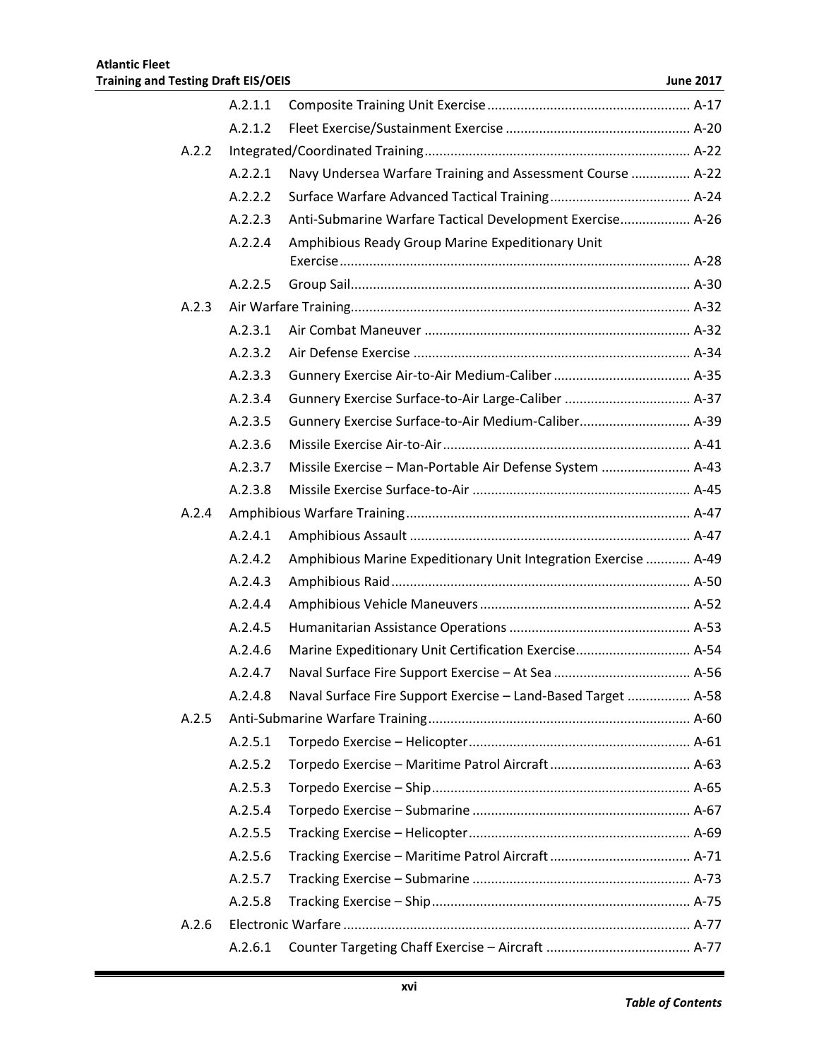A.2.1.1 Composite Training Unit Exercise ..................................................... A-17

A.2.1.2 Fleet Exercise/Sustainment Exercise ................................................. A-20

A.2.2 Integrated/Coordinated Training ........................................................................ A-22

A.2.2.1 Navy Undersea Warfare Training and Assessment Course ................ A-22

A.2.2.2 Surface Warfare Advanced Tactical Training ...................................... A-24

A.2.2.3 Anti-Submarine Warfare Tactical Development Exercise .................. A-26

A.2.2.4 Amphibious Ready Group Marine Expeditionary Unit Exercise ............................................................................................ A-28

A.2.2.5 Group Sail .......................................................................................... A-30

A.2.3 Air Warfare Training ........................................................................................... A-32

A.2.3.1 Air Combat Maneuver ....................................................................... A-32

A.2.3.2 Air Defense Exercise .......................................................................... A-34

A.2.3.3 Gunnery Exercise Air-to-Air Medium-Caliber ..................................... A-35

A.2.3.4 Gunnery Exercise Surface-to-Air Large-Caliber .................................. A-37

A.2.3.5 Gunnery Exercise Surface-to-Air Medium-Caliber .............................. A-39

A.2.3.6 Missile Exercise Air-to-Air .................................................................. A-41

A.2.3.7 Missile Exercise – Man-Portable Air Defense System ........................ A-43

A.2.3.8 Missile Exercise Surface-to-Air .......................................................... A-45

A.2.4 Amphibious Warfare Training ............................................................................ A-47

A.2.4.1 Amphibious Assault ........................................................................... A-47

A.2.4.2 Amphibious Marine Expeditionary Unit Integration Exercise ............ A-49

A.2.4.3 Amphibious Raid ................................................................................ A-50

A.2.4.4 Amphibious Vehicle Maneuvers ........................................................ A-52

A.2.4.5 Humanitarian Assistance Operations ................................................ A-53

A.2.4.6 Marine Expeditionary Unit Certification Exercise ............................... A-54

A.2.4.7 Naval Surface Fire Support Exercise – At Sea .................................... A-56

A.2.4.8 Naval Surface Fire Support Exercise – Land-Based Target ................. A-58

A.2.5 Anti-Submarine Warfare Training ...................................................................... A-60

A.2.5.1 Torpedo Exercise – Helicopter ........................................................... A-61

A.2.5.2 Torpedo Exercise – Maritime Patrol Aircraft ...................................... A-63

A.2.5.3 Torpedo Exercise – Ship ..................................................................... A-65

A.2.5.4 Torpedo Exercise – Submarine .......................................................... A-67

A.2.5.5 Tracking Exercise – Helicopter ........................................................... A-69

A.2.5.6 Tracking Exercise – Maritime Patrol Aircraft ...................................... A-71

A.2.5.7 Tracking Exercise – Submarine .......................................................... A-73

A.2.5.8 Tracking Exercise – Ship ..................................................................... A-75

A.2.6 Electronic Warfare ............................................................................................. A-77

A.2.6.1 Counter Targeting Chaff Exercise – Aircraft ...................................... A-77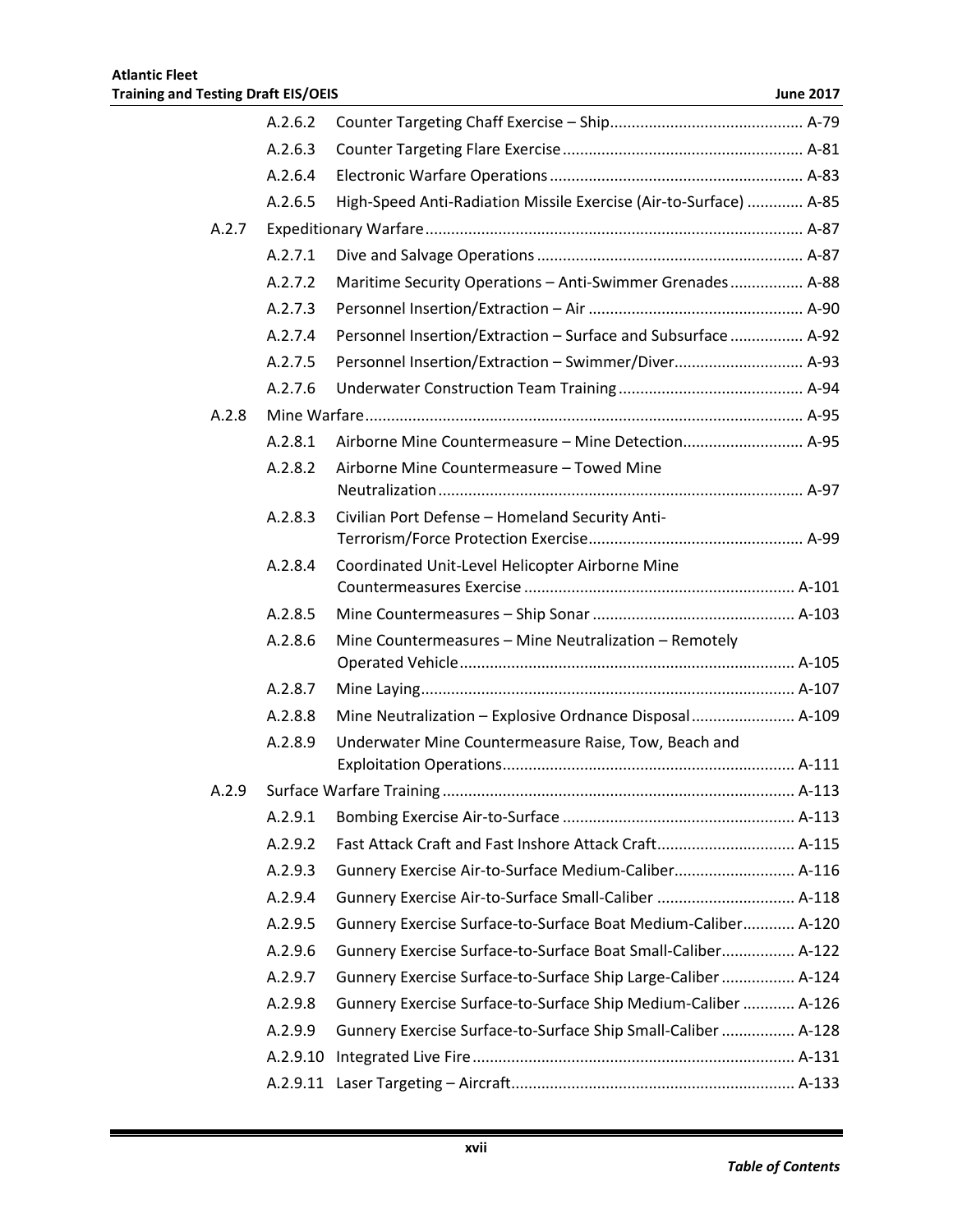A.2.6.2 Counter Targeting Chaff Exercise – Ship ............................................ A-79

A.2.6.3 Counter Targeting Flare Exercise ....................................................... A-81

A.2.6.4 Electronic Warfare Operations .......................................................... A-83

A.2.6.5 High-Speed Anti-Radiation Missile Exercise (Air-to-Surface) ............ A-85

A.2.7 Expeditionary Warfare ...................................................................................... A-87

A.2.7.1 Dive and Salvage Operations ............................................................ A-87

A.2.7.2 Maritime Security Operations – Anti-Swimmer Grenades ................ A-88

A.2.7.3 Personnel Insertion/Extraction – Air ................................................ A-90

A.2.7.4 Personnel Insertion/Extraction – Surface and Subsurface ................ A-92

A.2.7.5 Personnel Insertion/Extraction – Swimmer/Diver............................. A-93

A.2.7.6 Underwater Construction Team Training .......................................... A-94

A.2.8 Mine Warfare .................................................................................................... A-95

A.2.8.1 Airborne Mine Countermeasure – Mine Detection........................... A-95

A.2.8.2 Airborne Mine Countermeasure – Towed Mine Neutralization ........................................................................ A-97

A.2.8.3 Civilian Port Defense – Homeland Security Anti-Terrorism/Force Protection Exercise................................................. A-99

A.2.8.4 Coordinated Unit-Level Helicopter Airborne Mine Countermeasures Exercise .............................................................. A-101

A.2.8.5 Mine Countermeasures – Ship Sonar .............................................. A-103

A.2.8.6 Mine Countermeasures – Mine Neutralization – Remotely Operated Vehicle ............................................................................. A-105

A.2.8.7 Mine Laying...................................................................................... A-107

A.2.8.8 Mine Neutralization – Explosive Ordnance Disposal ........................ A-109

A.2.8.9 Underwater Mine Countermeasure Raise, Tow, Beach and Exploitation Operations................................................................... A-111

A.2.9 Surface Warfare Training ................................................................................. A-113

A.2.9.1 Bombing Exercise Air-to-Surface ..................................................... A-113

A.2.9.2 Fast Attack Craft and Fast Inshore Attack Craft................................ A-115

A.2.9.3 Gunnery Exercise Air-to-Surface Medium-Caliber............................ A-116

A.2.9.4 Gunnery Exercise Air-to-Surface Small-Caliber ................................ A-118

A.2.9.5 Gunnery Exercise Surface-to-Surface Boat Medium-Caliber............ A-120

A.2.9.6 Gunnery Exercise Surface-to-Surface Boat Small-Caliber................. A-122

A.2.9.7 Gunnery Exercise Surface-to-Surface Ship Large-Caliber ................. A-124

A.2.9.8 Gunnery Exercise Surface-to-Surface Ship Medium-Caliber ............ A-126

A.2.9.9 Gunnery Exercise Surface-to-Surface Ship Small-Caliber ................. A-128

A.2.9.10 Integrated Live Fire .......................................................................... A-131

A.2.9.11 Laser Targeting – Aircraft................................................................. A-133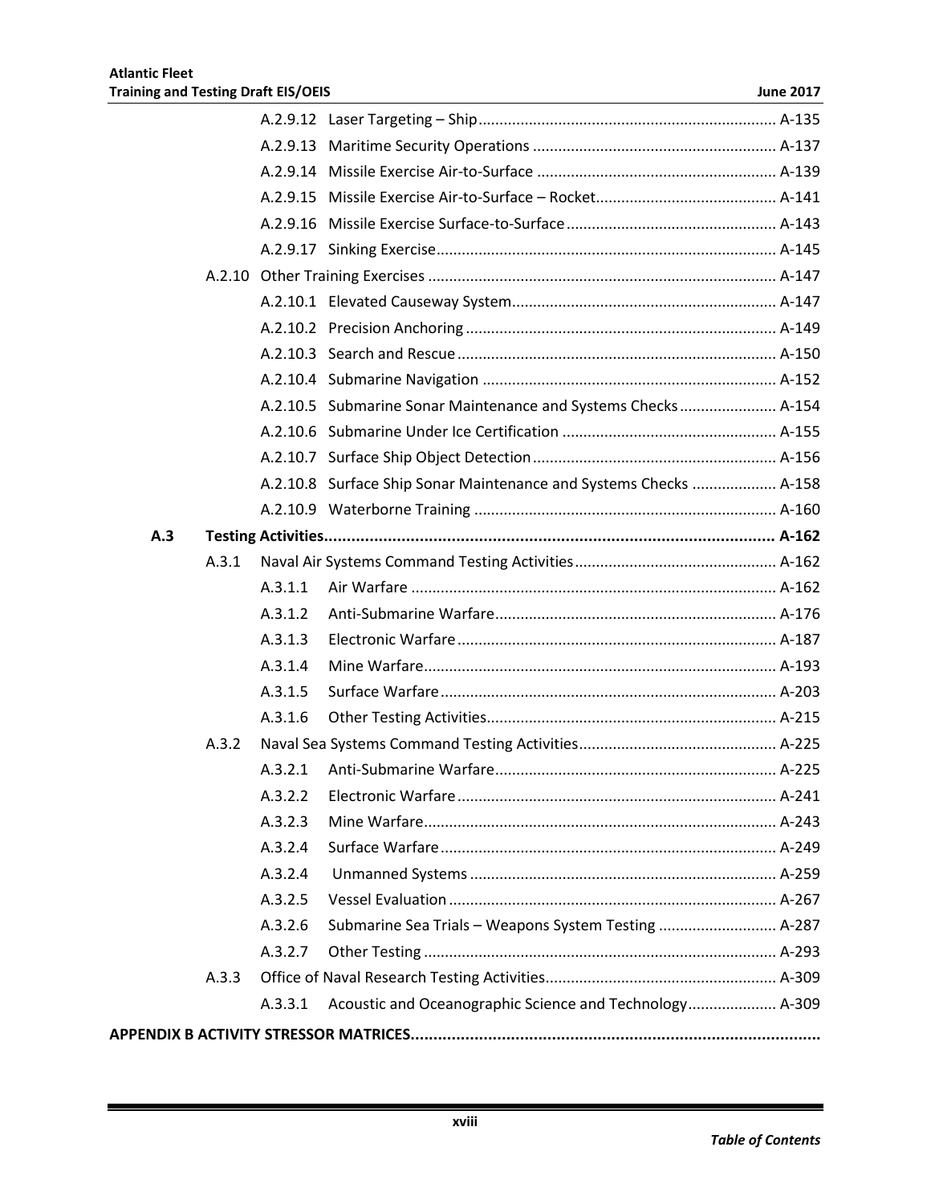A.2.9.12 Laser Targeting – Ship ........................................................................ A-135

A.2.9.13 Maritime Security Operations ........................................................... A-137

A.2.9.14 Missile Exercise Air-to-Surface .......................................................... A-139

A.2.9.15 Missile Exercise Air-to-Surface – Rocket............................................ A-141

A.2.9.16 Missile Exercise Surface-to-Surface .................................................. A-143

A.2.9.17 Sinking Exercise................................................................................. A-145

A.2.10 Other Training Exercises .................................................................................. A-147

A.2.10.1 Elevated Causeway System............................................................... A-147

A.2.10.2 Precision Anchoring .......................................................................... A-149

A.2.10.3 Search and Rescue ............................................................................ A-150

A.2.10.4 Submarine Navigation ...................................................................... A-152

A.2.10.5 Submarine Sonar Maintenance and Systems Checks ....................... A-154

A.2.10.6 Submarine Under Ice Certification ................................................... A-155

A.2.10.7 Surface Ship Object Detection .......................................................... A-156

A.2.10.8 Surface Ship Sonar Maintenance and Systems Checks .................... A-158

A.2.10.9 Waterborne Training ........................................................................ A-160

**A.3 Testing Activities.................................................................................................. A-162**

A.3.1 Naval Air Systems Command Testing Activities ................................................ A-162

A.3.1.1 Air Warfare ....................................................................................... A-162

A.3.1.2 Anti-Submarine Warfare................................................................... A-176

A.3.1.3 Electronic Warfare ............................................................................ A-187

A.3.1.4 Mine Warfare.................................................................................... A-193

A.3.1.5 Surface Warfare ................................................................................ A-203

A.3.1.6 Other Testing Activities..................................................................... A-215

A.3.2 Naval Sea Systems Command Testing Activities ............................................... A-225

A.3.2.1 Anti-Submarine Warfare................................................................... A-225

A.3.2.2 Electronic Warfare ............................................................................ A-241

A.3.2.3 Mine Warfare.................................................................................... A-243

A.3.2.4 Surface Warfare ................................................................................ A-249

A.3.2.4 Unmanned Systems .......................................................................... A-259

A.3.2.5 Vessel Evaluation .............................................................................. A-267

A.3.2.6 Submarine Sea Trials – Weapons System Testing ............................ A-287

A.3.2.7 Other Testing .................................................................................... A-293

A.3.3 Office of Naval Research Testing Activities....................................................... A-309

A.3.3.1 Acoustic and Oceanographic Science and Technology..................... A-309

**APPENDIX B ACTIVITY STRESSOR MATRICES.........................................................................**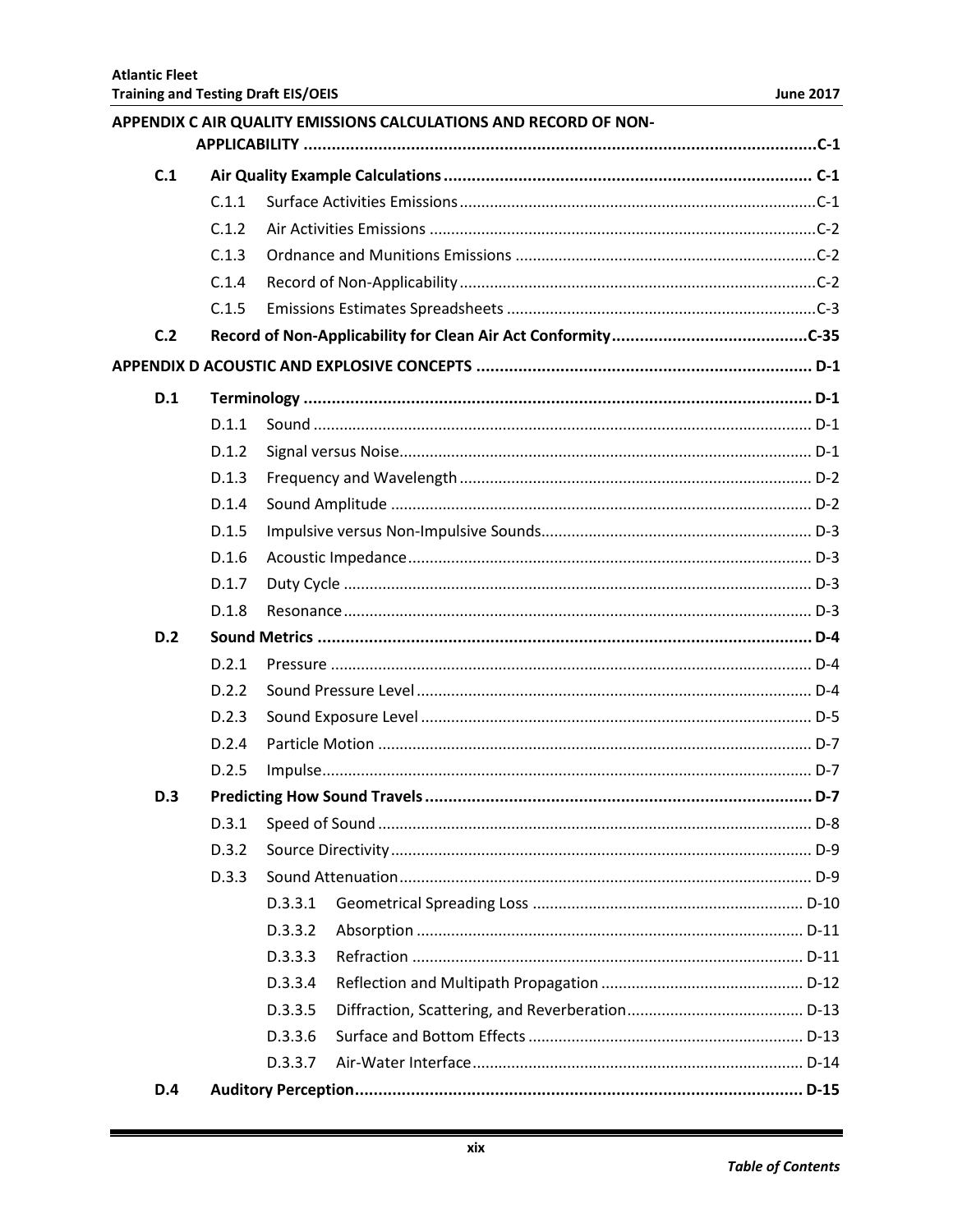**APPENDIX C AIR QUALITY EMISSIONS CALCULATIONS AND RECORD OF NON-APPLICABILITY ............................................................ C-1**

- **C.1 Air Quality Example Calculations ............................................................ C-1**
  - C.1.1 Surface Activities Emissions ............................................................ C-1
  - C.1.2 Air Activities Emissions ............................................................ C-2
  - C.1.3 Ordnance and Munitions Emissions ............................................................ C-2
  - C.1.4 Record of Non-Applicability ............................................................ C-2
  - C.1.5 Emissions Estimates Spreadsheets ............................................................ C-3
- **C.2 Record of Non-Applicability for Clean Air Act Conformity ............................................................ C-35**

**APPENDIX D ACOUSTIC AND EXPLOSIVE CONCEPTS ............................................................ D-1**

- **D.1 Terminology ............................................................ D-1**
  - D.1.1 Sound ............................................................ D-1
  - D.1.2 Signal versus Noise ............................................................ D-1
  - D.1.3 Frequency and Wavelength ............................................................ D-2
  - D.1.4 Sound Amplitude ............................................................ D-2
  - D.1.5 Impulsive versus Non-Impulsive Sounds ............................................................ D-3
  - D.1.6 Acoustic Impedance ............................................................ D-3
  - D.1.7 Duty Cycle ............................................................ D-3
  - D.1.8 Resonance ............................................................ D-3
- **D.2 Sound Metrics ............................................................ D-4**
  - D.2.1 Pressure ............................................................ D-4
  - D.2.2 Sound Pressure Level ............................................................ D-4
  - D.2.3 Sound Exposure Level ............................................................ D-5
  - D.2.4 Particle Motion ............................................................ D-7
  - D.2.5 Impulse ............................................................ D-7
- **D.3 Predicting How Sound Travels ............................................................ D-7**
  - D.3.1 Speed of Sound ............................................................ D-8
  - D.3.2 Source Directivity ............................................................ D-9
  - D.3.3 Sound Attenuation ............................................................ D-9
    - D.3.3.1 Geometrical Spreading Loss ............................................................ D-10
    - D.3.3.2 Absorption ............................................................ D-11
    - D.3.3.3 Refraction ............................................................ D-11
    - D.3.3.4 Reflection and Multipath Propagation ............................................................ D-12
    - D.3.3.5 Diffraction, Scattering, and Reverberation ............................................................ D-13
    - D.3.3.6 Surface and Bottom Effects ............................................................ D-13
    - D.3.3.7 Air-Water Interface ............................................................ D-14
- **D.4 Auditory Perception ............................................................ D-15**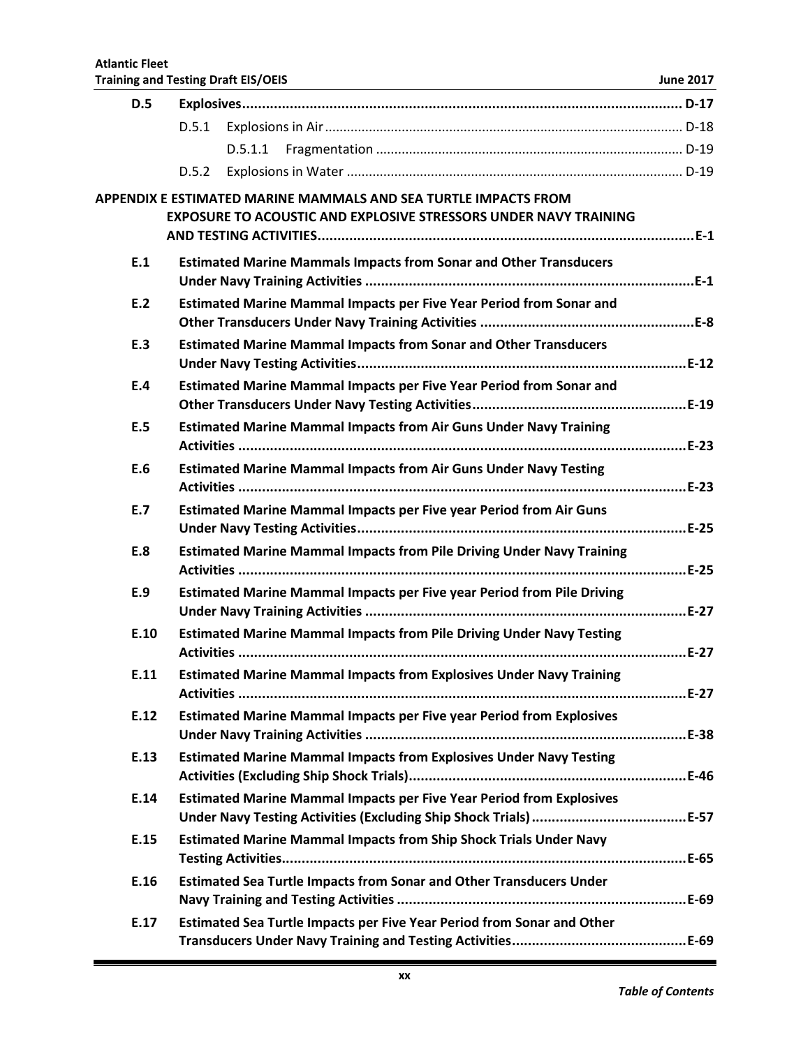D.5 Explosives ........................................................................................................ D-17

D.5.1 Explosions in Air ........................................................................................ D-18

D.5.1.1 Fragmentation ........................................................................ D-19

D.5.2 Explosions in Water .................................................................................... D-19

**APPENDIX E ESTIMATED MARINE MAMMALS AND SEA TURTLE IMPACTS FROM EXPOSURE TO ACOUSTIC AND EXPLOSIVE STRESSORS UNDER NAVY TRAINING AND TESTING ACTIVITIES ........................................................................................ E-1**

**E.1 Estimated Marine Mammals Impacts from Sonar and Other Transducers Under Navy Training Activities ........................................................................ E-1**

**E.2 Estimated Marine Mammal Impacts per Five Year Period from Sonar and Other Transducers Under Navy Training Activities ............................................. E-8**

**E.3 Estimated Marine Mammal Impacts from Sonar and Other Transducers Under Navy Testing Activities ........................................................................ E-12**

**E.4 Estimated Marine Mammal Impacts per Five Year Period from Sonar and Other Transducers Under Navy Testing Activities ............................................. E-19**

**E.5 Estimated Marine Mammal Impacts from Air Guns Under Navy Training Activities .................................................................................................. E-23**

**E.6 Estimated Marine Mammal Impacts from Air Guns Under Navy Testing Activities .................................................................................................. E-23**

**E.7 Estimated Marine Mammal Impacts per Five year Period from Air Guns Under Navy Testing Activities ........................................................................ E-25**

**E.8 Estimated Marine Mammal Impacts from Pile Driving Under Navy Training Activities .................................................................................................. E-25**

**E.9 Estimated Marine Mammal Impacts per Five year Period from Pile Driving Under Navy Training Activities ....................................................................... E-27**

**E.10 Estimated Marine Mammal Impacts from Pile Driving Under Navy Testing Activities .................................................................................................. E-27**

**E.11 Estimated Marine Mammal Impacts from Explosives Under Navy Training Activities .................................................................................................. E-27**

**E.12 Estimated Marine Mammal Impacts per Five year Period from Explosives Under Navy Training Activities ....................................................................... E-38**

**E.13 Estimated Marine Mammal Impacts from Explosives Under Navy Testing Activities (Excluding Ship Shock Trials) ............................................................. E-46**

**E.14 Estimated Marine Mammal Impacts per Five Year Period from Explosives Under Navy Testing Activities (Excluding Ship Shock Trials) ................................... E-57**

**E.15 Estimated Marine Mammal Impacts from Ship Shock Trials Under Navy Testing Activities ....................................................................................... E-65**

**E.16 Estimated Sea Turtle Impacts from Sonar and Other Transducers Under Navy Training and Testing Activities ......................................................... E-69**

**E.17 Estimated Sea Turtle Impacts per Five Year Period from Sonar and Other Transducers Under Navy Training and Testing Activities ......................................... E-69**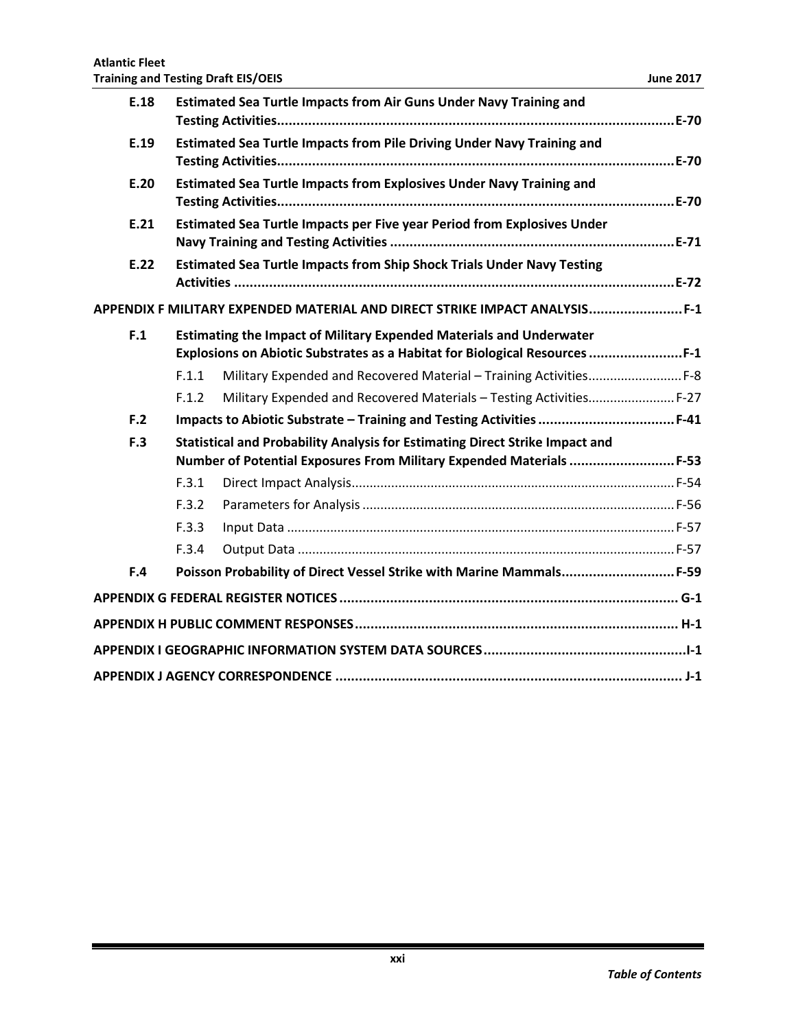| | | | |
|---|---|---|---|
| **E.18** | **Estimated Sea Turtle Impacts from Air Guns Under Navy Training and Testing Activities** | | **E-70** |
| **E.19** | **Estimated Sea Turtle Impacts from Pile Driving Under Navy Training and Testing Activities** | | **E-70** |
| **E.20** | **Estimated Sea Turtle Impacts from Explosives Under Navy Training and Testing Activities** | | **E-70** |
| **E.21** | **Estimated Sea Turtle Impacts per Five year Period from Explosives Under Navy Training and Testing Activities** | | **E-71** |
| **E.22** | **Estimated Sea Turtle Impacts from Ship Shock Trials Under Navy Testing Activities** | | **E-72** |

**APPENDIX F MILITARY EXPENDED MATERIAL AND DIRECT STRIKE IMPACT ANALYSIS .......... F-1**

| | | | |
|---|---|---|---|
| **F.1** | **Estimating the Impact of Military Expended Materials and Underwater Explosions on Abiotic Substrates as a Habitat for Biological Resources** | | **F-1** |
| | F.1.1 | Military Expended and Recovered Material – Training Activities | F-8 |
| | F.1.2 | Military Expended and Recovered Materials – Testing Activities | F-27 |
| **F.2** | **Impacts to Abiotic Substrate – Training and Testing Activities** | | **F-41** |
| **F.3** | **Statistical and Probability Analysis for Estimating Direct Strike Impact and Number of Potential Exposures From Military Expended Materials** | | **F-53** |
| | F.3.1 | Direct Impact Analysis | F-54 |
| | F.3.2 | Parameters for Analysis | F-56 |
| | F.3.3 | Input Data | F-57 |
| | F.3.4 | Output Data | F-57 |
| **F.4** | **Poisson Probability of Direct Vessel Strike with Marine Mammals** | | **F-59** |

**APPENDIX G FEDERAL REGISTER NOTICES .......... G-1**

**APPENDIX H PUBLIC COMMENT RESPONSES .......... H-1**

**APPENDIX I GEOGRAPHIC INFORMATION SYSTEM DATA SOURCES .......... I-1**

**APPENDIX J AGENCY CORRESPONDENCE .......... J-1**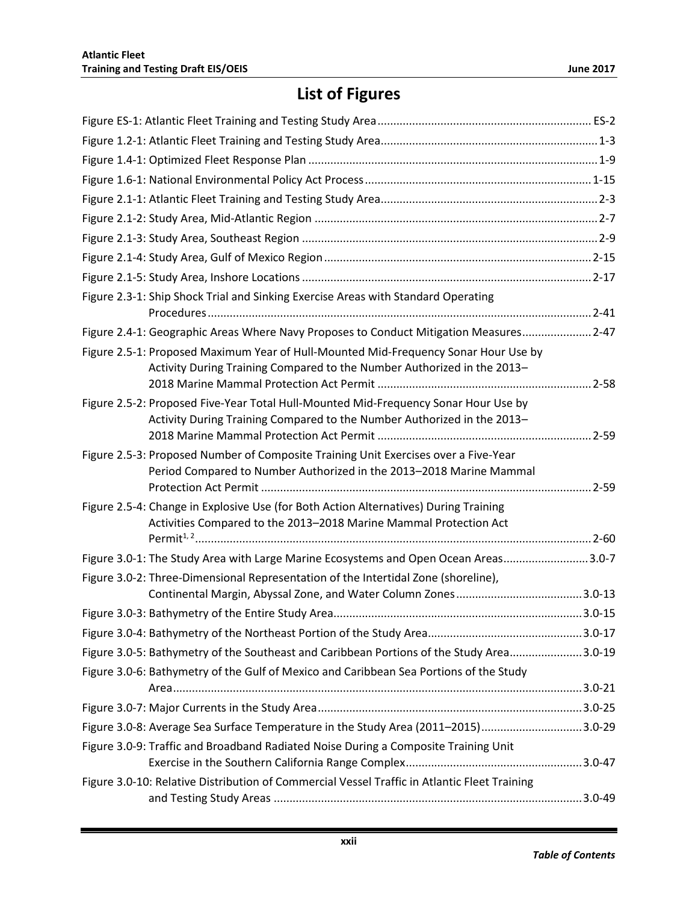# List of Figures

Figure ES-1: Atlantic Fleet Training and Testing Study Area ES-2

Figure 1.2-1: Atlantic Fleet Training and Testing Study Area 1-3

Figure 1.4-1: Optimized Fleet Response Plan 1-9

Figure 1.6-1: National Environmental Policy Act Process 1-15

Figure 2.1-1: Atlantic Fleet Training and Testing Study Area 2-3

Figure 2.1-2: Study Area, Mid-Atlantic Region 2-7

Figure 2.1-3: Study Area, Southeast Region 2-9

Figure 2.1-4: Study Area, Gulf of Mexico Region 2-15

Figure 2.1-5: Study Area, Inshore Locations 2-17

Figure 2.3-1: Ship Shock Trial and Sinking Exercise Areas with Standard Operating Procedures 2-41

Figure 2.4-1: Geographic Areas Where Navy Proposes to Conduct Mitigation Measures 2-47

Figure 2.5-1: Proposed Maximum Year of Hull-Mounted Mid-Frequency Sonar Hour Use by Activity During Training Compared to the Number Authorized in the 2013–2018 Marine Mammal Protection Act Permit 2-58

Figure 2.5-2: Proposed Five-Year Total Hull-Mounted Mid-Frequency Sonar Hour Use by Activity During Training Compared to the Number Authorized in the 2013–2018 Marine Mammal Protection Act Permit 2-59

Figure 2.5-3: Proposed Number of Composite Training Unit Exercises over a Five-Year Period Compared to Number Authorized in the 2013–2018 Marine Mammal Protection Act Permit 2-59

Figure 2.5-4: Change in Explosive Use (for Both Action Alternatives) During Training Activities Compared to the 2013–2018 Marine Mammal Protection Act Permit[1, 2] 2-60

Figure 3.0-1: The Study Area with Large Marine Ecosystems and Open Ocean Areas 3.0-7

Figure 3.0-2: Three-Dimensional Representation of the Intertidal Zone (shoreline), Continental Margin, Abyssal Zone, and Water Column Zones 3.0-13

Figure 3.0-3: Bathymetry of the Entire Study Area 3.0-15

Figure 3.0-4: Bathymetry of the Northeast Portion of the Study Area 3.0-17

Figure 3.0-5: Bathymetry of the Southeast and Caribbean Portions of the Study Area 3.0-19

Figure 3.0-6: Bathymetry of the Gulf of Mexico and Caribbean Sea Portions of the Study Area 3.0-21

Figure 3.0-7: Major Currents in the Study Area 3.0-25

Figure 3.0-8: Average Sea Surface Temperature in the Study Area (2011–2015) 3.0-29

Figure 3.0-9: Traffic and Broadband Radiated Noise During a Composite Training Unit Exercise in the Southern California Range Complex 3.0-47

Figure 3.0-10: Relative Distribution of Commercial Vessel Traffic in Atlantic Fleet Training and Testing Study Areas 3.0-49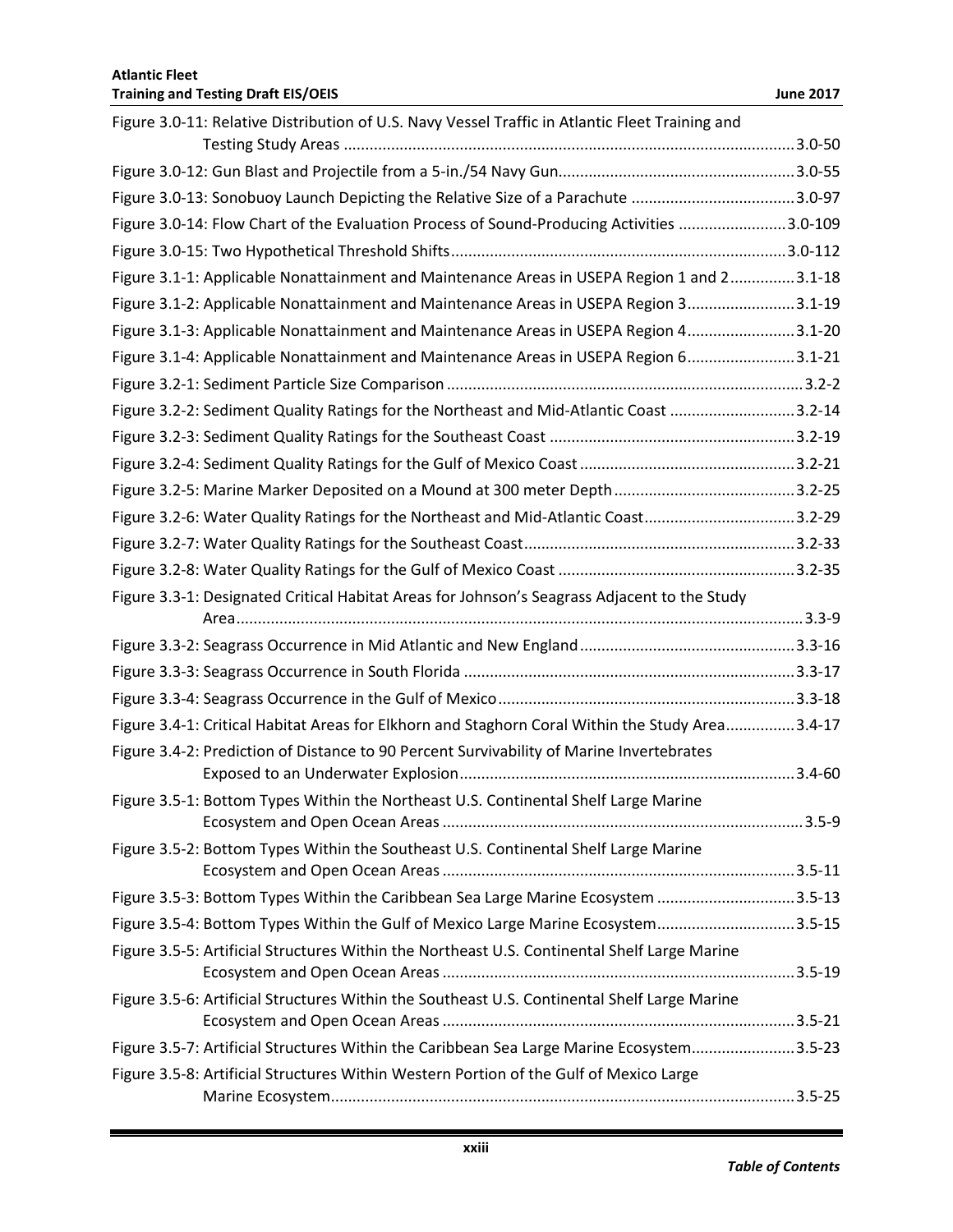Figure 3.0-11: Relative Distribution of U.S. Navy Vessel Traffic in Atlantic Fleet Training and Testing Study Areas ........................................................................................................3.0-50

Figure 3.0-12: Gun Blast and Projectile from a 5-in./54 Navy Gun......................................................3.0-55

Figure 3.0-13: Sonobuoy Launch Depicting the Relative Size of a Parachute ......................................3.0-97

Figure 3.0-14: Flow Chart of the Evaluation Process of Sound-Producing Activities .........................3.0-109

Figure 3.0-15: Two Hypothetical Threshold Shifts.............................................................................3.0-112

Figure 3.1-1: Applicable Nonattainment and Maintenance Areas in USEPA Region 1 and 2...............3.1-18

Figure 3.1-2: Applicable Nonattainment and Maintenance Areas in USEPA Region 3.........................3.1-19

Figure 3.1-3: Applicable Nonattainment and Maintenance Areas in USEPA Region 4.........................3.1-20

Figure 3.1-4: Applicable Nonattainment and Maintenance Areas in USEPA Region 6.........................3.1-21

Figure 3.2-1: Sediment Particle Size Comparison ..................................................................................3.2-2

Figure 3.2-2: Sediment Quality Ratings for the Northeast and Mid-Atlantic Coast .............................3.2-14

Figure 3.2-3: Sediment Quality Ratings for the Southeast Coast .........................................................3.2-19

Figure 3.2-4: Sediment Quality Ratings for the Gulf of Mexico Coast .................................................3.2-21

Figure 3.2-5: Marine Marker Deposited on a Mound at 300 meter Depth..........................................3.2-25

Figure 3.2-6: Water Quality Ratings for the Northeast and Mid-Atlantic Coast...................................3.2-29

Figure 3.2-7: Water Quality Ratings for the Southeast Coast...............................................................3.2-33

Figure 3.2-8: Water Quality Ratings for the Gulf of Mexico Coast .......................................................3.2-35

Figure 3.3-1: Designated Critical Habitat Areas for Johnson's Seagrass Adjacent to the Study Area..................................................................................................................................3.3-9

Figure 3.3-2: Seagrass Occurrence in Mid Atlantic and New England.................................................3.3-16

Figure 3.3-3: Seagrass Occurrence in South Florida ............................................................................3.3-17

Figure 3.3-4: Seagrass Occurrence in the Gulf of Mexico....................................................................3.3-18

Figure 3.4-1: Critical Habitat Areas for Elkhorn and Staghorn Coral Within the Study Area................3.4-17

Figure 3.4-2: Prediction of Distance to 90 Percent Survivability of Marine Invertebrates Exposed to an Underwater Explosion.............................................................................3.4-60

Figure 3.5-1: Bottom Types Within the Northeast U.S. Continental Shelf Large Marine Ecosystem and Open Ocean Areas ...................................................................................3.5-9

Figure 3.5-2: Bottom Types Within the Southeast U.S. Continental Shelf Large Marine Ecosystem and Open Ocean Areas .................................................................................3.5-11

Figure 3.5-3: Bottom Types Within the Caribbean Sea Large Marine Ecosystem ................................3.5-13

Figure 3.5-4: Bottom Types Within the Gulf of Mexico Large Marine Ecosystem................................3.5-15

Figure 3.5-5: Artificial Structures Within the Northeast U.S. Continental Shelf Large Marine Ecosystem and Open Ocean Areas .................................................................................3.5-19

Figure 3.5-6: Artificial Structures Within the Southeast U.S. Continental Shelf Large Marine Ecosystem and Open Ocean Areas .................................................................................3.5-21

Figure 3.5-7: Artificial Structures Within the Caribbean Sea Large Marine Ecosystem........................3.5-23

Figure 3.5-8: Artificial Structures Within Western Portion of the Gulf of Mexico Large Marine Ecosystem...........................................................................................................3.5-25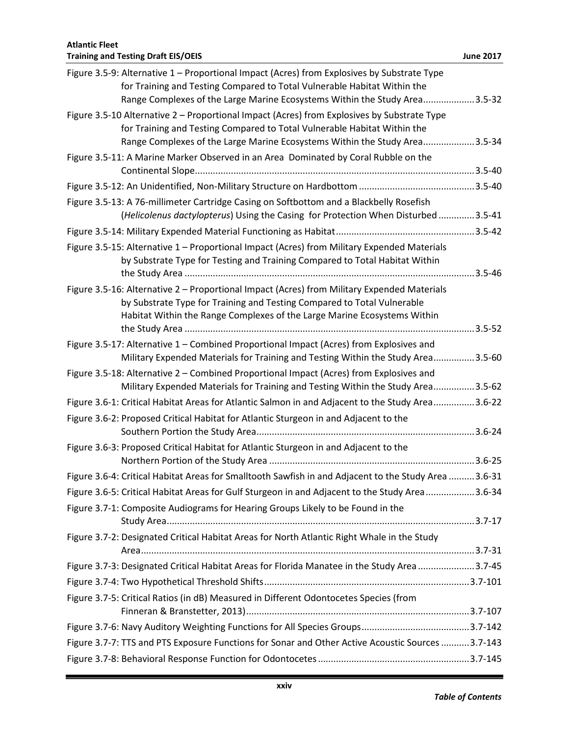Figure 3.5-9: Alternative 1 – Proportional Impact (Acres) from Explosives by Substrate Type for Training and Testing Compared to Total Vulnerable Habitat Within the Range Complexes of the Large Marine Ecosystems Within the Study Area....................3.5-32

Figure 3.5-10 Alternative 2 – Proportional Impact (Acres) from Explosives by Substrate Type for Training and Testing Compared to Total Vulnerable Habitat Within the Range Complexes of the Large Marine Ecosystems Within the Study Area....................3.5-34

Figure 3.5-11: A Marine Marker Observed in an Area Dominated by Coral Rubble on the Continental Slope............................................................................................................3.5-40

Figure 3.5-12: An Unidentified, Non-Military Structure on Hardbottom .............................................3.5-40

Figure 3.5-13: A 76-millimeter Cartridge Casing on Softbottom and a Blackbelly Rosefish (*Helicolenus dactylopterus*) Using the Casing for Protection When Disturbed ..............3.5-41

Figure 3.5-14: Military Expended Material Functioning as Habitat......................................................3.5-42

Figure 3.5-15: Alternative 1 – Proportional Impact (Acres) from Military Expended Materials by Substrate Type for Testing and Training Compared to Total Habitat Within the Study Area ................................................................................................................3.5-46

Figure 3.5-16: Alternative 2 – Proportional Impact (Acres) from Military Expended Materials by Substrate Type for Training and Testing Compared to Total Vulnerable Habitat Within the Range Complexes of the Large Marine Ecosystems Within the Study Area ................................................................................................................3.5-52

Figure 3.5-17: Alternative 1 – Combined Proportional Impact (Acres) from Explosives and Military Expended Materials for Training and Testing Within the Study Area................3.5-60

Figure 3.5-18: Alternative 2 – Combined Proportional Impact (Acres) from Explosives and Military Expended Materials for Training and Testing Within the Study Area................3.5-62

Figure 3.6-1: Critical Habitat Areas for Atlantic Salmon in and Adjacent to the Study Area................3.6-22

Figure 3.6-2: Proposed Critical Habitat for Atlantic Sturgeon in and Adjacent to the Southern Portion the Study Area....................................................................................3.6-24

Figure 3.6-3: Proposed Critical Habitat for Atlantic Sturgeon in and Adjacent to the Northern Portion of the Study Area ...............................................................................3.6-25

Figure 3.6-4: Critical Habitat Areas for Smalltooth Sawfish in and Adjacent to the Study Area ..........3.6-31

Figure 3.6-5: Critical Habitat Areas for Gulf Sturgeon in and Adjacent to the Study Area ...................3.6-34

Figure 3.7-1: Composite Audiograms for Hearing Groups Likely to be Found in the Study Area.......................................................................................................................3.7-17

Figure 3.7-2: Designated Critical Habitat Areas for North Atlantic Right Whale in the Study Area.................................................................................................................................3.7-31

Figure 3.7-3: Designated Critical Habitat Areas for Florida Manatee in the Study Area ......................3.7-45

Figure 3.7-4: Two Hypothetical Threshold Shifts...............................................................................3.7-101

Figure 3.7-5: Critical Ratios (in dB) Measured in Different Odontocetes Species (from Finneran & Branstetter, 2013)......................................................................................3.7-107

Figure 3.7-6: Navy Auditory Weighting Functions for All Species Groups..........................................3.7-142

Figure 3.7-7: TTS and PTS Exposure Functions for Sonar and Other Active Acoustic Sources ...........3.7-143

Figure 3.7-8: Behavioral Response Function for Odontocetes ..........................................................3.7-145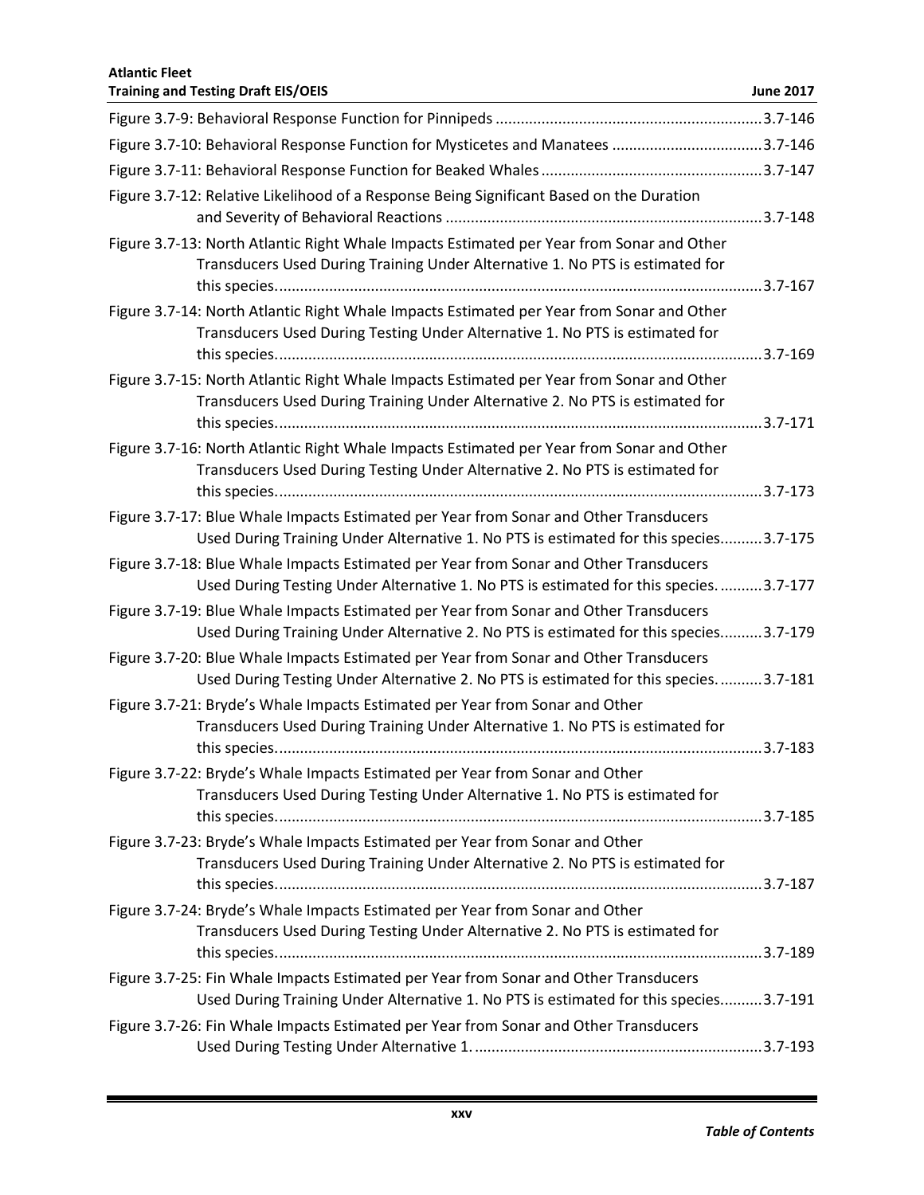Figure 3.7-9: Behavioral Response Function for Pinnipeds ............................................................... 3.7-146

Figure 3.7-10: Behavioral Response Function for Mysticetes and Manatees .................................... 3.7-146

Figure 3.7-11: Behavioral Response Function for Beaked Whales ..................................................... 3.7-147

Figure 3.7-12: Relative Likelihood of a Response Being Significant Based on the Duration and Severity of Behavioral Reactions ............................................................................ 3.7-148

Figure 3.7-13: North Atlantic Right Whale Impacts Estimated per Year from Sonar and Other Transducers Used During Training Under Alternative 1. No PTS is estimated for this species. ................................................................................................................... 3.7-167

Figure 3.7-14: North Atlantic Right Whale Impacts Estimated per Year from Sonar and Other Transducers Used During Testing Under Alternative 1. No PTS is estimated for this species. ................................................................................................................... 3.7-169

Figure 3.7-15: North Atlantic Right Whale Impacts Estimated per Year from Sonar and Other Transducers Used During Training Under Alternative 2. No PTS is estimated for this species. ................................................................................................................... 3.7-171

Figure 3.7-16: North Atlantic Right Whale Impacts Estimated per Year from Sonar and Other Transducers Used During Testing Under Alternative 2. No PTS is estimated for this species. ................................................................................................................... 3.7-173

Figure 3.7-17: Blue Whale Impacts Estimated per Year from Sonar and Other Transducers Used During Training Under Alternative 1. No PTS is estimated for this species. ......... 3.7-175

Figure 3.7-18: Blue Whale Impacts Estimated per Year from Sonar and Other Transducers Used During Testing Under Alternative 1. No PTS is estimated for this species. .......... 3.7-177

Figure 3.7-19: Blue Whale Impacts Estimated per Year from Sonar and Other Transducers Used During Training Under Alternative 2. No PTS is estimated for this species. ......... 3.7-179

Figure 3.7-20: Blue Whale Impacts Estimated per Year from Sonar and Other Transducers Used During Testing Under Alternative 2. No PTS is estimated for this species. .......... 3.7-181

Figure 3.7-21: Bryde's Whale Impacts Estimated per Year from Sonar and Other Transducers Used During Training Under Alternative 1. No PTS is estimated for this species. ................................................................................................................... 3.7-183

Figure 3.7-22: Bryde's Whale Impacts Estimated per Year from Sonar and Other Transducers Used During Testing Under Alternative 1. No PTS is estimated for this species. ................................................................................................................... 3.7-185

Figure 3.7-23: Bryde's Whale Impacts Estimated per Year from Sonar and Other Transducers Used During Training Under Alternative 2. No PTS is estimated for this species. ................................................................................................................... 3.7-187

Figure 3.7-24: Bryde's Whale Impacts Estimated per Year from Sonar and Other Transducers Used During Testing Under Alternative 2. No PTS is estimated for this species. ................................................................................................................... 3.7-189

Figure 3.7-25: Fin Whale Impacts Estimated per Year from Sonar and Other Transducers Used During Training Under Alternative 1. No PTS is estimated for this species. ......... 3.7-191

Figure 3.7-26: Fin Whale Impacts Estimated per Year from Sonar and Other Transducers Used During Testing Under Alternative 1. ................................................................... 3.7-193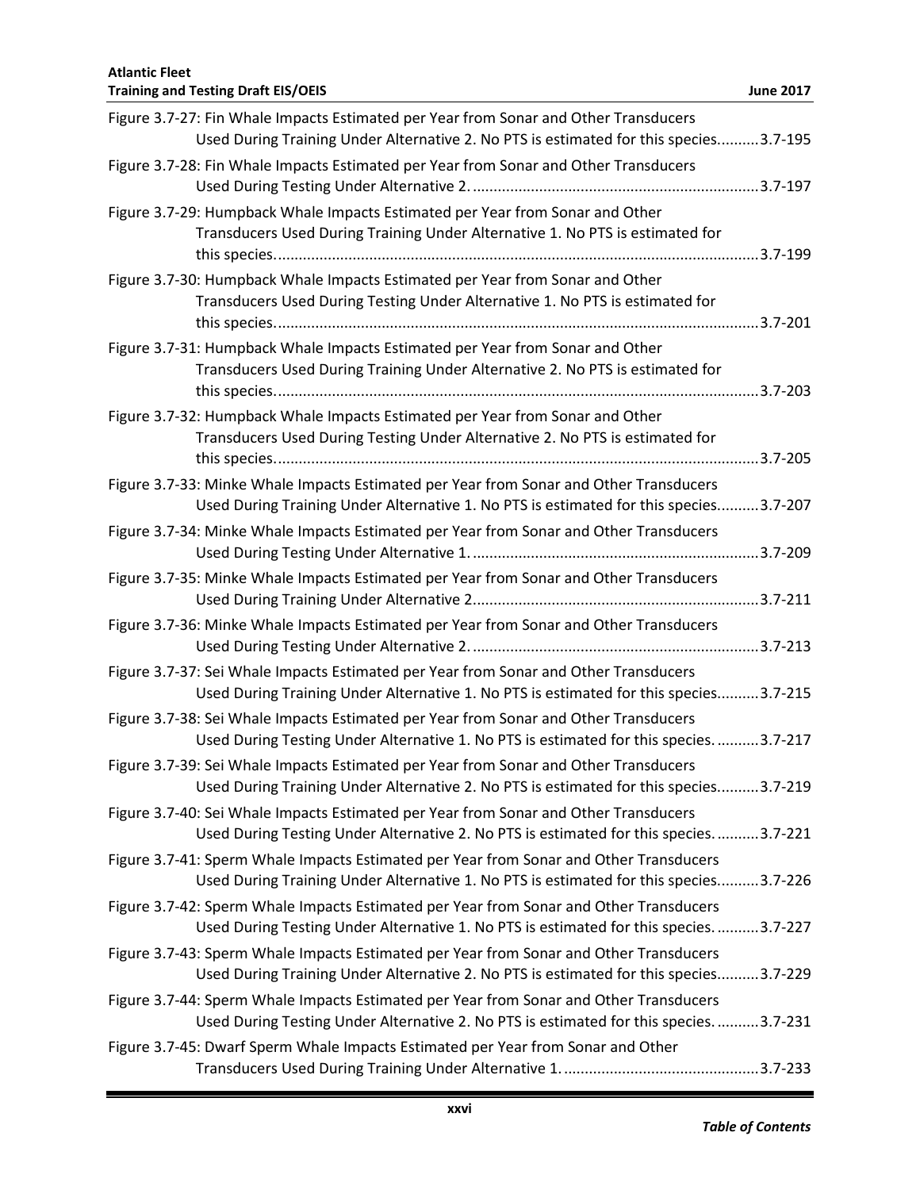Figure 3.7-27: Fin Whale Impacts Estimated per Year from Sonar and Other Transducers Used During Training Under Alternative 2. No PTS is estimated for this species..........3.7-195

Figure 3.7-28: Fin Whale Impacts Estimated per Year from Sonar and Other Transducers Used During Testing Under Alternative 2. ....................................................................3.7-197

Figure 3.7-29: Humpback Whale Impacts Estimated per Year from Sonar and Other Transducers Used During Training Under Alternative 1. No PTS is estimated for this species....................................................................................................................3.7-199

Figure 3.7-30: Humpback Whale Impacts Estimated per Year from Sonar and Other Transducers Used During Testing Under Alternative 1. No PTS is estimated for this species....................................................................................................................3.7-201

Figure 3.7-31: Humpback Whale Impacts Estimated per Year from Sonar and Other Transducers Used During Training Under Alternative 2. No PTS is estimated for this species....................................................................................................................3.7-203

Figure 3.7-32: Humpback Whale Impacts Estimated per Year from Sonar and Other Transducers Used During Testing Under Alternative 2. No PTS is estimated for this species....................................................................................................................3.7-205

Figure 3.7-33: Minke Whale Impacts Estimated per Year from Sonar and Other Transducers Used During Training Under Alternative 1. No PTS is estimated for this species..........3.7-207

Figure 3.7-34: Minke Whale Impacts Estimated per Year from Sonar and Other Transducers Used During Testing Under Alternative 1. ....................................................................3.7-209

Figure 3.7-35: Minke Whale Impacts Estimated per Year from Sonar and Other Transducers Used During Training Under Alternative 2....................................................................3.7-211

Figure 3.7-36: Minke Whale Impacts Estimated per Year from Sonar and Other Transducers Used During Testing Under Alternative 2. ....................................................................3.7-213

Figure 3.7-37: Sei Whale Impacts Estimated per Year from Sonar and Other Transducers Used During Training Under Alternative 1. No PTS is estimated for this species..........3.7-215

Figure 3.7-38: Sei Whale Impacts Estimated per Year from Sonar and Other Transducers Used During Testing Under Alternative 1. No PTS is estimated for this species. ..........3.7-217

Figure 3.7-39: Sei Whale Impacts Estimated per Year from Sonar and Other Transducers Used During Training Under Alternative 2. No PTS is estimated for this species..........3.7-219

Figure 3.7-40: Sei Whale Impacts Estimated per Year from Sonar and Other Transducers Used During Testing Under Alternative 2. No PTS is estimated for this species. ..........3.7-221

Figure 3.7-41: Sperm Whale Impacts Estimated per Year from Sonar and Other Transducers Used During Training Under Alternative 1. No PTS is estimated for this species..........3.7-226

Figure 3.7-42: Sperm Whale Impacts Estimated per Year from Sonar and Other Transducers Used During Testing Under Alternative 1. No PTS is estimated for this species. ..........3.7-227

Figure 3.7-43: Sperm Whale Impacts Estimated per Year from Sonar and Other Transducers Used During Training Under Alternative 2. No PTS is estimated for this species..........3.7-229

Figure 3.7-44: Sperm Whale Impacts Estimated per Year from Sonar and Other Transducers Used During Testing Under Alternative 2. No PTS is estimated for this species. ..........3.7-231

Figure 3.7-45: Dwarf Sperm Whale Impacts Estimated per Year from Sonar and Other Transducers Used During Training Under Alternative 1. ..............................................3.7-233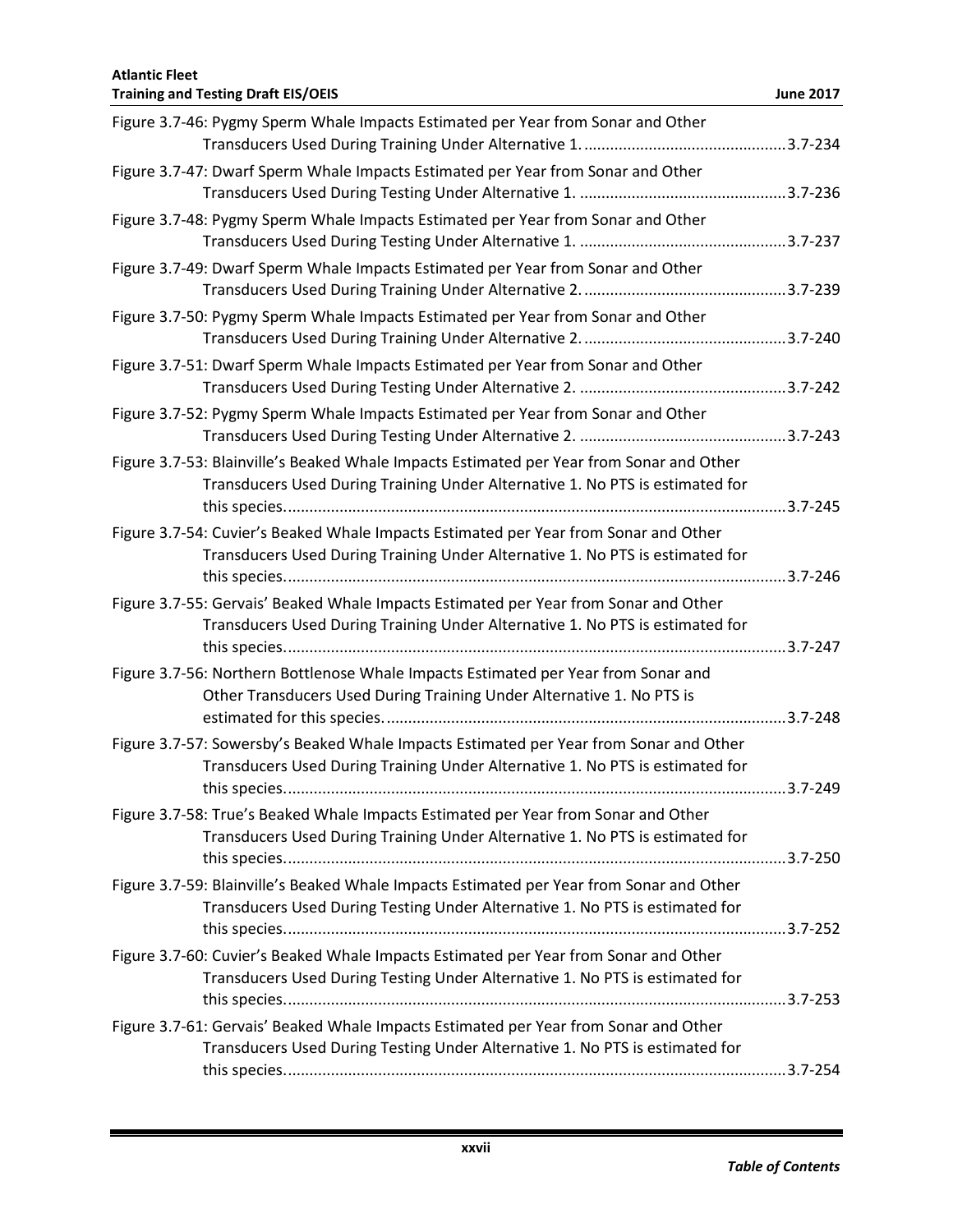Figure 3.7-46: Pygmy Sperm Whale Impacts Estimated per Year from Sonar and Other Transducers Used During Training Under Alternative 1. ............................................... 3.7-234

Figure 3.7-47: Dwarf Sperm Whale Impacts Estimated per Year from Sonar and Other Transducers Used During Testing Under Alternative 1. ................................................ 3.7-236

Figure 3.7-48: Pygmy Sperm Whale Impacts Estimated per Year from Sonar and Other Transducers Used During Testing Under Alternative 1. ................................................ 3.7-237

Figure 3.7-49: Dwarf Sperm Whale Impacts Estimated per Year from Sonar and Other Transducers Used During Training Under Alternative 2. ............................................... 3.7-239

Figure 3.7-50: Pygmy Sperm Whale Impacts Estimated per Year from Sonar and Other Transducers Used During Training Under Alternative 2. ............................................... 3.7-240

Figure 3.7-51: Dwarf Sperm Whale Impacts Estimated per Year from Sonar and Other Transducers Used During Testing Under Alternative 2. ................................................ 3.7-242

Figure 3.7-52: Pygmy Sperm Whale Impacts Estimated per Year from Sonar and Other Transducers Used During Testing Under Alternative 2. ................................................ 3.7-243

Figure 3.7-53: Blainville's Beaked Whale Impacts Estimated per Year from Sonar and Other Transducers Used During Training Under Alternative 1. No PTS is estimated for this species. .................................................................................................................. 3.7-245

Figure 3.7-54: Cuvier's Beaked Whale Impacts Estimated per Year from Sonar and Other Transducers Used During Training Under Alternative 1. No PTS is estimated for this species. .................................................................................................................. 3.7-246

Figure 3.7-55: Gervais' Beaked Whale Impacts Estimated per Year from Sonar and Other Transducers Used During Training Under Alternative 1. No PTS is estimated for this species. .................................................................................................................. 3.7-247

Figure 3.7-56: Northern Bottlenose Whale Impacts Estimated per Year from Sonar and Other Transducers Used During Training Under Alternative 1. No PTS is estimated for this species. ............................................................................................. 3.7-248

Figure 3.7-57: Sowersby's Beaked Whale Impacts Estimated per Year from Sonar and Other Transducers Used During Training Under Alternative 1. No PTS is estimated for this species. .................................................................................................................. 3.7-249

Figure 3.7-58: True's Beaked Whale Impacts Estimated per Year from Sonar and Other Transducers Used During Training Under Alternative 1. No PTS is estimated for this species. .................................................................................................................. 3.7-250

Figure 3.7-59: Blainville's Beaked Whale Impacts Estimated per Year from Sonar and Other Transducers Used During Testing Under Alternative 1. No PTS is estimated for this species. .................................................................................................................. 3.7-252

Figure 3.7-60: Cuvier's Beaked Whale Impacts Estimated per Year from Sonar and Other Transducers Used During Testing Under Alternative 1. No PTS is estimated for this species. .................................................................................................................. 3.7-253

Figure 3.7-61: Gervais' Beaked Whale Impacts Estimated per Year from Sonar and Other Transducers Used During Testing Under Alternative 1. No PTS is estimated for this species. .................................................................................................................. 3.7-254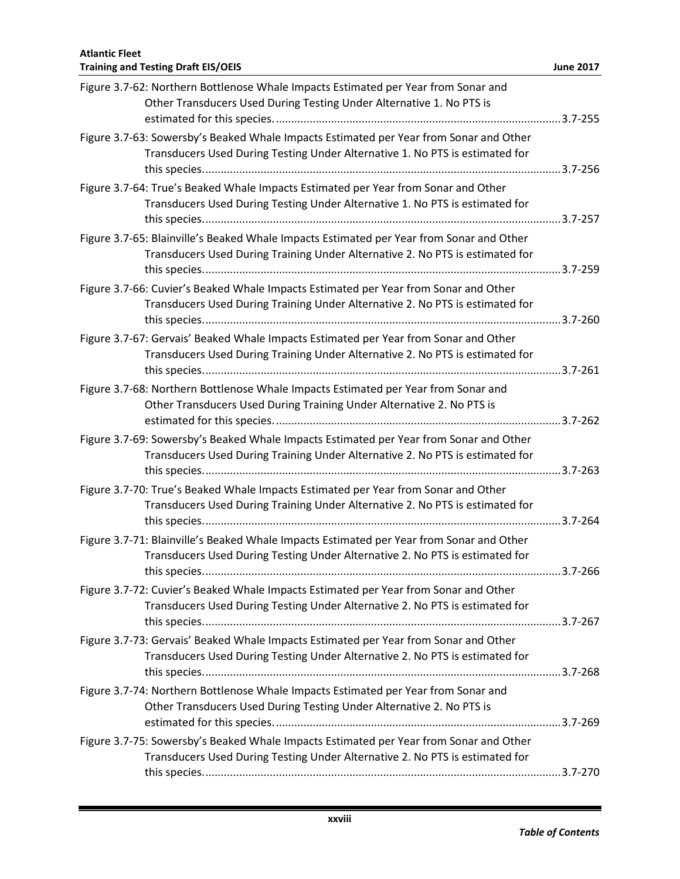Figure 3.7-62: Northern Bottlenose Whale Impacts Estimated per Year from Sonar and Other Transducers Used During Testing Under Alternative 1. No PTS is estimated for this species. .......... 3.7-255

Figure 3.7-63: Sowersby's Beaked Whale Impacts Estimated per Year from Sonar and Other Transducers Used During Testing Under Alternative 1. No PTS is estimated for this species. .......... 3.7-256

Figure 3.7-64: True's Beaked Whale Impacts Estimated per Year from Sonar and Other Transducers Used During Testing Under Alternative 1. No PTS is estimated for this species. .......... 3.7-257

Figure 3.7-65: Blainville's Beaked Whale Impacts Estimated per Year from Sonar and Other Transducers Used During Training Under Alternative 2. No PTS is estimated for this species. .......... 3.7-259

Figure 3.7-66: Cuvier's Beaked Whale Impacts Estimated per Year from Sonar and Other Transducers Used During Training Under Alternative 2. No PTS is estimated for this species. .......... 3.7-260

Figure 3.7-67: Gervais' Beaked Whale Impacts Estimated per Year from Sonar and Other Transducers Used During Training Under Alternative 2. No PTS is estimated for this species. .......... 3.7-261

Figure 3.7-68: Northern Bottlenose Whale Impacts Estimated per Year from Sonar and Other Transducers Used During Training Under Alternative 2. No PTS is estimated for this species. .......... 3.7-262

Figure 3.7-69: Sowersby's Beaked Whale Impacts Estimated per Year from Sonar and Other Transducers Used During Training Under Alternative 2. No PTS is estimated for this species. .......... 3.7-263

Figure 3.7-70: True's Beaked Whale Impacts Estimated per Year from Sonar and Other Transducers Used During Training Under Alternative 2. No PTS is estimated for this species. .......... 3.7-264

Figure 3.7-71: Blainville's Beaked Whale Impacts Estimated per Year from Sonar and Other Transducers Used During Testing Under Alternative 2. No PTS is estimated for this species. .......... 3.7-266

Figure 3.7-72: Cuvier's Beaked Whale Impacts Estimated per Year from Sonar and Other Transducers Used During Testing Under Alternative 2. No PTS is estimated for this species. .......... 3.7-267

Figure 3.7-73: Gervais' Beaked Whale Impacts Estimated per Year from Sonar and Other Transducers Used During Testing Under Alternative 2. No PTS is estimated for this species. .......... 3.7-268

Figure 3.7-74: Northern Bottlenose Whale Impacts Estimated per Year from Sonar and Other Transducers Used During Testing Under Alternative 2. No PTS is estimated for this species. .......... 3.7-269

Figure 3.7-75: Sowersby's Beaked Whale Impacts Estimated per Year from Sonar and Other Transducers Used During Testing Under Alternative 2. No PTS is estimated for this species. .......... 3.7-270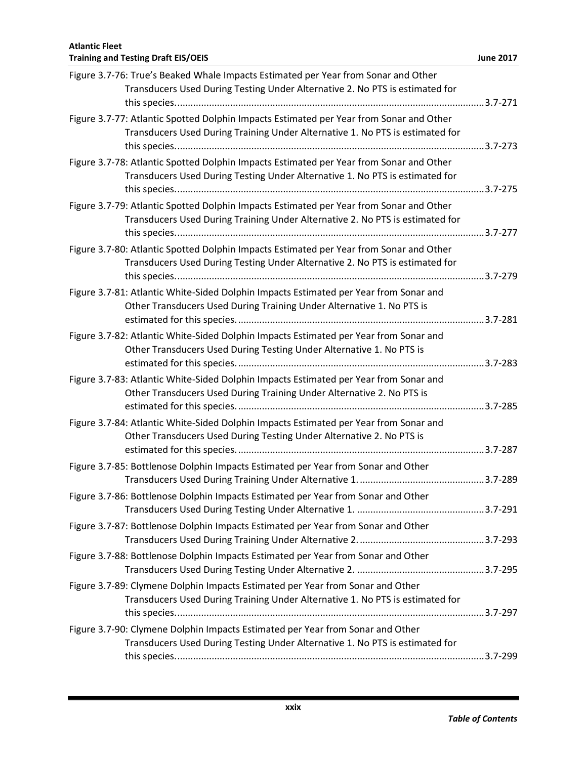Figure 3.7-76: True's Beaked Whale Impacts Estimated per Year from Sonar and Other Transducers Used During Testing Under Alternative 2. No PTS is estimated for this species. ........ 3.7-271

Figure 3.7-77: Atlantic Spotted Dolphin Impacts Estimated per Year from Sonar and Other Transducers Used During Training Under Alternative 1. No PTS is estimated for this species. ........ 3.7-273

Figure 3.7-78: Atlantic Spotted Dolphin Impacts Estimated per Year from Sonar and Other Transducers Used During Testing Under Alternative 1. No PTS is estimated for this species. ........ 3.7-275

Figure 3.7-79: Atlantic Spotted Dolphin Impacts Estimated per Year from Sonar and Other Transducers Used During Training Under Alternative 2. No PTS is estimated for this species. ........ 3.7-277

Figure 3.7-80: Atlantic Spotted Dolphin Impacts Estimated per Year from Sonar and Other Transducers Used During Testing Under Alternative 2. No PTS is estimated for this species. ........ 3.7-279

Figure 3.7-81: Atlantic White-Sided Dolphin Impacts Estimated per Year from Sonar and Other Transducers Used During Training Under Alternative 1. No PTS is estimated for this species. ........ 3.7-281

Figure 3.7-82: Atlantic White-Sided Dolphin Impacts Estimated per Year from Sonar and Other Transducers Used During Testing Under Alternative 1. No PTS is estimated for this species. ........ 3.7-283

Figure 3.7-83: Atlantic White-Sided Dolphin Impacts Estimated per Year from Sonar and Other Transducers Used During Training Under Alternative 2. No PTS is estimated for this species. ........ 3.7-285

Figure 3.7-84: Atlantic White-Sided Dolphin Impacts Estimated per Year from Sonar and Other Transducers Used During Testing Under Alternative 2. No PTS is estimated for this species. ........ 3.7-287

Figure 3.7-85: Bottlenose Dolphin Impacts Estimated per Year from Sonar and Other Transducers Used During Training Under Alternative 1. ........ 3.7-289

Figure 3.7-86: Bottlenose Dolphin Impacts Estimated per Year from Sonar and Other Transducers Used During Testing Under Alternative 1. ........ 3.7-291

Figure 3.7-87: Bottlenose Dolphin Impacts Estimated per Year from Sonar and Other Transducers Used During Training Under Alternative 2. ........ 3.7-293

Figure 3.7-88: Bottlenose Dolphin Impacts Estimated per Year from Sonar and Other Transducers Used During Testing Under Alternative 2. ........ 3.7-295

Figure 3.7-89: Clymene Dolphin Impacts Estimated per Year from Sonar and Other Transducers Used During Training Under Alternative 1. No PTS is estimated for this species. ........ 3.7-297

Figure 3.7-90: Clymene Dolphin Impacts Estimated per Year from Sonar and Other Transducers Used During Testing Under Alternative 1. No PTS is estimated for this species. ........ 3.7-299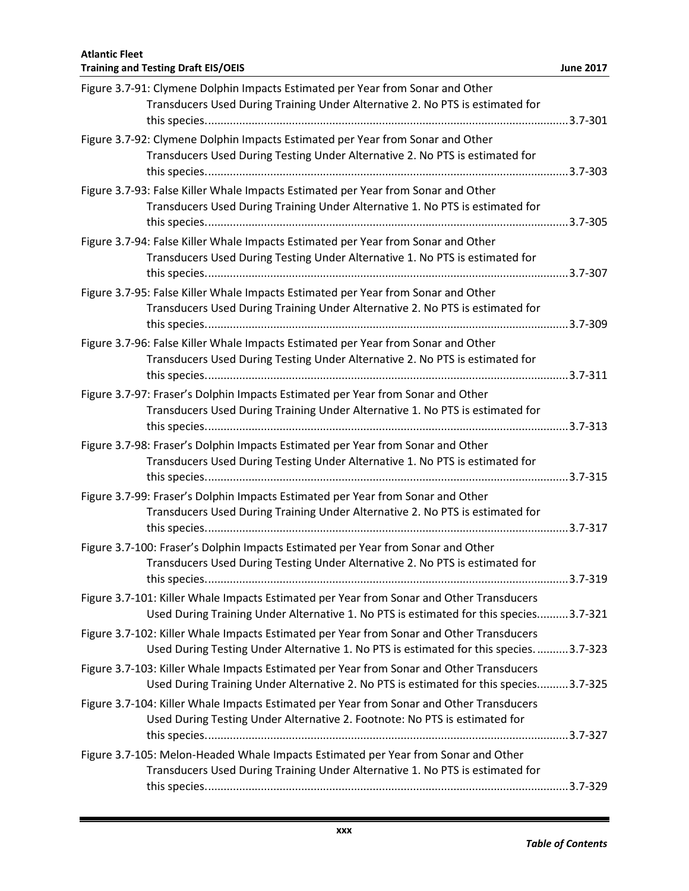Figure 3.7-91: Clymene Dolphin Impacts Estimated per Year from Sonar and Other Transducers Used During Training Under Alternative 2. No PTS is estimated for this species....................................................................................................................3.7-301

Figure 3.7-92: Clymene Dolphin Impacts Estimated per Year from Sonar and Other Transducers Used During Testing Under Alternative 2. No PTS is estimated for this species....................................................................................................................3.7-303

Figure 3.7-93: False Killer Whale Impacts Estimated per Year from Sonar and Other Transducers Used During Training Under Alternative 1. No PTS is estimated for this species....................................................................................................................3.7-305

Figure 3.7-94: False Killer Whale Impacts Estimated per Year from Sonar and Other Transducers Used During Testing Under Alternative 1. No PTS is estimated for this species....................................................................................................................3.7-307

Figure 3.7-95: False Killer Whale Impacts Estimated per Year from Sonar and Other Transducers Used During Training Under Alternative 2. No PTS is estimated for this species....................................................................................................................3.7-309

Figure 3.7-96: False Killer Whale Impacts Estimated per Year from Sonar and Other Transducers Used During Testing Under Alternative 2. No PTS is estimated for this species....................................................................................................................3.7-311

Figure 3.7-97: Fraser's Dolphin Impacts Estimated per Year from Sonar and Other Transducers Used During Training Under Alternative 1. No PTS is estimated for this species....................................................................................................................3.7-313

Figure 3.7-98: Fraser's Dolphin Impacts Estimated per Year from Sonar and Other Transducers Used During Testing Under Alternative 1. No PTS is estimated for this species....................................................................................................................3.7-315

Figure 3.7-99: Fraser's Dolphin Impacts Estimated per Year from Sonar and Other Transducers Used During Training Under Alternative 2. No PTS is estimated for this species....................................................................................................................3.7-317

Figure 3.7-100: Fraser's Dolphin Impacts Estimated per Year from Sonar and Other Transducers Used During Testing Under Alternative 2. No PTS is estimated for this species....................................................................................................................3.7-319

Figure 3.7-101: Killer Whale Impacts Estimated per Year from Sonar and Other Transducers Used During Training Under Alternative 1. No PTS is estimated for this species..........3.7-321

Figure 3.7-102: Killer Whale Impacts Estimated per Year from Sonar and Other Transducers Used During Testing Under Alternative 1. No PTS is estimated for this species. ..........3.7-323

Figure 3.7-103: Killer Whale Impacts Estimated per Year from Sonar and Other Transducers Used During Training Under Alternative 2. No PTS is estimated for this species..........3.7-325

Figure 3.7-104: Killer Whale Impacts Estimated per Year from Sonar and Other Transducers Used During Testing Under Alternative 2. Footnote: No PTS is estimated for this species....................................................................................................................3.7-327

Figure 3.7-105: Melon-Headed Whale Impacts Estimated per Year from Sonar and Other Transducers Used During Training Under Alternative 1. No PTS is estimated for this species....................................................................................................................3.7-329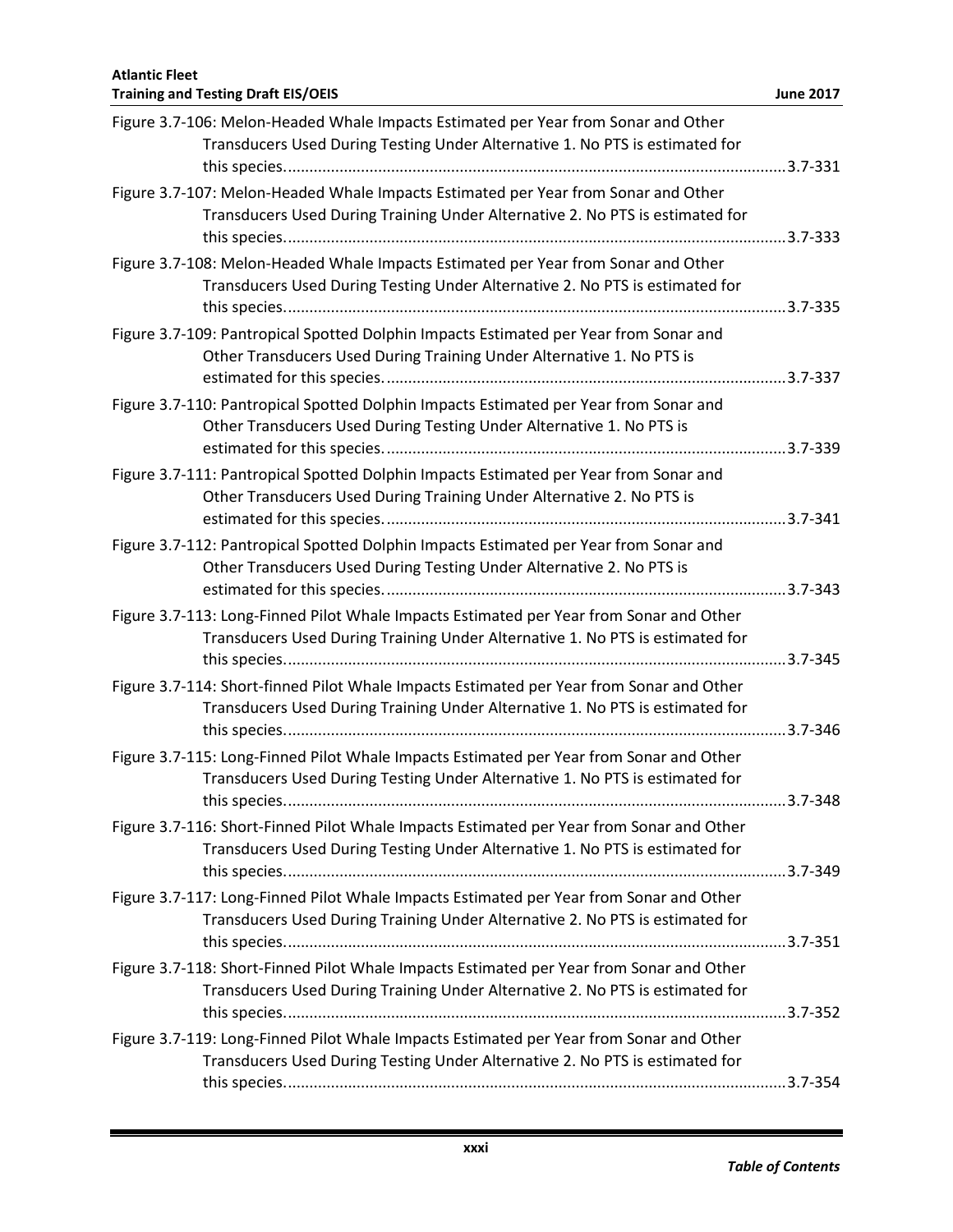Figure 3.7-106: Melon-Headed Whale Impacts Estimated per Year from Sonar and Other Transducers Used During Testing Under Alternative 1. No PTS is estimated for this species. .......... 3.7-331

Figure 3.7-107: Melon-Headed Whale Impacts Estimated per Year from Sonar and Other Transducers Used During Training Under Alternative 2. No PTS is estimated for this species. .......... 3.7-333

Figure 3.7-108: Melon-Headed Whale Impacts Estimated per Year from Sonar and Other Transducers Used During Testing Under Alternative 2. No PTS is estimated for this species. .......... 3.7-335

Figure 3.7-109: Pantropical Spotted Dolphin Impacts Estimated per Year from Sonar and Other Transducers Used During Training Under Alternative 1. No PTS is estimated for this species. .......... 3.7-337

Figure 3.7-110: Pantropical Spotted Dolphin Impacts Estimated per Year from Sonar and Other Transducers Used During Testing Under Alternative 1. No PTS is estimated for this species. .......... 3.7-339

Figure 3.7-111: Pantropical Spotted Dolphin Impacts Estimated per Year from Sonar and Other Transducers Used During Training Under Alternative 2. No PTS is estimated for this species. .......... 3.7-341

Figure 3.7-112: Pantropical Spotted Dolphin Impacts Estimated per Year from Sonar and Other Transducers Used During Testing Under Alternative 2. No PTS is estimated for this species. .......... 3.7-343

Figure 3.7-113: Long-Finned Pilot Whale Impacts Estimated per Year from Sonar and Other Transducers Used During Training Under Alternative 1. No PTS is estimated for this species. .......... 3.7-345

Figure 3.7-114: Short-finned Pilot Whale Impacts Estimated per Year from Sonar and Other Transducers Used During Training Under Alternative 1. No PTS is estimated for this species. .......... 3.7-346

Figure 3.7-115: Long-Finned Pilot Whale Impacts Estimated per Year from Sonar and Other Transducers Used During Testing Under Alternative 1. No PTS is estimated for this species. .......... 3.7-348

Figure 3.7-116: Short-Finned Pilot Whale Impacts Estimated per Year from Sonar and Other Transducers Used During Testing Under Alternative 1. No PTS is estimated for this species. .......... 3.7-349

Figure 3.7-117: Long-Finned Pilot Whale Impacts Estimated per Year from Sonar and Other Transducers Used During Training Under Alternative 2. No PTS is estimated for this species. .......... 3.7-351

Figure 3.7-118: Short-Finned Pilot Whale Impacts Estimated per Year from Sonar and Other Transducers Used During Training Under Alternative 2. No PTS is estimated for this species. .......... 3.7-352

Figure 3.7-119: Long-Finned Pilot Whale Impacts Estimated per Year from Sonar and Other Transducers Used During Testing Under Alternative 2. No PTS is estimated for this species. .......... 3.7-354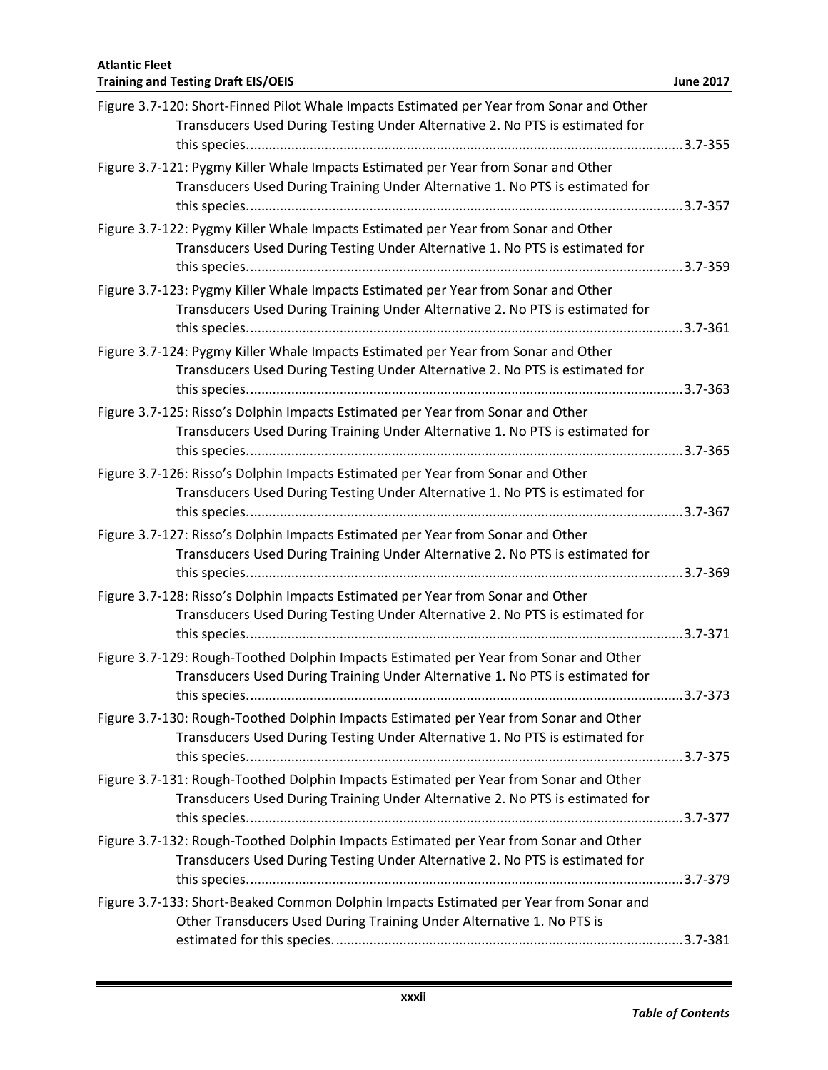Figure 3.7-120: Short-Finned Pilot Whale Impacts Estimated per Year from Sonar and Other Transducers Used During Testing Under Alternative 2. No PTS is estimated for this species....................................................................................................................3.7-355

Figure 3.7-121: Pygmy Killer Whale Impacts Estimated per Year from Sonar and Other Transducers Used During Training Under Alternative 1. No PTS is estimated for this species....................................................................................................................3.7-357

Figure 3.7-122: Pygmy Killer Whale Impacts Estimated per Year from Sonar and Other Transducers Used During Testing Under Alternative 1. No PTS is estimated for this species....................................................................................................................3.7-359

Figure 3.7-123: Pygmy Killer Whale Impacts Estimated per Year from Sonar and Other Transducers Used During Training Under Alternative 2. No PTS is estimated for this species....................................................................................................................3.7-361

Figure 3.7-124: Pygmy Killer Whale Impacts Estimated per Year from Sonar and Other Transducers Used During Testing Under Alternative 2. No PTS is estimated for this species....................................................................................................................3.7-363

Figure 3.7-125: Risso's Dolphin Impacts Estimated per Year from Sonar and Other Transducers Used During Training Under Alternative 1. No PTS is estimated for this species....................................................................................................................3.7-365

Figure 3.7-126: Risso's Dolphin Impacts Estimated per Year from Sonar and Other Transducers Used During Testing Under Alternative 1. No PTS is estimated for this species....................................................................................................................3.7-367

Figure 3.7-127: Risso's Dolphin Impacts Estimated per Year from Sonar and Other Transducers Used During Training Under Alternative 2. No PTS is estimated for this species....................................................................................................................3.7-369

Figure 3.7-128: Risso's Dolphin Impacts Estimated per Year from Sonar and Other Transducers Used During Testing Under Alternative 2. No PTS is estimated for this species....................................................................................................................3.7-371

Figure 3.7-129: Rough-Toothed Dolphin Impacts Estimated per Year from Sonar and Other Transducers Used During Training Under Alternative 1. No PTS is estimated for this species....................................................................................................................3.7-373

Figure 3.7-130: Rough-Toothed Dolphin Impacts Estimated per Year from Sonar and Other Transducers Used During Testing Under Alternative 1. No PTS is estimated for this species....................................................................................................................3.7-375

Figure 3.7-131: Rough-Toothed Dolphin Impacts Estimated per Year from Sonar and Other Transducers Used During Training Under Alternative 2. No PTS is estimated for this species....................................................................................................................3.7-377

Figure 3.7-132: Rough-Toothed Dolphin Impacts Estimated per Year from Sonar and Other Transducers Used During Testing Under Alternative 2. No PTS is estimated for this species....................................................................................................................3.7-379

Figure 3.7-133: Short-Beaked Common Dolphin Impacts Estimated per Year from Sonar and Other Transducers Used During Training Under Alternative 1. No PTS is estimated for this species............................................................................................3.7-381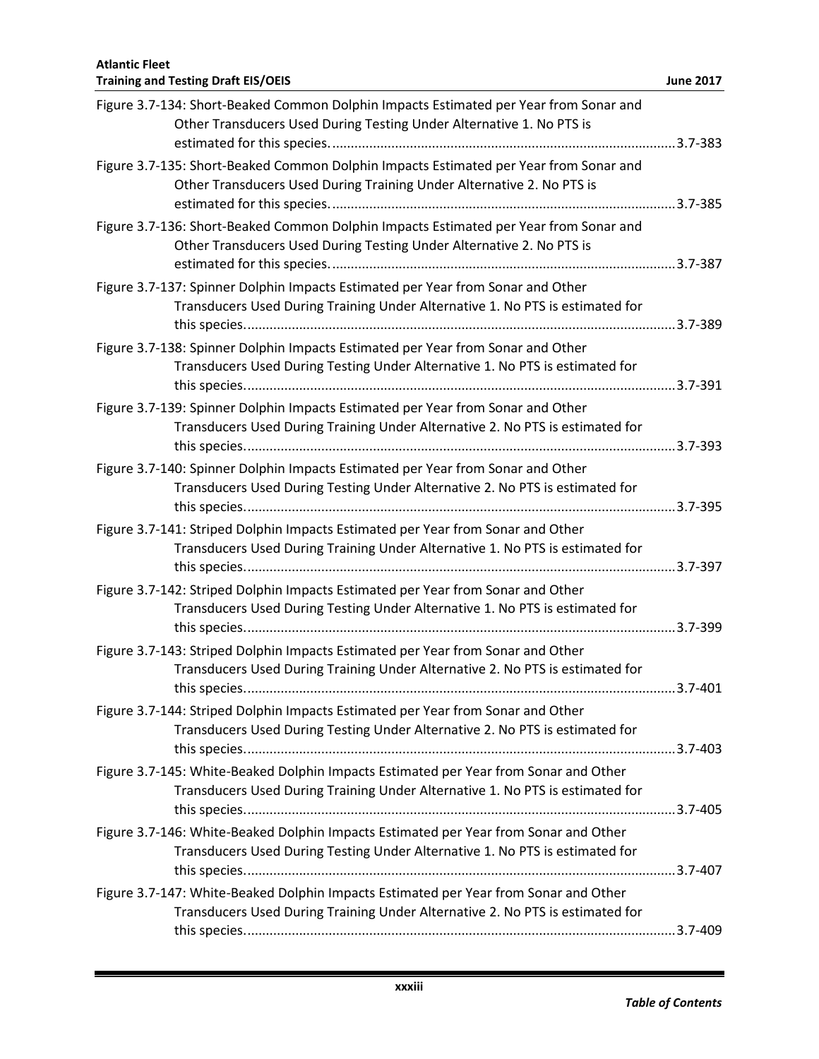Figure 3.7-134: Short-Beaked Common Dolphin Impacts Estimated per Year from Sonar and Other Transducers Used During Testing Under Alternative 1. No PTS is estimated for this species. ............................................................................................ 3.7-383

Figure 3.7-135: Short-Beaked Common Dolphin Impacts Estimated per Year from Sonar and Other Transducers Used During Training Under Alternative 2. No PTS is estimated for this species. ............................................................................................ 3.7-385

Figure 3.7-136: Short-Beaked Common Dolphin Impacts Estimated per Year from Sonar and Other Transducers Used During Testing Under Alternative 2. No PTS is estimated for this species. ............................................................................................ 3.7-387

Figure 3.7-137: Spinner Dolphin Impacts Estimated per Year from Sonar and Other Transducers Used During Training Under Alternative 1. No PTS is estimated for this species. ................................................................................................................... 3.7-389

Figure 3.7-138: Spinner Dolphin Impacts Estimated per Year from Sonar and Other Transducers Used During Testing Under Alternative 1. No PTS is estimated for this species. ................................................................................................................... 3.7-391

Figure 3.7-139: Spinner Dolphin Impacts Estimated per Year from Sonar and Other Transducers Used During Training Under Alternative 2. No PTS is estimated for this species. ................................................................................................................... 3.7-393

Figure 3.7-140: Spinner Dolphin Impacts Estimated per Year from Sonar and Other Transducers Used During Testing Under Alternative 2. No PTS is estimated for this species. ................................................................................................................... 3.7-395

Figure 3.7-141: Striped Dolphin Impacts Estimated per Year from Sonar and Other Transducers Used During Training Under Alternative 1. No PTS is estimated for this species. ................................................................................................................... 3.7-397

Figure 3.7-142: Striped Dolphin Impacts Estimated per Year from Sonar and Other Transducers Used During Testing Under Alternative 1. No PTS is estimated for this species. ................................................................................................................... 3.7-399

Figure 3.7-143: Striped Dolphin Impacts Estimated per Year from Sonar and Other Transducers Used During Training Under Alternative 2. No PTS is estimated for this species. ................................................................................................................... 3.7-401

Figure 3.7-144: Striped Dolphin Impacts Estimated per Year from Sonar and Other Transducers Used During Testing Under Alternative 2. No PTS is estimated for this species. ................................................................................................................... 3.7-403

Figure 3.7-145: White-Beaked Dolphin Impacts Estimated per Year from Sonar and Other Transducers Used During Training Under Alternative 1. No PTS is estimated for this species. ................................................................................................................... 3.7-405

Figure 3.7-146: White-Beaked Dolphin Impacts Estimated per Year from Sonar and Other Transducers Used During Testing Under Alternative 1. No PTS is estimated for this species. ................................................................................................................... 3.7-407

Figure 3.7-147: White-Beaked Dolphin Impacts Estimated per Year from Sonar and Other Transducers Used During Training Under Alternative 2. No PTS is estimated for this species. ................................................................................................................... 3.7-409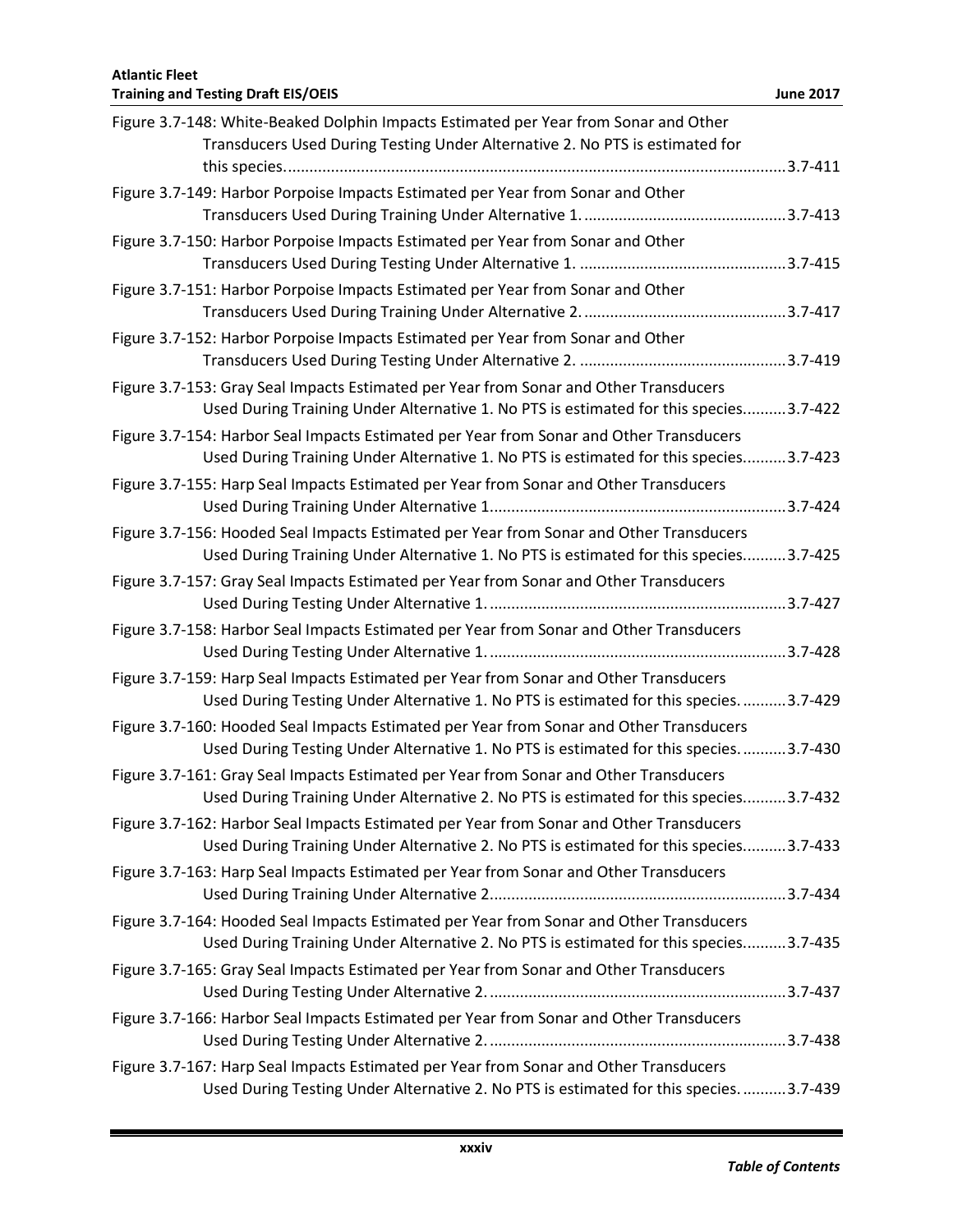Figure 3.7-148: White-Beaked Dolphin Impacts Estimated per Year from Sonar and Other Transducers Used During Testing Under Alternative 2. No PTS is estimated for this species. .......... 3.7-411

Figure 3.7-149: Harbor Porpoise Impacts Estimated per Year from Sonar and Other Transducers Used During Training Under Alternative 1. .......... 3.7-413

Figure 3.7-150: Harbor Porpoise Impacts Estimated per Year from Sonar and Other Transducers Used During Testing Under Alternative 1. .......... 3.7-415

Figure 3.7-151: Harbor Porpoise Impacts Estimated per Year from Sonar and Other Transducers Used During Training Under Alternative 2. .......... 3.7-417

Figure 3.7-152: Harbor Porpoise Impacts Estimated per Year from Sonar and Other Transducers Used During Testing Under Alternative 2. .......... 3.7-419

Figure 3.7-153: Gray Seal Impacts Estimated per Year from Sonar and Other Transducers Used During Training Under Alternative 1. No PTS is estimated for this species. .......... 3.7-422

Figure 3.7-154: Harbor Seal Impacts Estimated per Year from Sonar and Other Transducers Used During Training Under Alternative 1. No PTS is estimated for this species. .......... 3.7-423

Figure 3.7-155: Harp Seal Impacts Estimated per Year from Sonar and Other Transducers Used During Training Under Alternative 1. .......... 3.7-424

Figure 3.7-156: Hooded Seal Impacts Estimated per Year from Sonar and Other Transducers Used During Training Under Alternative 1. No PTS is estimated for this species. .......... 3.7-425

Figure 3.7-157: Gray Seal Impacts Estimated per Year from Sonar and Other Transducers Used During Testing Under Alternative 1. .......... 3.7-427

Figure 3.7-158: Harbor Seal Impacts Estimated per Year from Sonar and Other Transducers Used During Testing Under Alternative 1. .......... 3.7-428

Figure 3.7-159: Harp Seal Impacts Estimated per Year from Sonar and Other Transducers Used During Testing Under Alternative 1. No PTS is estimated for this species. .......... 3.7-429

Figure 3.7-160: Hooded Seal Impacts Estimated per Year from Sonar and Other Transducers Used During Testing Under Alternative 1. No PTS is estimated for this species. .......... 3.7-430

Figure 3.7-161: Gray Seal Impacts Estimated per Year from Sonar and Other Transducers Used During Training Under Alternative 2. No PTS is estimated for this species. .......... 3.7-432

Figure 3.7-162: Harbor Seal Impacts Estimated per Year from Sonar and Other Transducers Used During Training Under Alternative 2. No PTS is estimated for this species. .......... 3.7-433

Figure 3.7-163: Harp Seal Impacts Estimated per Year from Sonar and Other Transducers Used During Training Under Alternative 2. .......... 3.7-434

Figure 3.7-164: Hooded Seal Impacts Estimated per Year from Sonar and Other Transducers Used During Training Under Alternative 2. No PTS is estimated for this species. .......... 3.7-435

Figure 3.7-165: Gray Seal Impacts Estimated per Year from Sonar and Other Transducers Used During Testing Under Alternative 2. .......... 3.7-437

Figure 3.7-166: Harbor Seal Impacts Estimated per Year from Sonar and Other Transducers Used During Testing Under Alternative 2. .......... 3.7-438

Figure 3.7-167: Harp Seal Impacts Estimated per Year from Sonar and Other Transducers Used During Testing Under Alternative 2. No PTS is estimated for this species. .......... 3.7-439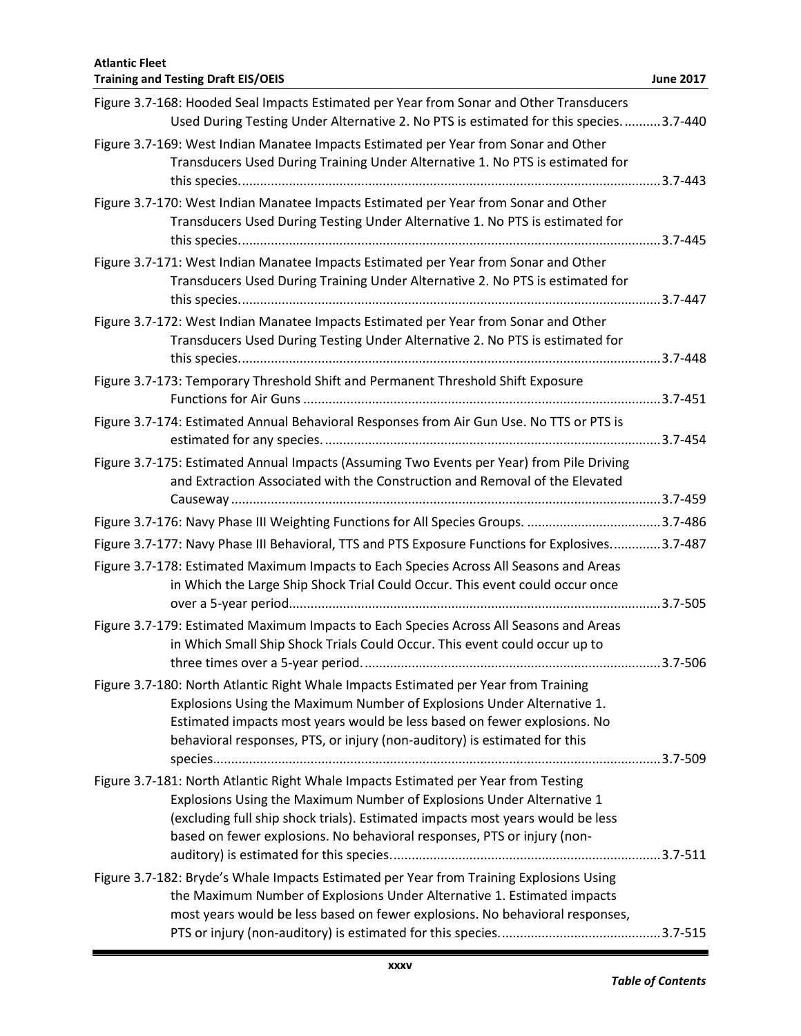Figure 3.7-168: Hooded Seal Impacts Estimated per Year from Sonar and Other Transducers Used During Testing Under Alternative 2. No PTS is estimated for this species. ..........3.7-440

Figure 3.7-169: West Indian Manatee Impacts Estimated per Year from Sonar and Other Transducers Used During Training Under Alternative 1. No PTS is estimated for this species. ..........3.7-443

Figure 3.7-170: West Indian Manatee Impacts Estimated per Year from Sonar and Other Transducers Used During Testing Under Alternative 1. No PTS is estimated for this species. ..........3.7-445

Figure 3.7-171: West Indian Manatee Impacts Estimated per Year from Sonar and Other Transducers Used During Training Under Alternative 2. No PTS is estimated for this species. ..........3.7-447

Figure 3.7-172: West Indian Manatee Impacts Estimated per Year from Sonar and Other Transducers Used During Testing Under Alternative 2. No PTS is estimated for this species. ..........3.7-448

Figure 3.7-173: Temporary Threshold Shift and Permanent Threshold Shift Exposure Functions for Air Guns ..........3.7-451

Figure 3.7-174: Estimated Annual Behavioral Responses from Air Gun Use. No TTS or PTS is estimated for any species. ..........3.7-454

Figure 3.7-175: Estimated Annual Impacts (Assuming Two Events per Year) from Pile Driving and Extraction Associated with the Construction and Removal of the Elevated Causeway ..........3.7-459

Figure 3.7-176: Navy Phase III Weighting Functions for All Species Groups. ..........3.7-486

Figure 3.7-177: Navy Phase III Behavioral, TTS and PTS Exposure Functions for Explosives. ..........3.7-487

Figure 3.7-178: Estimated Maximum Impacts to Each Species Across All Seasons and Areas in Which the Large Ship Shock Trial Could Occur. This event could occur once over a 5-year period. ..........3.7-505

Figure 3.7-179: Estimated Maximum Impacts to Each Species Across All Seasons and Areas in Which Small Ship Shock Trials Could Occur. This event could occur up to three times over a 5-year period. ..........3.7-506

Figure 3.7-180: North Atlantic Right Whale Impacts Estimated per Year from Training Explosions Using the Maximum Number of Explosions Under Alternative 1. Estimated impacts most years would be less based on fewer explosions. No behavioral responses, PTS, or injury (non-auditory) is estimated for this species. ..........3.7-509

Figure 3.7-181: North Atlantic Right Whale Impacts Estimated per Year from Testing Explosions Using the Maximum Number of Explosions Under Alternative 1 (excluding full ship shock trials). Estimated impacts most years would be less based on fewer explosions. No behavioral responses, PTS or injury (non-auditory) is estimated for this species. ..........3.7-511

Figure 3.7-182: Bryde's Whale Impacts Estimated per Year from Training Explosions Using the Maximum Number of Explosions Under Alternative 1. Estimated impacts most years would be less based on fewer explosions. No behavioral responses, PTS or injury (non-auditory) is estimated for this species. ..........3.7-515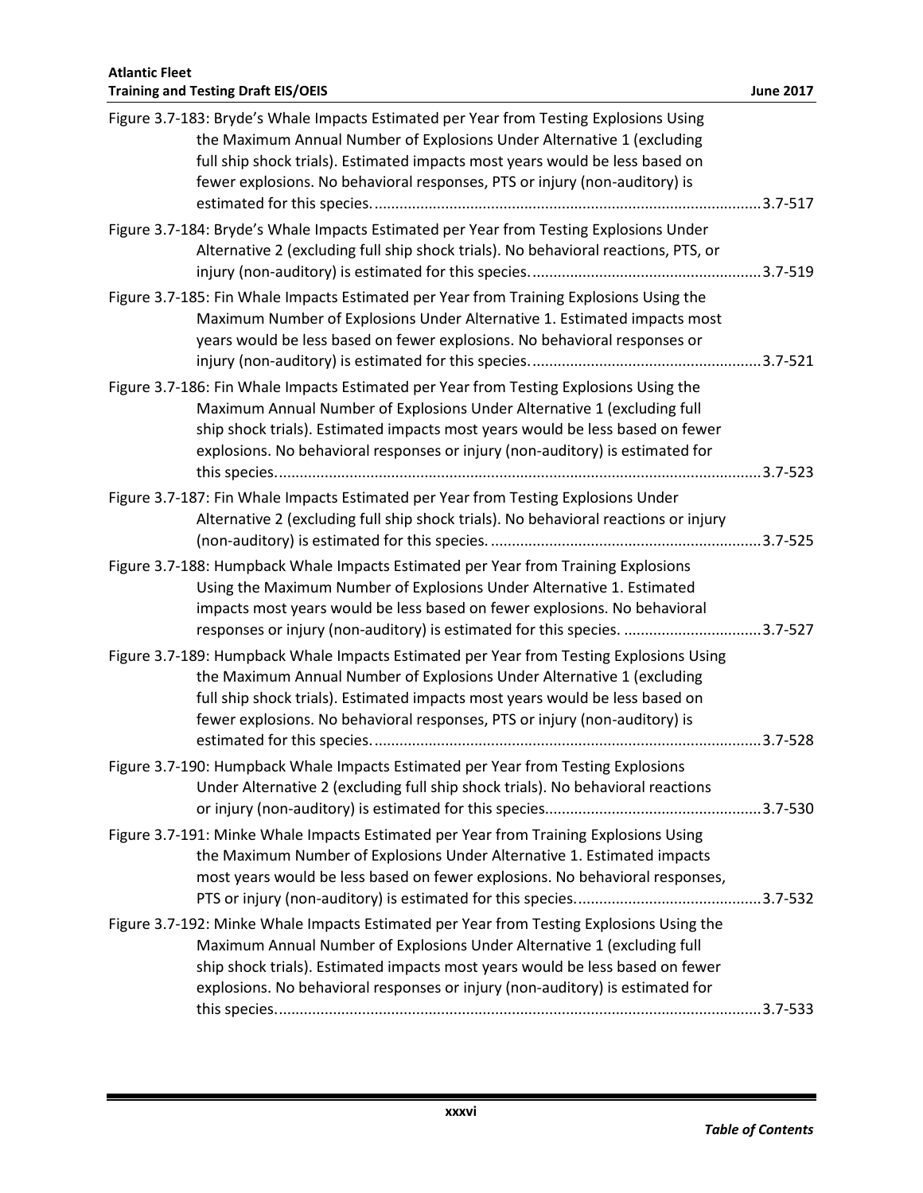Figure 3.7-183: Bryde's Whale Impacts Estimated per Year from Testing Explosions Using the Maximum Annual Number of Explosions Under Alternative 1 (excluding full ship shock trials). Estimated impacts most years would be less based on fewer explosions. No behavioral responses, PTS or injury (non-auditory) is estimated for this species. .......... 3.7-517

Figure 3.7-184: Bryde's Whale Impacts Estimated per Year from Testing Explosions Under Alternative 2 (excluding full ship shock trials). No behavioral reactions, PTS, or injury (non-auditory) is estimated for this species. .......... 3.7-519

Figure 3.7-185: Fin Whale Impacts Estimated per Year from Training Explosions Using the Maximum Number of Explosions Under Alternative 1. Estimated impacts most years would be less based on fewer explosions. No behavioral responses or injury (non-auditory) is estimated for this species. .......... 3.7-521

Figure 3.7-186: Fin Whale Impacts Estimated per Year from Testing Explosions Using the Maximum Annual Number of Explosions Under Alternative 1 (excluding full ship shock trials). Estimated impacts most years would be less based on fewer explosions. No behavioral responses or injury (non-auditory) is estimated for this species. .......... 3.7-523

Figure 3.7-187: Fin Whale Impacts Estimated per Year from Testing Explosions Under Alternative 2 (excluding full ship shock trials). No behavioral reactions or injury (non-auditory) is estimated for this species. .......... 3.7-525

Figure 3.7-188: Humpback Whale Impacts Estimated per Year from Training Explosions Using the Maximum Number of Explosions Under Alternative 1. Estimated impacts most years would be less based on fewer explosions. No behavioral responses or injury (non-auditory) is estimated for this species. .......... 3.7-527

Figure 3.7-189: Humpback Whale Impacts Estimated per Year from Testing Explosions Using the Maximum Annual Number of Explosions Under Alternative 1 (excluding full ship shock trials). Estimated impacts most years would be less based on fewer explosions. No behavioral responses, PTS or injury (non-auditory) is estimated for this species. .......... 3.7-528

Figure 3.7-190: Humpback Whale Impacts Estimated per Year from Testing Explosions Under Alternative 2 (excluding full ship shock trials). No behavioral reactions or injury (non-auditory) is estimated for this species. .......... 3.7-530

Figure 3.7-191: Minke Whale Impacts Estimated per Year from Training Explosions Using the Maximum Number of Explosions Under Alternative 1. Estimated impacts most years would be less based on fewer explosions. No behavioral responses, PTS or injury (non-auditory) is estimated for this species. .......... 3.7-532

Figure 3.7-192: Minke Whale Impacts Estimated per Year from Testing Explosions Using the Maximum Annual Number of Explosions Under Alternative 1 (excluding full ship shock trials). Estimated impacts most years would be less based on fewer explosions. No behavioral responses or injury (non-auditory) is estimated for this species. .......... 3.7-533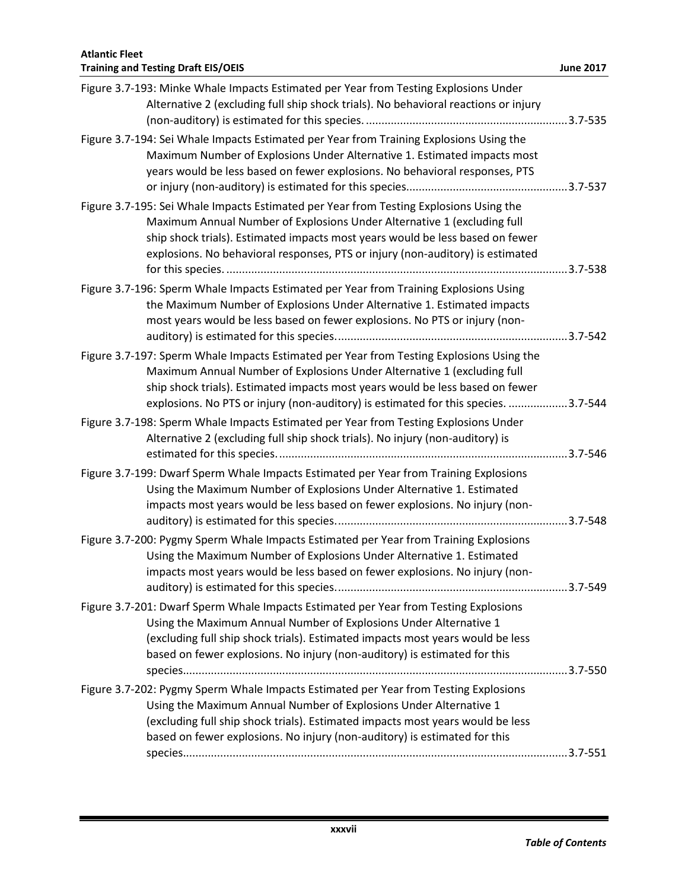Figure 3.7-193: Minke Whale Impacts Estimated per Year from Testing Explosions Under Alternative 2 (excluding full ship shock trials). No behavioral reactions or injury (non-auditory) is estimated for this species. ....................................................................3.7-535

Figure 3.7-194: Sei Whale Impacts Estimated per Year from Training Explosions Using the Maximum Number of Explosions Under Alternative 1. Estimated impacts most years would be less based on fewer explosions. No behavioral responses, PTS or injury (non-auditory) is estimated for this species....................................................3.7-537

Figure 3.7-195: Sei Whale Impacts Estimated per Year from Testing Explosions Using the Maximum Annual Number of Explosions Under Alternative 1 (excluding full ship shock trials). Estimated impacts most years would be less based on fewer explosions. No behavioral responses, PTS or injury (non-auditory) is estimated for this species. ..............................................................................................................3.7-538

Figure 3.7-196: Sperm Whale Impacts Estimated per Year from Training Explosions Using the Maximum Number of Explosions Under Alternative 1. Estimated impacts most years would be less based on fewer explosions. No PTS or injury (non-auditory) is estimated for this species...........................................................................3.7-542

Figure 3.7-197: Sperm Whale Impacts Estimated per Year from Testing Explosions Using the Maximum Annual Number of Explosions Under Alternative 1 (excluding full ship shock trials). Estimated impacts most years would be less based on fewer explosions. No PTS or injury (non-auditory) is estimated for this species. ...................3.7-544

Figure 3.7-198: Sperm Whale Impacts Estimated per Year from Testing Explosions Under Alternative 2 (excluding full ship shock trials). No injury (non-auditory) is estimated for this species.............................................................................................3.7-546

Figure 3.7-199: Dwarf Sperm Whale Impacts Estimated per Year from Training Explosions Using the Maximum Number of Explosions Under Alternative 1. Estimated impacts most years would be less based on fewer explosions. No injury (non-auditory) is estimated for this species...........................................................................3.7-548

Figure 3.7-200: Pygmy Sperm Whale Impacts Estimated per Year from Training Explosions Using the Maximum Number of Explosions Under Alternative 1. Estimated impacts most years would be less based on fewer explosions. No injury (non-auditory) is estimated for this species...........................................................................3.7-549

Figure 3.7-201: Dwarf Sperm Whale Impacts Estimated per Year from Testing Explosions Using the Maximum Annual Number of Explosions Under Alternative 1 (excluding full ship shock trials). Estimated impacts most years would be less based on fewer explosions. No injury (non-auditory) is estimated for this species............................................................................................................................3.7-550

Figure 3.7-202: Pygmy Sperm Whale Impacts Estimated per Year from Testing Explosions Using the Maximum Annual Number of Explosions Under Alternative 1 (excluding full ship shock trials). Estimated impacts most years would be less based on fewer explosions. No injury (non-auditory) is estimated for this species............................................................................................................................3.7-551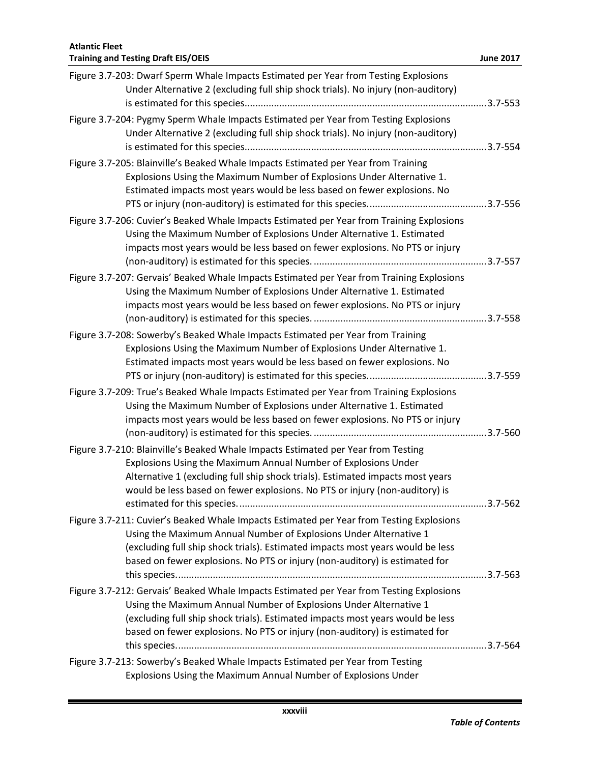Figure 3.7-203: Dwarf Sperm Whale Impacts Estimated per Year from Testing Explosions Under Alternative 2 (excluding full ship shock trials). No injury (non-auditory) is estimated for this species. ........................................................................................ 3.7-553

Figure 3.7-204: Pygmy Sperm Whale Impacts Estimated per Year from Testing Explosions Under Alternative 2 (excluding full ship shock trials). No injury (non-auditory) is estimated for this species. ........................................................................................ 3.7-554

Figure 3.7-205: Blainville's Beaked Whale Impacts Estimated per Year from Training Explosions Using the Maximum Number of Explosions Under Alternative 1. Estimated impacts most years would be less based on fewer explosions. No PTS or injury (non-auditory) is estimated for this species. ............................................ 3.7-556

Figure 3.7-206: Cuvier's Beaked Whale Impacts Estimated per Year from Training Explosions Using the Maximum Number of Explosions Under Alternative 1. Estimated impacts most years would be less based on fewer explosions. No PTS or injury (non-auditory) is estimated for this species. ................................................................. 3.7-557

Figure 3.7-207: Gervais' Beaked Whale Impacts Estimated per Year from Training Explosions Using the Maximum Number of Explosions Under Alternative 1. Estimated impacts most years would be less based on fewer explosions. No PTS or injury (non-auditory) is estimated for this species. ................................................................. 3.7-558

Figure 3.7-208: Sowerby's Beaked Whale Impacts Estimated per Year from Training Explosions Using the Maximum Number of Explosions Under Alternative 1. Estimated impacts most years would be less based on fewer explosions. No PTS or injury (non-auditory) is estimated for this species. ............................................ 3.7-559

Figure 3.7-209: True's Beaked Whale Impacts Estimated per Year from Training Explosions Using the Maximum Number of Explosions under Alternative 1. Estimated impacts most years would be less based on fewer explosions. No PTS or injury (non-auditory) is estimated for this species. ................................................................. 3.7-560

Figure 3.7-210: Blainville's Beaked Whale Impacts Estimated per Year from Testing Explosions Using the Maximum Annual Number of Explosions Under Alternative 1 (excluding full ship shock trials). Estimated impacts most years would be less based on fewer explosions. No PTS or injury (non-auditory) is estimated for this species. ............................................................................................ 3.7-562

Figure 3.7-211: Cuvier's Beaked Whale Impacts Estimated per Year from Testing Explosions Using the Maximum Annual Number of Explosions Under Alternative 1 (excluding full ship shock trials). Estimated impacts most years would be less based on fewer explosions. No PTS or injury (non-auditory) is estimated for this species. .................................................................................................................... 3.7-563

Figure 3.7-212: Gervais' Beaked Whale Impacts Estimated per Year from Testing Explosions Using the Maximum Annual Number of Explosions Under Alternative 1 (excluding full ship shock trials). Estimated impacts most years would be less based on fewer explosions. No PTS or injury (non-auditory) is estimated for this species. .................................................................................................................... 3.7-564

Figure 3.7-213: Sowerby's Beaked Whale Impacts Estimated per Year from Testing Explosions Using the Maximum Annual Number of Explosions Under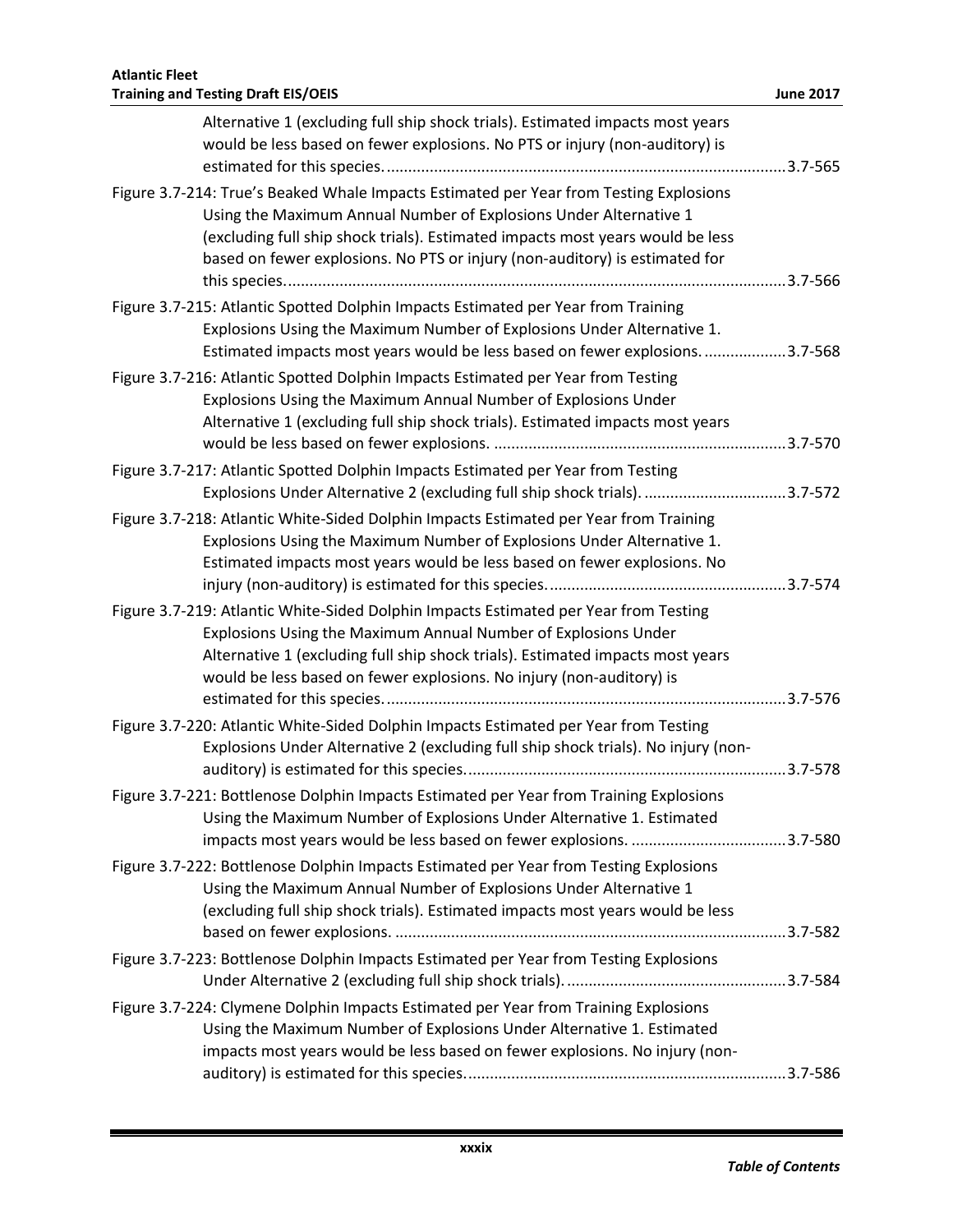Alternative 1 (excluding full ship shock trials). Estimated impacts most years would be less based on fewer explosions. No PTS or injury (non-auditory) is estimated for this species. ............................................................................................ 3.7-565

Figure 3.7-214: True's Beaked Whale Impacts Estimated per Year from Testing Explosions Using the Maximum Annual Number of Explosions Under Alternative 1 (excluding full ship shock trials). Estimated impacts most years would be less based on fewer explosions. No PTS or injury (non-auditory) is estimated for this species. .................................................................................................................. 3.7-566

Figure 3.7-215: Atlantic Spotted Dolphin Impacts Estimated per Year from Training Explosions Using the Maximum Number of Explosions Under Alternative 1. Estimated impacts most years would be less based on fewer explosions. .................. 3.7-568

Figure 3.7-216: Atlantic Spotted Dolphin Impacts Estimated per Year from Testing Explosions Using the Maximum Annual Number of Explosions Under Alternative 1 (excluding full ship shock trials). Estimated impacts most years would be less based on fewer explosions. ................................................................... 3.7-570

Figure 3.7-217: Atlantic Spotted Dolphin Impacts Estimated per Year from Testing Explosions Under Alternative 2 (excluding full ship shock trials). ................................ 3.7-572

Figure 3.7-218: Atlantic White-Sided Dolphin Impacts Estimated per Year from Training Explosions Using the Maximum Number of Explosions Under Alternative 1. Estimated impacts most years would be less based on fewer explosions. No injury (non-auditory) is estimated for this species. ...................................................... 3.7-574

Figure 3.7-219: Atlantic White-Sided Dolphin Impacts Estimated per Year from Testing Explosions Using the Maximum Annual Number of Explosions Under Alternative 1 (excluding full ship shock trials). Estimated impacts most years would be less based on fewer explosions. No injury (non-auditory) is estimated for this species. ............................................................................................ 3.7-576

Figure 3.7-220: Atlantic White-Sided Dolphin Impacts Estimated per Year from Testing Explosions Under Alternative 2 (excluding full ship shock trials). No injury (non-auditory) is estimated for this species. ......................................................................... 3.7-578

Figure 3.7-221: Bottlenose Dolphin Impacts Estimated per Year from Training Explosions Using the Maximum Number of Explosions Under Alternative 1. Estimated impacts most years would be less based on fewer explosions. .................................... 3.7-580

Figure 3.7-222: Bottlenose Dolphin Impacts Estimated per Year from Testing Explosions Using the Maximum Annual Number of Explosions Under Alternative 1 (excluding full ship shock trials). Estimated impacts most years would be less based on fewer explosions. .......................................................................................... 3.7-582

Figure 3.7-223: Bottlenose Dolphin Impacts Estimated per Year from Testing Explosions Under Alternative 2 (excluding full ship shock trials). .................................................. 3.7-584

Figure 3.7-224: Clymene Dolphin Impacts Estimated per Year from Training Explosions Using the Maximum Number of Explosions Under Alternative 1. Estimated impacts most years would be less based on fewer explosions. No injury (non-auditory) is estimated for this species. ......................................................................... 3.7-586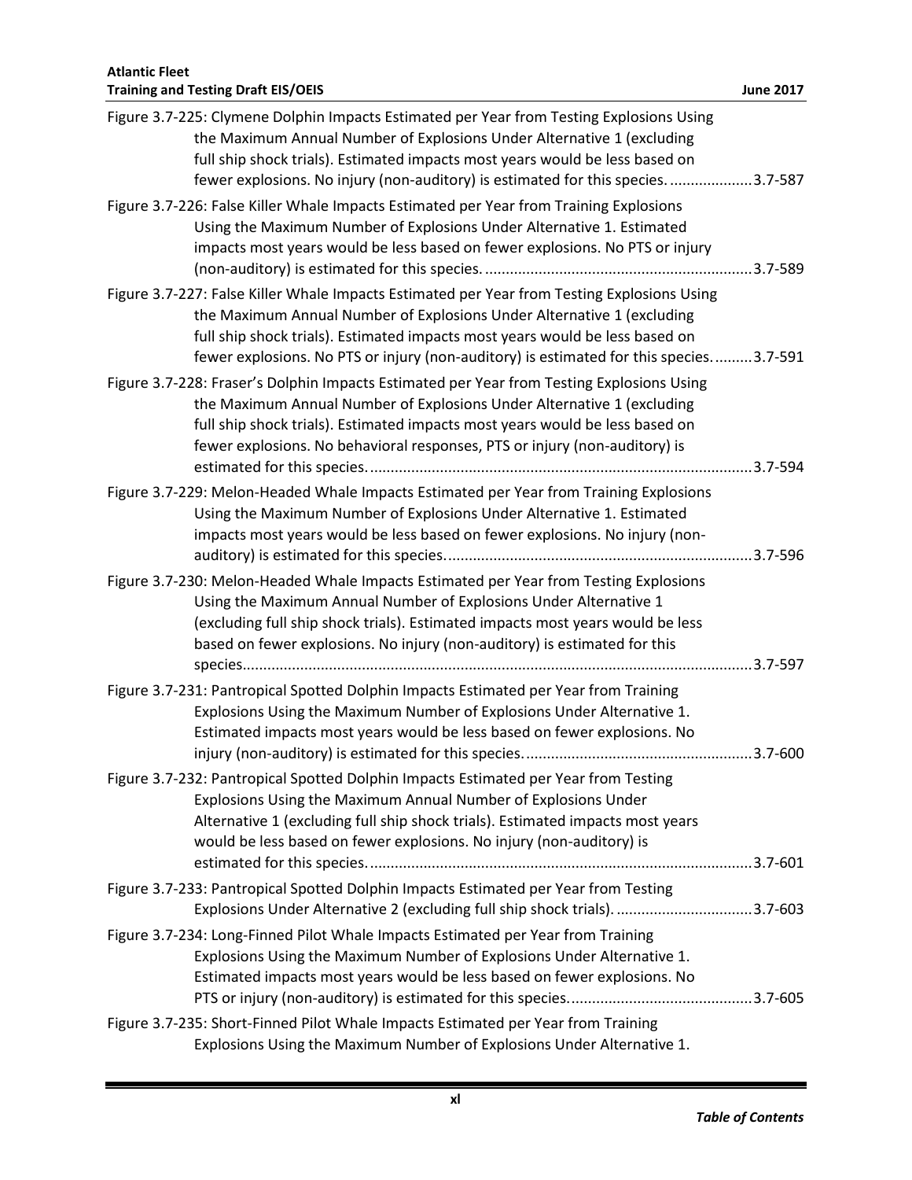Figure 3.7-225: Clymene Dolphin Impacts Estimated per Year from Testing Explosions Using the Maximum Annual Number of Explosions Under Alternative 1 (excluding full ship shock trials). Estimated impacts most years would be less based on fewer explosions. No injury (non-auditory) is estimated for this species. ....................3.7-587

Figure 3.7-226: False Killer Whale Impacts Estimated per Year from Training Explosions Using the Maximum Number of Explosions Under Alternative 1. Estimated impacts most years would be less based on fewer explosions. No PTS or injury (non-auditory) is estimated for this species. ................................................................3.7-589

Figure 3.7-227: False Killer Whale Impacts Estimated per Year from Testing Explosions Using the Maximum Annual Number of Explosions Under Alternative 1 (excluding full ship shock trials). Estimated impacts most years would be less based on fewer explosions. No PTS or injury (non-auditory) is estimated for this species. .........3.7-591

Figure 3.7-228: Fraser's Dolphin Impacts Estimated per Year from Testing Explosions Using the Maximum Annual Number of Explosions Under Alternative 1 (excluding full ship shock trials). Estimated impacts most years would be less based on fewer explosions. No behavioral responses, PTS or injury (non-auditory) is estimated for this species. ..........................................................................................3.7-594

Figure 3.7-229: Melon-Headed Whale Impacts Estimated per Year from Training Explosions Using the Maximum Number of Explosions Under Alternative 1. Estimated impacts most years would be less based on fewer explosions. No injury (non-auditory) is estimated for this species. ........................................................................3.7-596

Figure 3.7-230: Melon-Headed Whale Impacts Estimated per Year from Testing Explosions Using the Maximum Annual Number of Explosions Under Alternative 1 (excluding full ship shock trials). Estimated impacts most years would be less based on fewer explosions. No injury (non-auditory) is estimated for this species.........................................................................................................................3.7-597

Figure 3.7-231: Pantropical Spotted Dolphin Impacts Estimated per Year from Training Explosions Using the Maximum Number of Explosions Under Alternative 1. Estimated impacts most years would be less based on fewer explosions. No injury (non-auditory) is estimated for this species. ......................................................3.7-600

Figure 3.7-232: Pantropical Spotted Dolphin Impacts Estimated per Year from Testing Explosions Using the Maximum Annual Number of Explosions Under Alternative 1 (excluding full ship shock trials). Estimated impacts most years would be less based on fewer explosions. No injury (non-auditory) is estimated for this species. ..........................................................................................3.7-601

Figure 3.7-233: Pantropical Spotted Dolphin Impacts Estimated per Year from Testing Explosions Under Alternative 2 (excluding full ship shock trials). ................................3.7-603

Figure 3.7-234: Long-Finned Pilot Whale Impacts Estimated per Year from Training Explosions Using the Maximum Number of Explosions Under Alternative 1. Estimated impacts most years would be less based on fewer explosions. No PTS or injury (non-auditory) is estimated for this species. ...........................................3.7-605

Figure 3.7-235: Short-Finned Pilot Whale Impacts Estimated per Year from Training Explosions Using the Maximum Number of Explosions Under Alternative 1.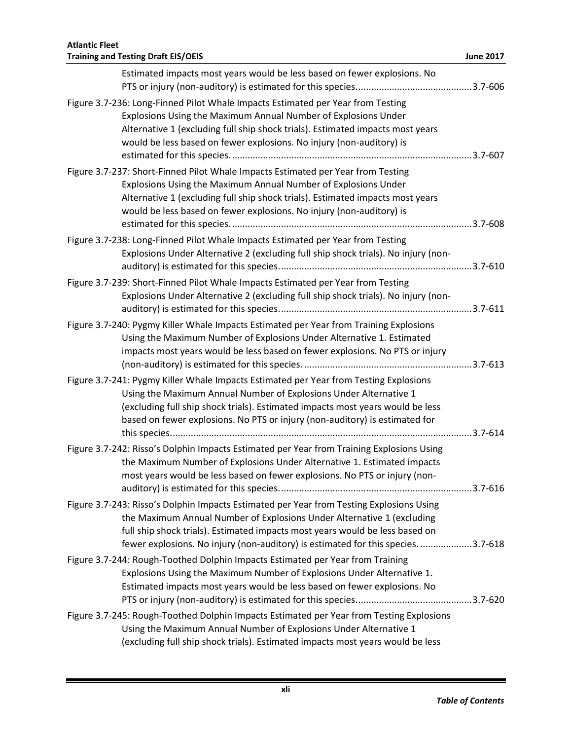Estimated impacts most years would be less based on fewer explosions. No PTS or injury (non-auditory) is estimated for this species. ........................................... 3.7-606

Figure 3.7-236: Long-Finned Pilot Whale Impacts Estimated per Year from Testing Explosions Using the Maximum Annual Number of Explosions Under Alternative 1 (excluding full ship shock trials). Estimated impacts most years would be less based on fewer explosions. No injury (non-auditory) is estimated for this species. ........................................... 3.7-607

Figure 3.7-237: Short-Finned Pilot Whale Impacts Estimated per Year from Testing Explosions Using the Maximum Annual Number of Explosions Under Alternative 1 (excluding full ship shock trials). Estimated impacts most years would be less based on fewer explosions. No injury (non-auditory) is estimated for this species. ........................................... 3.7-608

Figure 3.7-238: Long-Finned Pilot Whale Impacts Estimated per Year from Testing Explosions Under Alternative 2 (excluding full ship shock trials). No injury (non-auditory) is estimated for this species. ........................................... 3.7-610

Figure 3.7-239: Short-Finned Pilot Whale Impacts Estimated per Year from Testing Explosions Under Alternative 2 (excluding full ship shock trials). No injury (non-auditory) is estimated for this species. ........................................... 3.7-611

Figure 3.7-240: Pygmy Killer Whale Impacts Estimated per Year from Training Explosions Using the Maximum Number of Explosions Under Alternative 1. Estimated impacts most years would be less based on fewer explosions. No PTS or injury (non-auditory) is estimated for this species. ........................................... 3.7-613

Figure 3.7-241: Pygmy Killer Whale Impacts Estimated per Year from Testing Explosions Using the Maximum Annual Number of Explosions Under Alternative 1 (excluding full ship shock trials). Estimated impacts most years would be less based on fewer explosions. No PTS or injury (non-auditory) is estimated for this species. ........................................... 3.7-614

Figure 3.7-242: Risso's Dolphin Impacts Estimated per Year from Training Explosions Using the Maximum Number of Explosions Under Alternative 1. Estimated impacts most years would be less based on fewer explosions. No PTS or injury (non-auditory) is estimated for this species. ........................................... 3.7-616

Figure 3.7-243: Risso's Dolphin Impacts Estimated per Year from Testing Explosions Using the Maximum Annual Number of Explosions Under Alternative 1 (excluding full ship shock trials). Estimated impacts most years would be less based on fewer explosions. No injury (non-auditory) is estimated for this species. ........................................... 3.7-618

Figure 3.7-244: Rough-Toothed Dolphin Impacts Estimated per Year from Training Explosions Using the Maximum Number of Explosions Under Alternative 1. Estimated impacts most years would be less based on fewer explosions. No PTS or injury (non-auditory) is estimated for this species. ........................................... 3.7-620

Figure 3.7-245: Rough-Toothed Dolphin Impacts Estimated per Year from Testing Explosions Using the Maximum Annual Number of Explosions Under Alternative 1 (excluding full ship shock trials). Estimated impacts most years would be less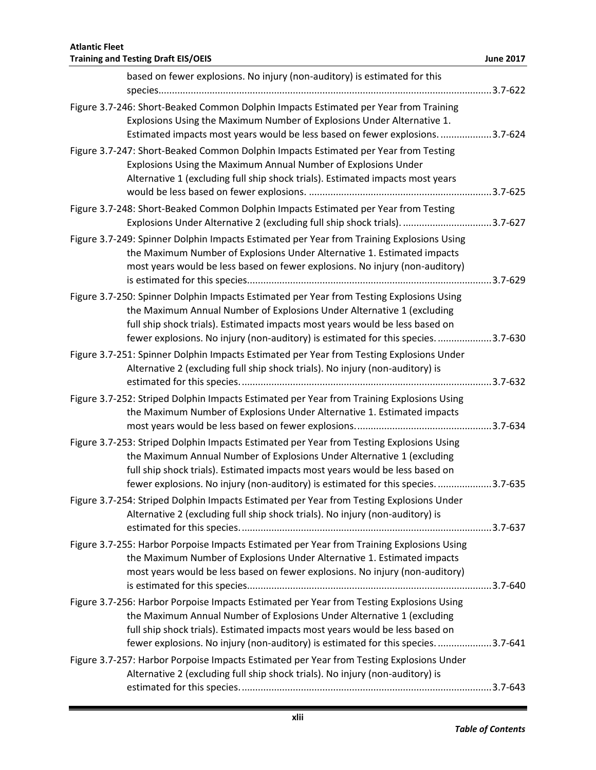based on fewer explosions. No injury (non-auditory) is estimated for this species..........................................................................................................................3.7-622

Figure 3.7-246: Short-Beaked Common Dolphin Impacts Estimated per Year from Training Explosions Using the Maximum Number of Explosions Under Alternative 1. Estimated impacts most years would be less based on fewer explosions. ..................3.7-624

Figure 3.7-247: Short-Beaked Common Dolphin Impacts Estimated per Year from Testing Explosions Using the Maximum Annual Number of Explosions Under Alternative 1 (excluding full ship shock trials). Estimated impacts most years would be less based on fewer explosions. ...................................................................3.7-625

Figure 3.7-248: Short-Beaked Common Dolphin Impacts Estimated per Year from Testing Explosions Under Alternative 2 (excluding full ship shock trials). ................................3.7-627

Figure 3.7-249: Spinner Dolphin Impacts Estimated per Year from Training Explosions Using the Maximum Number of Explosions Under Alternative 1. Estimated impacts most years would be less based on fewer explosions. No injury (non-auditory) is estimated for this species.........................................................................................3.7-629

Figure 3.7-250: Spinner Dolphin Impacts Estimated per Year from Testing Explosions Using the Maximum Annual Number of Explosions Under Alternative 1 (excluding full ship shock trials). Estimated impacts most years would be less based on fewer explosions. No injury (non-auditory) is estimated for this species. ...................3.7-630

Figure 3.7-251: Spinner Dolphin Impacts Estimated per Year from Testing Explosions Under Alternative 2 (excluding full ship shock trials). No injury (non-auditory) is estimated for this species. ...........................................................................................3.7-632

Figure 3.7-252: Striped Dolphin Impacts Estimated per Year from Training Explosions Using the Maximum Number of Explosions Under Alternative 1. Estimated impacts most years would be less based on fewer explosions. .................................................3.7-634

Figure 3.7-253: Striped Dolphin Impacts Estimated per Year from Testing Explosions Using the Maximum Annual Number of Explosions Under Alternative 1 (excluding full ship shock trials). Estimated impacts most years would be less based on fewer explosions. No injury (non-auditory) is estimated for this species. ...................3.7-635

Figure 3.7-254: Striped Dolphin Impacts Estimated per Year from Testing Explosions Under Alternative 2 (excluding full ship shock trials). No injury (non-auditory) is estimated for this species. ...........................................................................................3.7-637

Figure 3.7-255: Harbor Porpoise Impacts Estimated per Year from Training Explosions Using the Maximum Number of Explosions Under Alternative 1. Estimated impacts most years would be less based on fewer explosions. No injury (non-auditory) is estimated for this species.........................................................................................3.7-640

Figure 3.7-256: Harbor Porpoise Impacts Estimated per Year from Testing Explosions Using the Maximum Annual Number of Explosions Under Alternative 1 (excluding full ship shock trials). Estimated impacts most years would be less based on fewer explosions. No injury (non-auditory) is estimated for this species. ...................3.7-641

Figure 3.7-257: Harbor Porpoise Impacts Estimated per Year from Testing Explosions Under Alternative 2 (excluding full ship shock trials). No injury (non-auditory) is estimated for this species. ...........................................................................................3.7-643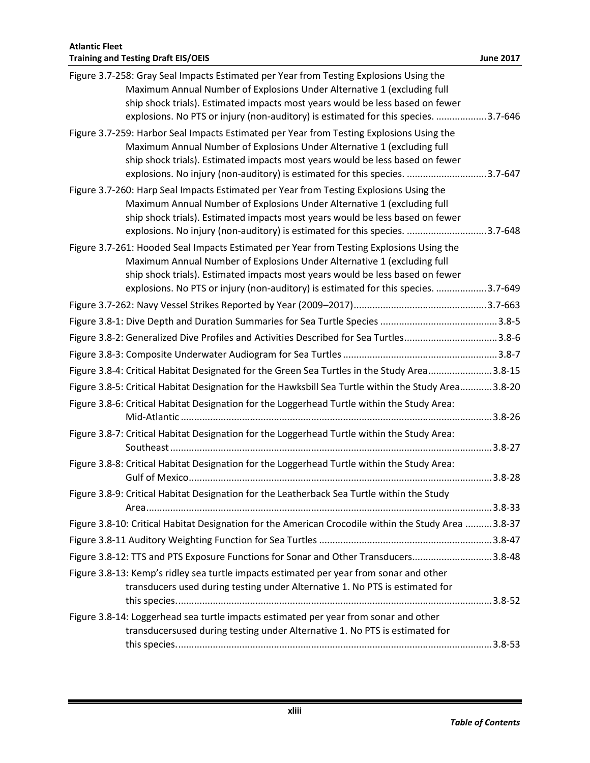Figure 3.7-258: Gray Seal Impacts Estimated per Year from Testing Explosions Using the Maximum Annual Number of Explosions Under Alternative 1 (excluding full ship shock trials). Estimated impacts most years would be less based on fewer explosions. No PTS or injury (non-auditory) is estimated for this species. ...................3.7-646

Figure 3.7-259: Harbor Seal Impacts Estimated per Year from Testing Explosions Using the Maximum Annual Number of Explosions Under Alternative 1 (excluding full ship shock trials). Estimated impacts most years would be less based on fewer explosions. No injury (non-auditory) is estimated for this species. .............................3.7-647

Figure 3.7-260: Harp Seal Impacts Estimated per Year from Testing Explosions Using the Maximum Annual Number of Explosions Under Alternative 1 (excluding full ship shock trials). Estimated impacts most years would be less based on fewer explosions. No injury (non-auditory) is estimated for this species. .............................3.7-648

Figure 3.7-261: Hooded Seal Impacts Estimated per Year from Testing Explosions Using the Maximum Annual Number of Explosions Under Alternative 1 (excluding full ship shock trials). Estimated impacts most years would be less based on fewer explosions. No PTS or injury (non-auditory) is estimated for this species. ...................3.7-649

Figure 3.7-262: Navy Vessel Strikes Reported by Year (2009–2017).................................................3.7-663

Figure 3.8-1: Dive Depth and Duration Summaries for Sea Turtle Species ...........................................3.8-5

Figure 3.8-2: Generalized Dive Profiles and Activities Described for Sea Turtles..................................3.8-6

Figure 3.8-3: Composite Underwater Audiogram for Sea Turtles .........................................................3.8-7

Figure 3.8-4: Critical Habitat Designated for the Green Sea Turtles in the Study Area.......................3.8-15

Figure 3.8-5: Critical Habitat Designation for the Hawksbill Sea Turtle within the Study Area............3.8-20

Figure 3.8-6: Critical Habitat Designation for the Loggerhead Turtle within the Study Area: Mid-Atlantic ....................................................................................................................3.8-26

Figure 3.8-7: Critical Habitat Designation for the Loggerhead Turtle within the Study Area: Southeast........................................................................................................................3.8-27

Figure 3.8-8: Critical Habitat Designation for the Loggerhead Turtle within the Study Area: Gulf of Mexico.................................................................................................................3.8-28

Figure 3.8-9: Critical Habitat Designation for the Leatherback Sea Turtle within the Study Area.................................................................................................................................3.8-33

Figure 3.8-10: Critical Habitat Designation for the American Crocodile within the Study Area ..........3.8-37

Figure 3.8-11 Auditory Weighting Function for Sea Turtles ................................................................3.8-47

Figure 3.8-12: TTS and PTS Exposure Functions for Sonar and Other Transducers.............................3.8-48

Figure 3.8-13: Kemp's ridley sea turtle impacts estimated per year from sonar and other transducers used during testing under Alternative 1. No PTS is estimated for this species......................................................................................................................3.8-52

Figure 3.8-14: Loggerhead sea turtle impacts estimated per year from sonar and other transducersused during testing under Alternative 1. No PTS is estimated for this species......................................................................................................................3.8-53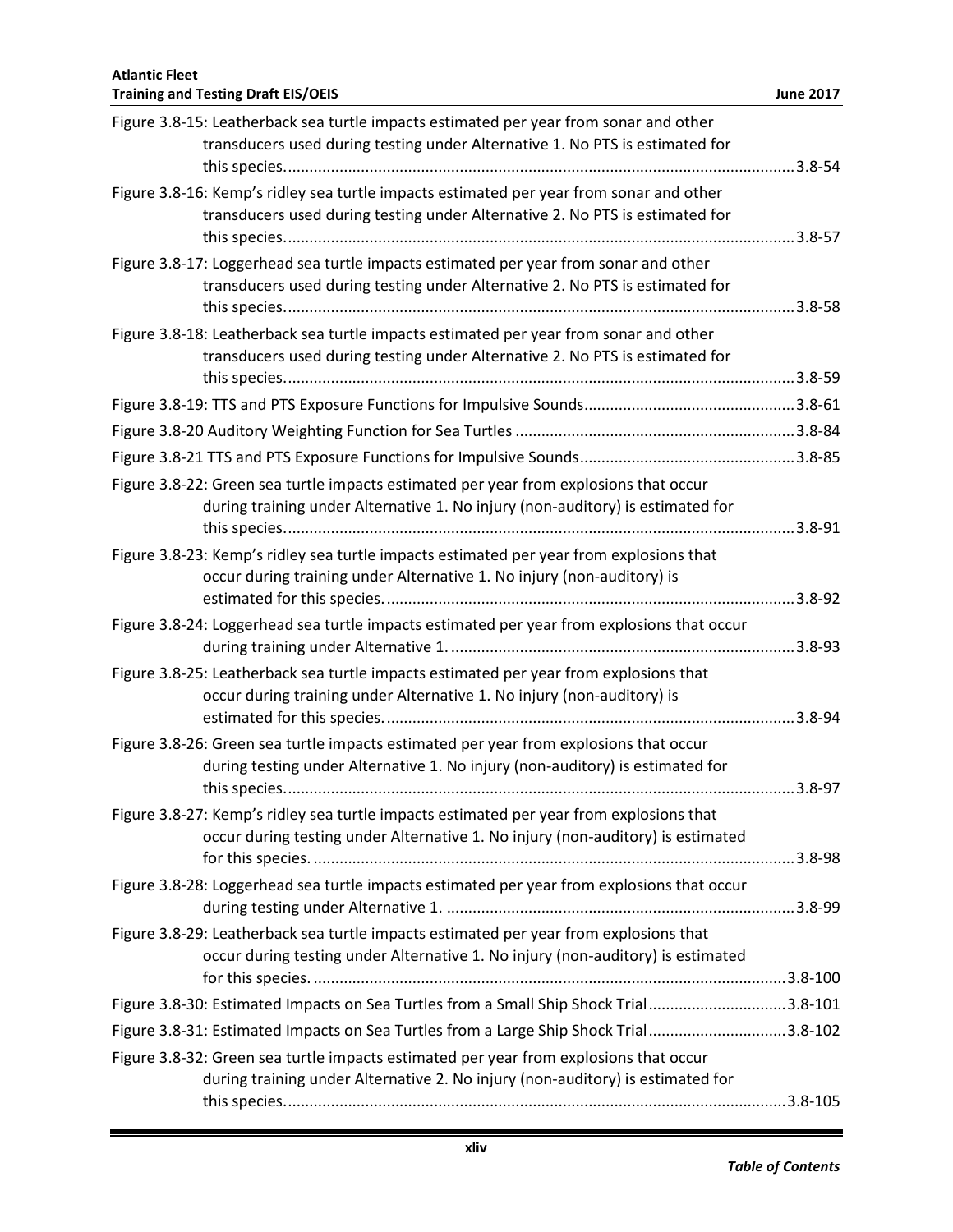Figure 3.8-15: Leatherback sea turtle impacts estimated per year from sonar and other transducers used during testing under Alternative 1. No PTS is estimated for this species......................................................................................................................3.8-54

Figure 3.8-16: Kemp's ridley sea turtle impacts estimated per year from sonar and other transducers used during testing under Alternative 2. No PTS is estimated for this species......................................................................................................................3.8-57

Figure 3.8-17: Loggerhead sea turtle impacts estimated per year from sonar and other transducers used during testing under Alternative 2. No PTS is estimated for this species......................................................................................................................3.8-58

Figure 3.8-18: Leatherback sea turtle impacts estimated per year from sonar and other transducers used during testing under Alternative 2. No PTS is estimated for this species......................................................................................................................3.8-59

Figure 3.8-19: TTS and PTS Exposure Functions for Impulsive Sounds................................................3.8-61

Figure 3.8-20 Auditory Weighting Function for Sea Turtles .................................................................3.8-84

Figure 3.8-21 TTS and PTS Exposure Functions for Impulsive Sounds..................................................3.8-85

Figure 3.8-22: Green sea turtle impacts estimated per year from explosions that occur during training under Alternative 1. No injury (non-auditory) is estimated for this species......................................................................................................................3.8-91

Figure 3.8-23: Kemp's ridley sea turtle impacts estimated per year from explosions that occur during training under Alternative 1. No injury (non-auditory) is estimated for this species...............................................................................................3.8-92

Figure 3.8-24: Loggerhead sea turtle impacts estimated per year from explosions that occur during training under Alternative 1. ................................................................................3.8-93

Figure 3.8-25: Leatherback sea turtle impacts estimated per year from explosions that occur during training under Alternative 1. No injury (non-auditory) is estimated for this species...............................................................................................3.8-94

Figure 3.8-26: Green sea turtle impacts estimated per year from explosions that occur during testing under Alternative 1. No injury (non-auditory) is estimated for this species......................................................................................................................3.8-97

Figure 3.8-27: Kemp's ridley sea turtle impacts estimated per year from explosions that occur during testing under Alternative 1. No injury (non-auditory) is estimated for this species. ...............................................................................................................3.8-98

Figure 3.8-28: Loggerhead sea turtle impacts estimated per year from explosions that occur during testing under Alternative 1. .................................................................................3.8-99

Figure 3.8-29: Leatherback sea turtle impacts estimated per year from explosions that occur during testing under Alternative 1. No injury (non-auditory) is estimated for this species. .............................................................................................................3.8-100

Figure 3.8-30: Estimated Impacts on Sea Turtles from a Small Ship Shock Trial................................3.8-101

Figure 3.8-31: Estimated Impacts on Sea Turtles from a Large Ship Shock Trial................................3.8-102

Figure 3.8-32: Green sea turtle impacts estimated per year from explosions that occur during training under Alternative 2. No injury (non-auditory) is estimated for this species....................................................................................................................3.8-105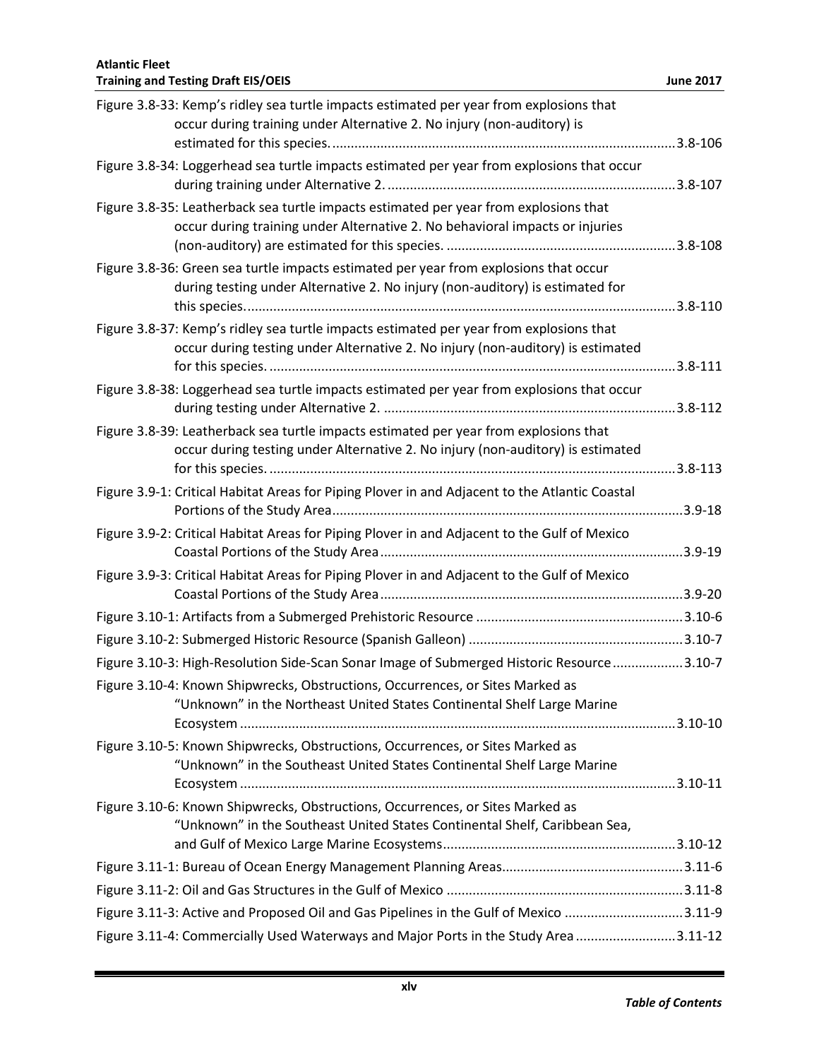Figure 3.8-33: Kemp's ridley sea turtle impacts estimated per year from explosions that occur during training under Alternative 2. No injury (non-auditory) is estimated for this species. ............ 3.8-106

Figure 3.8-34: Loggerhead sea turtle impacts estimated per year from explosions that occur during training under Alternative 2. ............ 3.8-107

Figure 3.8-35: Leatherback sea turtle impacts estimated per year from explosions that occur during training under Alternative 2. No behavioral impacts or injuries (non-auditory) are estimated for this species. ............ 3.8-108

Figure 3.8-36: Green sea turtle impacts estimated per year from explosions that occur during testing under Alternative 2. No injury (non-auditory) is estimated for this species. ............ 3.8-110

Figure 3.8-37: Kemp's ridley sea turtle impacts estimated per year from explosions that occur during testing under Alternative 2. No injury (non-auditory) is estimated for this species. ............ 3.8-111

Figure 3.8-38: Loggerhead sea turtle impacts estimated per year from explosions that occur during testing under Alternative 2. ............ 3.8-112

Figure 3.8-39: Leatherback sea turtle impacts estimated per year from explosions that occur during testing under Alternative 2. No injury (non-auditory) is estimated for this species. ............ 3.8-113

Figure 3.9-1: Critical Habitat Areas for Piping Plover in and Adjacent to the Atlantic Coastal Portions of the Study Area ............ 3.9-18

Figure 3.9-2: Critical Habitat Areas for Piping Plover in and Adjacent to the Gulf of Mexico Coastal Portions of the Study Area ............ 3.9-19

Figure 3.9-3: Critical Habitat Areas for Piping Plover in and Adjacent to the Gulf of Mexico Coastal Portions of the Study Area ............ 3.9-20

Figure 3.10-1: Artifacts from a Submerged Prehistoric Resource ............ 3.10-6

Figure 3.10-2: Submerged Historic Resource (Spanish Galleon) ............ 3.10-7

Figure 3.10-3: High-Resolution Side-Scan Sonar Image of Submerged Historic Resource ............ 3.10-7

Figure 3.10-4: Known Shipwrecks, Obstructions, Occurrences, or Sites Marked as "Unknown" in the Northeast United States Continental Shelf Large Marine Ecosystem ............ 3.10-10

Figure 3.10-5: Known Shipwrecks, Obstructions, Occurrences, or Sites Marked as "Unknown" in the Southeast United States Continental Shelf Large Marine Ecosystem ............ 3.10-11

Figure 3.10-6: Known Shipwrecks, Obstructions, Occurrences, or Sites Marked as "Unknown" in the Southeast United States Continental Shelf, Caribbean Sea, and Gulf of Mexico Large Marine Ecosystems ............ 3.10-12

Figure 3.11-1: Bureau of Ocean Energy Management Planning Areas ............ 3.11-6

Figure 3.11-2: Oil and Gas Structures in the Gulf of Mexico ............ 3.11-8

Figure 3.11-3: Active and Proposed Oil and Gas Pipelines in the Gulf of Mexico ............ 3.11-9

Figure 3.11-4: Commercially Used Waterways and Major Ports in the Study Area ............ 3.11-12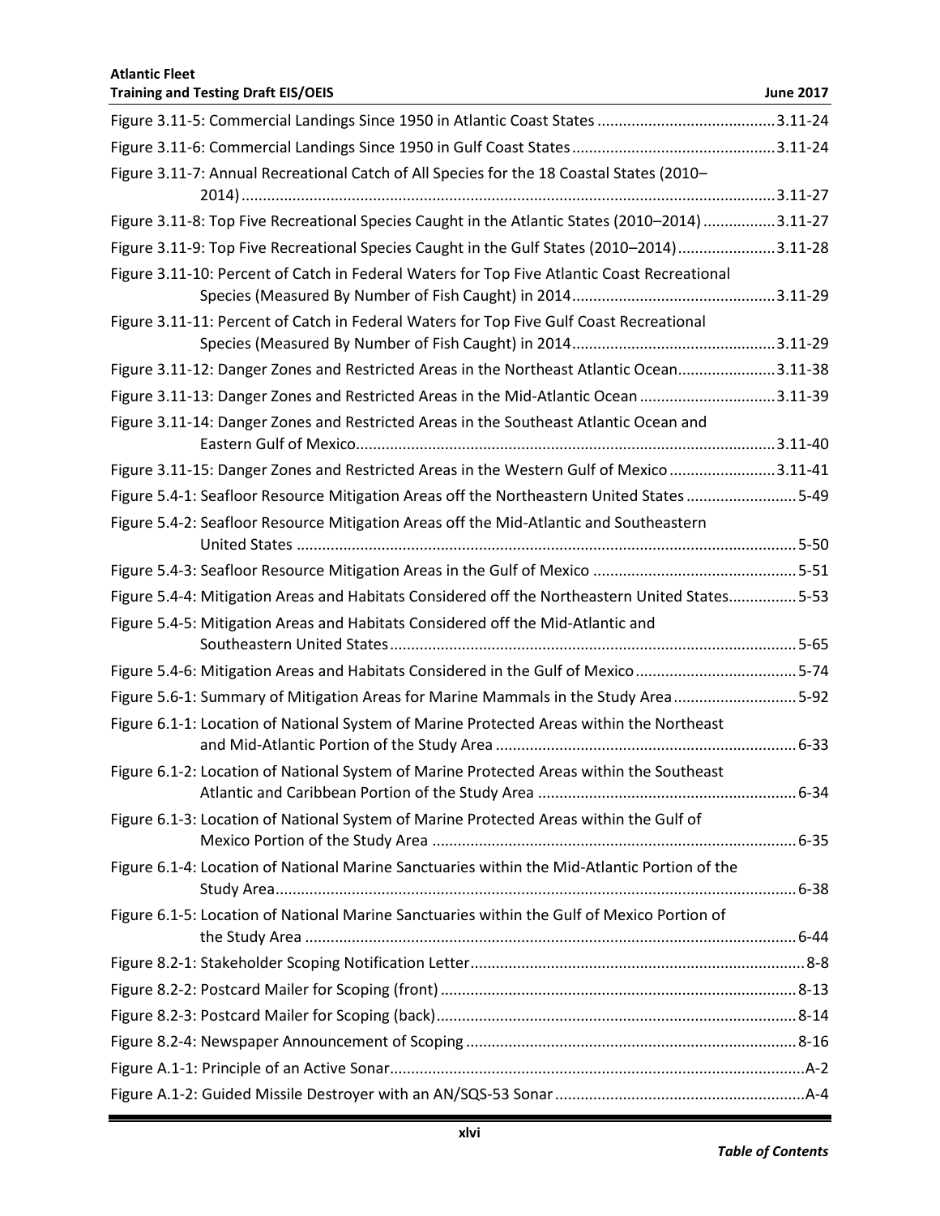Figure 3.11-5: Commercial Landings Since 1950 in Atlantic Coast States ....................................3.11-24

Figure 3.11-6: Commercial Landings Since 1950 in Gulf Coast States.........................................3.11-24

Figure 3.11-7: Annual Recreational Catch of All Species for the 18 Coastal States (2010–2014)............................................................................................................3.11-27

Figure 3.11-8: Top Five Recreational Species Caught in the Atlantic States (2010–2014) ................3.11-27

Figure 3.11-9: Top Five Recreational Species Caught in the Gulf States (2010–2014).......................3.11-28

Figure 3.11-10: Percent of Catch in Federal Waters for Top Five Atlantic Coast Recreational Species (Measured By Number of Fish Caught) in 2014................................................3.11-29

Figure 3.11-11: Percent of Catch in Federal Waters for Top Five Gulf Coast Recreational Species (Measured By Number of Fish Caught) in 2014................................................3.11-29

Figure 3.11-12: Danger Zones and Restricted Areas in the Northeast Atlantic Ocean.......................3.11-38

Figure 3.11-13: Danger Zones and Restricted Areas in the Mid-Atlantic Ocean ................................3.11-39

Figure 3.11-14: Danger Zones and Restricted Areas in the Southeast Atlantic Ocean and Eastern Gulf of Mexico..................................................................................................3.11-40

Figure 3.11-15: Danger Zones and Restricted Areas in the Western Gulf of Mexico .........................3.11-41

Figure 5.4-1: Seafloor Resource Mitigation Areas off the Northeastern United States .........................5-49

Figure 5.4-2: Seafloor Resource Mitigation Areas off the Mid-Atlantic and Southeastern United States .....................................................................................................................5-50

Figure 5.4-3: Seafloor Resource Mitigation Areas in the Gulf of Mexico ................................................5-51

Figure 5.4-4: Mitigation Areas and Habitats Considered off the Northeastern United States................5-53

Figure 5.4-5: Mitigation Areas and Habitats Considered off the Mid-Atlantic and Southeastern United States...............................................................................................5-65

Figure 5.4-6: Mitigation Areas and Habitats Considered in the Gulf of Mexico......................................5-74

Figure 5.6-1: Summary of Mitigation Areas for Marine Mammals in the Study Area .............................5-92

Figure 6.1-1: Location of National System of Marine Protected Areas within the Northeast and Mid-Atlantic Portion of the Study Area .......................................................................6-33

Figure 6.1-2: Location of National System of Marine Protected Areas within the Southeast Atlantic and Caribbean Portion of the Study Area .............................................................6-34

Figure 6.1-3: Location of National System of Marine Protected Areas within the Gulf of Mexico Portion of the Study Area .....................................................................................6-35

Figure 6.1-4: Location of National Marine Sanctuaries within the Mid-Atlantic Portion of the Study Area.........................................................................................................................6-38

Figure 6.1-5: Location of National Marine Sanctuaries within the Gulf of Mexico Portion of the Study Area ...................................................................................................................6-44

Figure 8.2-1: Stakeholder Scoping Notification Letter..............................................................................8-8

Figure 8.2-2: Postcard Mailer for Scoping (front) ...................................................................................8-13

Figure 8.2-3: Postcard Mailer for Scoping (back)....................................................................................8-14

Figure 8.2-4: Newspaper Announcement of Scoping .............................................................................8-16

Figure A.1-1: Principle of an Active Sonar.................................................................................................A-2

Figure A.1-2: Guided Missile Destroyer with an AN/SQS-53 Sonar ...........................................................A-4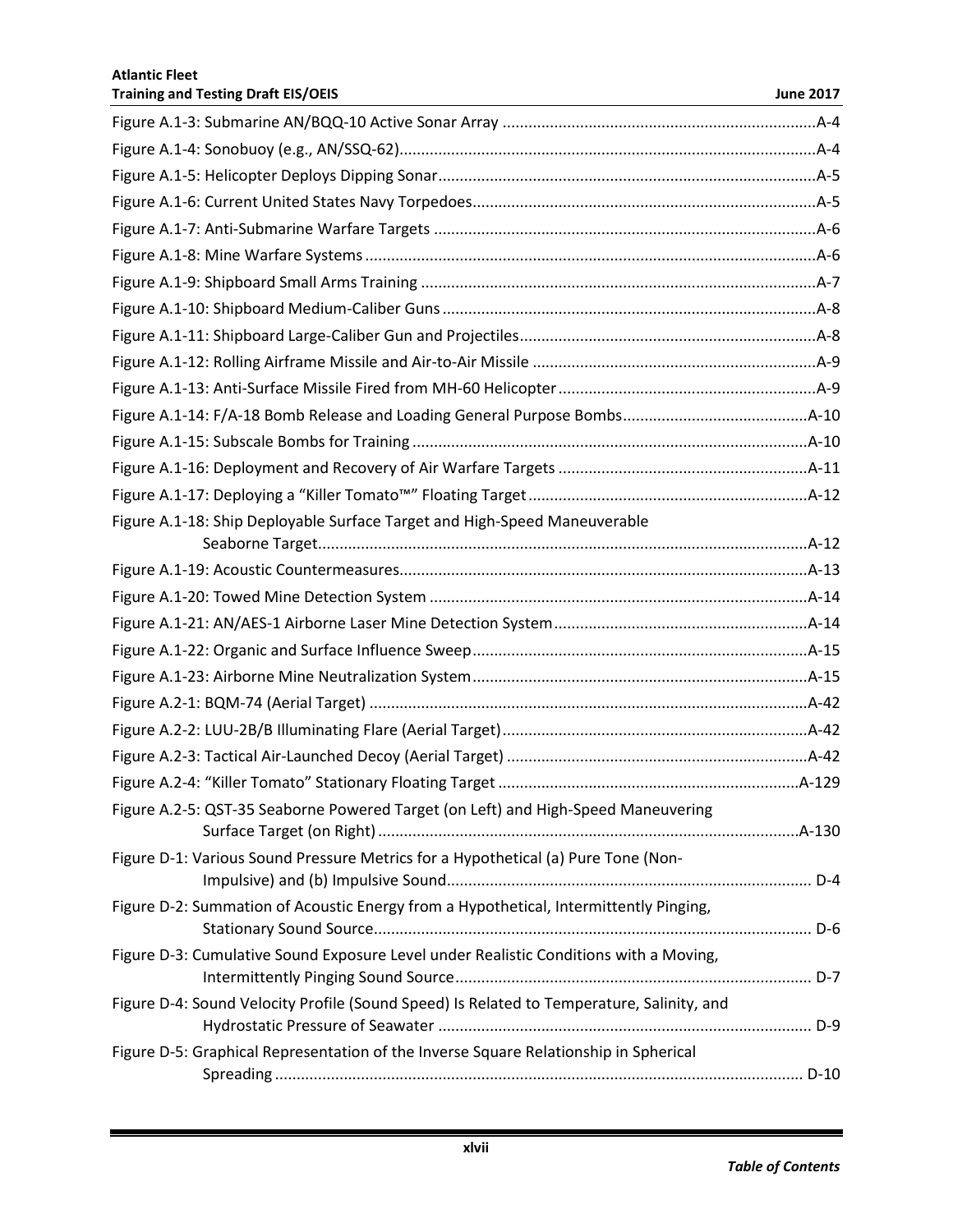Figure A.1-3: Submarine AN/BQQ-10 Active Sonar Array ....... A-4

Figure A.1-4: Sonobuoy (e.g., AN/SSQ-62) ....... A-4

Figure A.1-5: Helicopter Deploys Dipping Sonar ....... A-5

Figure A.1-6: Current United States Navy Torpedoes ....... A-5

Figure A.1-7: Anti-Submarine Warfare Targets ....... A-6

Figure A.1-8: Mine Warfare Systems ....... A-6

Figure A.1-9: Shipboard Small Arms Training ....... A-7

Figure A.1-10: Shipboard Medium-Caliber Guns ....... A-8

Figure A.1-11: Shipboard Large-Caliber Gun and Projectiles ....... A-8

Figure A.1-12: Rolling Airframe Missile and Air-to-Air Missile ....... A-9

Figure A.1-13: Anti-Surface Missile Fired from MH-60 Helicopter ....... A-9

Figure A.1-14: F/A-18 Bomb Release and Loading General Purpose Bombs ....... A-10

Figure A.1-15: Subscale Bombs for Training ....... A-10

Figure A.1-16: Deployment and Recovery of Air Warfare Targets ....... A-11

Figure A.1-17: Deploying a "Killer Tomato™" Floating Target ....... A-12

Figure A.1-18: Ship Deployable Surface Target and High-Speed Maneuverable Seaborne Target ....... A-12

Figure A.1-19: Acoustic Countermeasures ....... A-13

Figure A.1-20: Towed Mine Detection System ....... A-14

Figure A.1-21: AN/AES-1 Airborne Laser Mine Detection System ....... A-14

Figure A.1-22: Organic and Surface Influence Sweep ....... A-15

Figure A.1-23: Airborne Mine Neutralization System ....... A-15

Figure A.2-1: BQM-74 (Aerial Target) ....... A-42

Figure A.2-2: LUU-2B/B Illuminating Flare (Aerial Target) ....... A-42

Figure A.2-3: Tactical Air-Launched Decoy (Aerial Target) ....... A-42

Figure A.2-4: "Killer Tomato" Stationary Floating Target ....... A-129

Figure A.2-5: QST-35 Seaborne Powered Target (on Left) and High-Speed Maneuvering Surface Target (on Right) ....... A-130

Figure D-1: Various Sound Pressure Metrics for a Hypothetical (a) Pure Tone (Non-Impulsive) and (b) Impulsive Sound ....... D-4

Figure D-2: Summation of Acoustic Energy from a Hypothetical, Intermittently Pinging, Stationary Sound Source ....... D-6

Figure D-3: Cumulative Sound Exposure Level under Realistic Conditions with a Moving, Intermittently Pinging Sound Source ....... D-7

Figure D-4: Sound Velocity Profile (Sound Speed) Is Related to Temperature, Salinity, and Hydrostatic Pressure of Seawater ....... D-9

Figure D-5: Graphical Representation of the Inverse Square Relationship in Spherical Spreading ....... D-10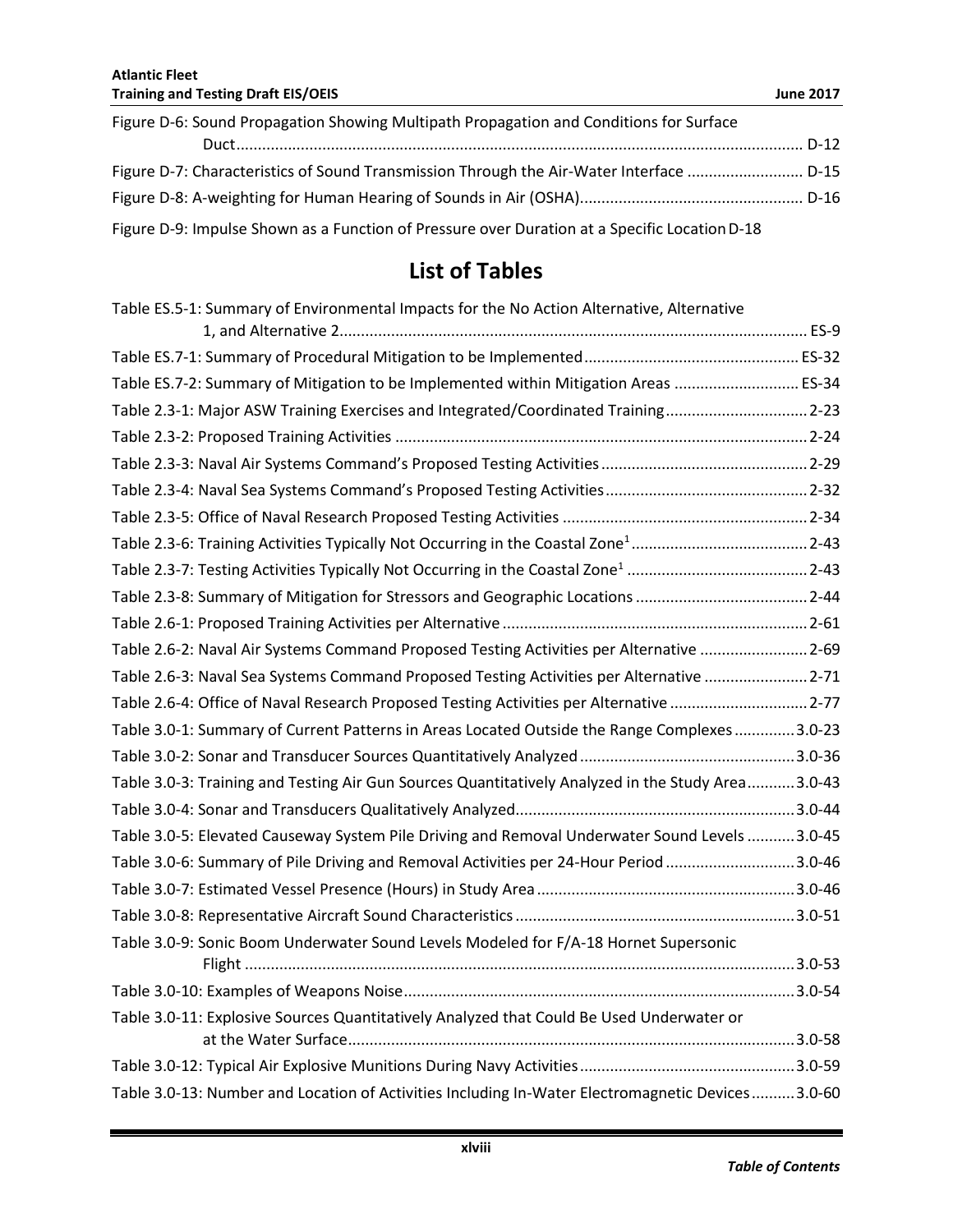Figure D-6: Sound Propagation Showing Multipath Propagation and Conditions for Surface Duct ................................................................................................................................ D-12

Figure D-7: Characteristics of Sound Transmission Through the Air-Water Interface .......................... D-15

Figure D-8: A-weighting for Human Hearing of Sounds in Air (OSHA)................................................... D-16

Figure D-9: Impulse Shown as a Function of Pressure over Duration at a Specific Location D-18

## List of Tables

Table ES.5-1: Summary of Environmental Impacts for the No Action Alternative, Alternative 1, and Alternative 2.............................................................................................................. ES-9

Table ES.7-1: Summary of Procedural Mitigation to be Implemented................................................. ES-32

Table ES.7-2: Summary of Mitigation to be Implemented within Mitigation Areas ............................ ES-34

Table 2.3-1: Major ASW Training Exercises and Integrated/Coordinated Training................................ 2-23

Table 2.3-2: Proposed Training Activities ............................................................................................... 2-24

Table 2.3-3: Naval Air Systems Command's Proposed Testing Activities................................................ 2-29

Table 2.3-4: Naval Sea Systems Command's Proposed Testing Activities............................................... 2-32

Table 2.3-5: Office of Naval Research Proposed Testing Activities ........................................................ 2-34

Table 2.3-6: Training Activities Typically Not Occurring in the Coastal Zone[1] ....................................... 2-43

Table 2.3-7: Testing Activities Typically Not Occurring in the Coastal Zone[1] ......................................... 2-43

Table 2.3-8: Summary of Mitigation for Stressors and Geographic Locations ....................................... 2-44

Table 2.6-1: Proposed Training Activities per Alternative ...................................................................... 2-61

Table 2.6-2: Naval Air Systems Command Proposed Testing Activities per Alternative ......................... 2-69

Table 2.6-3: Naval Sea Systems Command Proposed Testing Activities per Alternative ........................ 2-71

Table 2.6-4: Office of Naval Research Proposed Testing Activities per Alternative ............................... 2-77

Table 3.0-1: Summary of Current Patterns in Areas Located Outside the Range Complexes ............. 3.0-23

Table 3.0-2: Sonar and Transducer Sources Quantitatively Analyzed ................................................. 3.0-36

Table 3.0-3: Training and Testing Air Gun Sources Quantitatively Analyzed in the Study Area........... 3.0-43

Table 3.0-4: Sonar and Transducers Qualitatively Analyzed................................................................ 3.0-44

Table 3.0-5: Elevated Causeway System Pile Driving and Removal Underwater Sound Levels ........... 3.0-45

Table 3.0-6: Summary of Pile Driving and Removal Activities per 24-Hour Period ............................. 3.0-46

Table 3.0-7: Estimated Vessel Presence (Hours) in Study Area ........................................................... 3.0-46

Table 3.0-8: Representative Aircraft Sound Characteristics ................................................................ 3.0-51

Table 3.0-9: Sonic Boom Underwater Sound Levels Modeled for F/A-18 Hornet Supersonic Flight .............................................................................................................................. 3.0-53

Table 3.0-10: Examples of Weapons Noise.......................................................................................... 3.0-54

Table 3.0-11: Explosive Sources Quantitatively Analyzed that Could Be Used Underwater or at the Water Surface....................................................................................................... 3.0-58

Table 3.0-12: Typical Air Explosive Munitions During Navy Activities ................................................. 3.0-59

Table 3.0-13: Number and Location of Activities Including In-Water Electromagnetic Devices .......... 3.0-60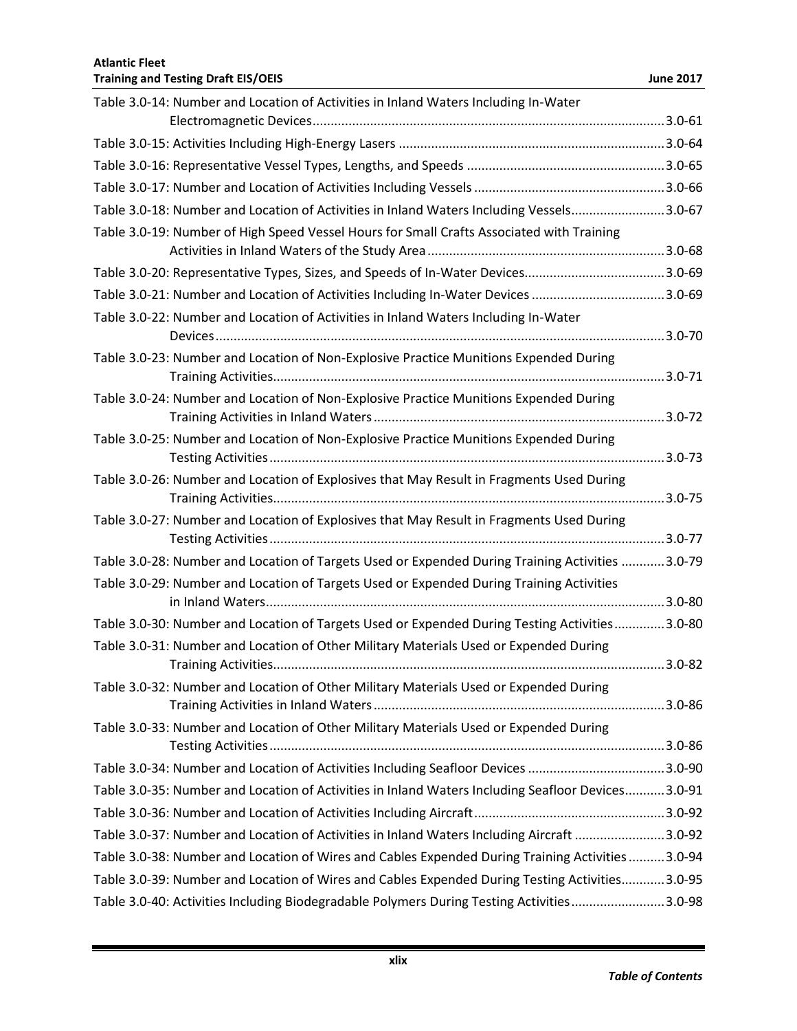Table 3.0-14: Number and Location of Activities in Inland Waters Including In-Water Electromagnetic Devices ........ 3.0-61

Table 3.0-15: Activities Including High-Energy Lasers ........ 3.0-64

Table 3.0-16: Representative Vessel Types, Lengths, and Speeds ........ 3.0-65

Table 3.0-17: Number and Location of Activities Including Vessels ........ 3.0-66

Table 3.0-18: Number and Location of Activities in Inland Waters Including Vessels ........ 3.0-67

Table 3.0-19: Number of High Speed Vessel Hours for Small Crafts Associated with Training Activities in Inland Waters of the Study Area ........ 3.0-68

Table 3.0-20: Representative Types, Sizes, and Speeds of In-Water Devices ........ 3.0-69

Table 3.0-21: Number and Location of Activities Including In-Water Devices ........ 3.0-69

Table 3.0-22: Number and Location of Activities in Inland Waters Including In-Water Devices ........ 3.0-70

Table 3.0-23: Number and Location of Non-Explosive Practice Munitions Expended During Training Activities ........ 3.0-71

Table 3.0-24: Number and Location of Non-Explosive Practice Munitions Expended During Training Activities in Inland Waters ........ 3.0-72

Table 3.0-25: Number and Location of Non-Explosive Practice Munitions Expended During Testing Activities ........ 3.0-73

Table 3.0-26: Number and Location of Explosives that May Result in Fragments Used During Training Activities ........ 3.0-75

Table 3.0-27: Number and Location of Explosives that May Result in Fragments Used During Testing Activities ........ 3.0-77

Table 3.0-28: Number and Location of Targets Used or Expended During Training Activities ........ 3.0-79

Table 3.0-29: Number and Location of Targets Used or Expended During Training Activities in Inland Waters ........ 3.0-80

Table 3.0-30: Number and Location of Targets Used or Expended During Testing Activities ........ 3.0-80

Table 3.0-31: Number and Location of Other Military Materials Used or Expended During Training Activities ........ 3.0-82

Table 3.0-32: Number and Location of Other Military Materials Used or Expended During Training Activities in Inland Waters ........ 3.0-86

Table 3.0-33: Number and Location of Other Military Materials Used or Expended During Testing Activities ........ 3.0-86

Table 3.0-34: Number and Location of Activities Including Seafloor Devices ........ 3.0-90

Table 3.0-35: Number and Location of Activities in Inland Waters Including Seafloor Devices ........ 3.0-91

Table 3.0-36: Number and Location of Activities Including Aircraft ........ 3.0-92

Table 3.0-37: Number and Location of Activities in Inland Waters Including Aircraft ........ 3.0-92

Table 3.0-38: Number and Location of Wires and Cables Expended During Training Activities ........ 3.0-94

Table 3.0-39: Number and Location of Wires and Cables Expended During Testing Activities ........ 3.0-95

Table 3.0-40: Activities Including Biodegradable Polymers During Testing Activities ........ 3.0-98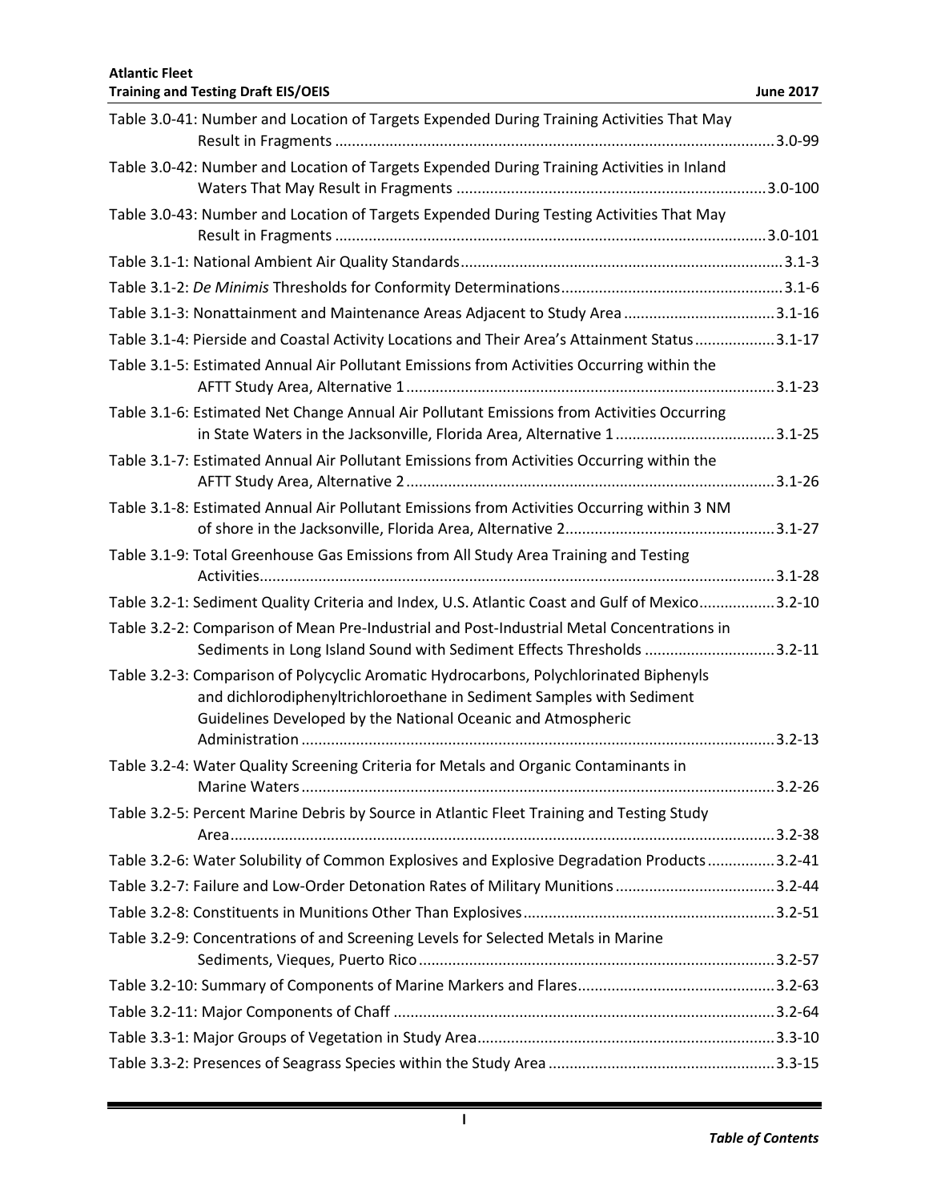Table 3.0-41: Number and Location of Targets Expended During Training Activities That May Result in Fragments ......................................................................................................3.0-99

Table 3.0-42: Number and Location of Targets Expended During Training Activities in Inland Waters That May Result in Fragments .........................................................................3.0-100

Table 3.0-43: Number and Location of Targets Expended During Testing Activities That May Result in Fragments .....................................................................................................3.0-101

Table 3.1-1: National Ambient Air Quality Standards............................................................................3.1-3

Table 3.1-2: *De Minimis* Thresholds for Conformity Determinations....................................................3.1-6

Table 3.1-3: Nonattainment and Maintenance Areas Adjacent to Study Area ....................................3.1-16

Table 3.1-4: Pierside and Coastal Activity Locations and Their Area's Attainment Status...................3.1-17

Table 3.1-5: Estimated Annual Air Pollutant Emissions from Activities Occurring within the AFTT Study Area, Alternative 1 .......................................................................................3.1-23

Table 3.1-6: Estimated Net Change Annual Air Pollutant Emissions from Activities Occurring in State Waters in the Jacksonville, Florida Area, Alternative 1 ......................................3.1-25

Table 3.1-7: Estimated Annual Air Pollutant Emissions from Activities Occurring within the AFTT Study Area, Alternative 2 .......................................................................................3.1-26

Table 3.1-8: Estimated Annual Air Pollutant Emissions from Activities Occurring within 3 NM of shore in the Jacksonville, Florida Area, Alternative 2..................................................3.1-27

Table 3.1-9: Total Greenhouse Gas Emissions from All Study Area Training and Testing Activities..........................................................................................................................3.1-28

Table 3.2-1: Sediment Quality Criteria and Index, U.S. Atlantic Coast and Gulf of Mexico..................3.2-10

Table 3.2-2: Comparison of Mean Pre-Industrial and Post-Industrial Metal Concentrations in Sediments in Long Island Sound with Sediment Effects Thresholds ...............................3.2-11

Table 3.2-3: Comparison of Polycyclic Aromatic Hydrocarbons, Polychlorinated Biphenyls and dichlorodiphenyltrichloroethane in Sediment Samples with Sediment Guidelines Developed by the National Oceanic and Atmospheric Administration ................................................................................................................3.2-13

Table 3.2-4: Water Quality Screening Criteria for Metals and Organic Contaminants in Marine Waters................................................................................................................3.2-26

Table 3.2-5: Percent Marine Debris by Source in Atlantic Fleet Training and Testing Study Area.................................................................................................................................3.2-38

Table 3.2-6: Water Solubility of Common Explosives and Explosive Degradation Products................3.2-41

Table 3.2-7: Failure and Low-Order Detonation Rates of Military Munitions......................................3.2-44

Table 3.2-8: Constituents in Munitions Other Than Explosives...........................................................3.2-51

Table 3.2-9: Concentrations of and Screening Levels for Selected Metals in Marine Sediments, Vieques, Puerto Rico....................................................................................3.2-57

Table 3.2-10: Summary of Components of Marine Markers and Flares..............................................3.2-63

Table 3.2-11: Major Components of Chaff ..........................................................................................3.2-64

Table 3.3-1: Major Groups of Vegetation in Study Area......................................................................3.3-10

Table 3.3-2: Presences of Seagrass Species within the Study Area .....................................................3.3-15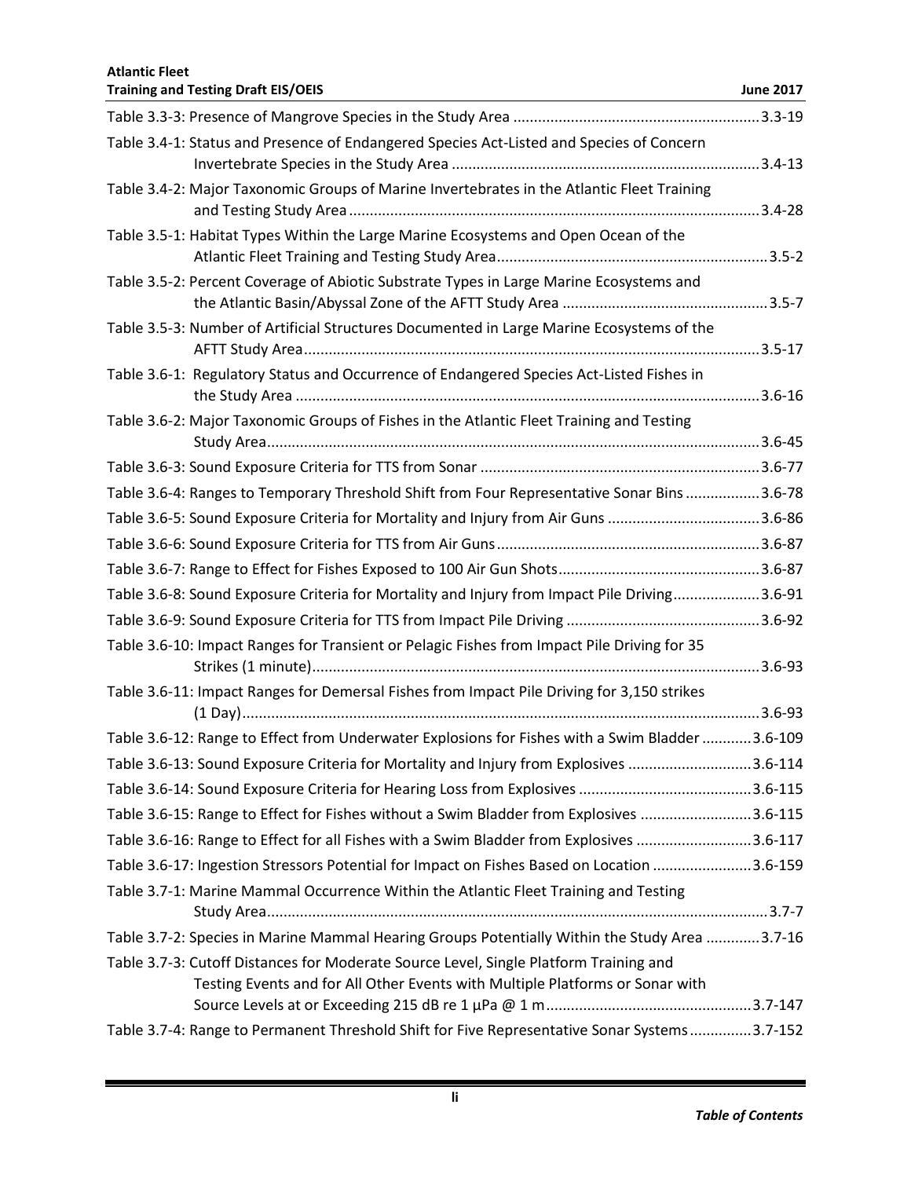Table 3.3-3: Presence of Mangrove Species in the Study Area ........................................................... 3.3-19

Table 3.4-1: Status and Presence of Endangered Species Act-Listed and Species of Concern Invertebrate Species in the Study Area ........................................................................... 3.4-13

Table 3.4-2: Major Taxonomic Groups of Marine Invertebrates in the Atlantic Fleet Training and Testing Study Area ..................................................................................................... 3.4-28

Table 3.5-1: Habitat Types Within the Large Marine Ecosystems and Open Ocean of the Atlantic Fleet Training and Testing Study Area ................................................................. 3.5-2

Table 3.5-2: Percent Coverage of Abiotic Substrate Types in Large Marine Ecosystems and the Atlantic Basin/Abyssal Zone of the AFTT Study Area .................................................. 3.5-7

Table 3.5-3: Number of Artificial Structures Documented in Large Marine Ecosystems of the AFTT Study Area ............................................................................................................. 3.5-17

Table 3.6-1: Regulatory Status and Occurrence of Endangered Species Act-Listed Fishes in the Study Area ................................................................................................................. 3.6-16

Table 3.6-2: Major Taxonomic Groups of Fishes in the Atlantic Fleet Training and Testing Study Area ....................................................................................................................... 3.6-45

Table 3.6-3: Sound Exposure Criteria for TTS from Sonar ................................................................... 3.6-77

Table 3.6-4: Ranges to Temporary Threshold Shift from Four Representative Sonar Bins .................. 3.6-78

Table 3.6-5: Sound Exposure Criteria for Mortality and Injury from Air Guns ..................................... 3.6-86

Table 3.6-6: Sound Exposure Criteria for TTS from Air Guns ................................................................ 3.6-87

Table 3.6-7: Range to Effect for Fishes Exposed to 100 Air Gun Shots ................................................. 3.6-87

Table 3.6-8: Sound Exposure Criteria for Mortality and Injury from Impact Pile Driving ..................... 3.6-91

Table 3.6-9: Sound Exposure Criteria for TTS from Impact Pile Driving ............................................... 3.6-92

Table 3.6-10: Impact Ranges for Transient or Pelagic Fishes from Impact Pile Driving for 35 Strikes (1 minute) ............................................................................................................ 3.6-93

Table 3.6-11: Impact Ranges for Demersal Fishes from Impact Pile Driving for 3,150 strikes (1 Day) ............................................................................................................................. 3.6-93

Table 3.6-12: Range to Effect from Underwater Explosions for Fishes with a Swim Bladder ............ 3.6-109

Table 3.6-13: Sound Exposure Criteria for Mortality and Injury from Explosives .............................. 3.6-114

Table 3.6-14: Sound Exposure Criteria for Hearing Loss from Explosives .......................................... 3.6-115

Table 3.6-15: Range to Effect for Fishes without a Swim Bladder from Explosives ........................... 3.6-115

Table 3.6-16: Range to Effect for all Fishes with a Swim Bladder from Explosives ............................ 3.6-117

Table 3.6-17: Ingestion Stressors Potential for Impact on Fishes Based on Location ........................ 3.6-159

Table 3.7-1: Marine Mammal Occurrence Within the Atlantic Fleet Training and Testing Study Area ......................................................................................................................... 3.7-7

Table 3.7-2: Species in Marine Mammal Hearing Groups Potentially Within the Study Area ............. 3.7-16

Table 3.7-3: Cutoff Distances for Moderate Source Level, Single Platform Training and Testing Events and for All Other Events with Multiple Platforms or Sonar with Source Levels at or Exceeding 215 dB re 1 µPa @ 1 m .................................................. 3.7-147

Table 3.7-4: Range to Permanent Threshold Shift for Five Representative Sonar Systems ............... 3.7-152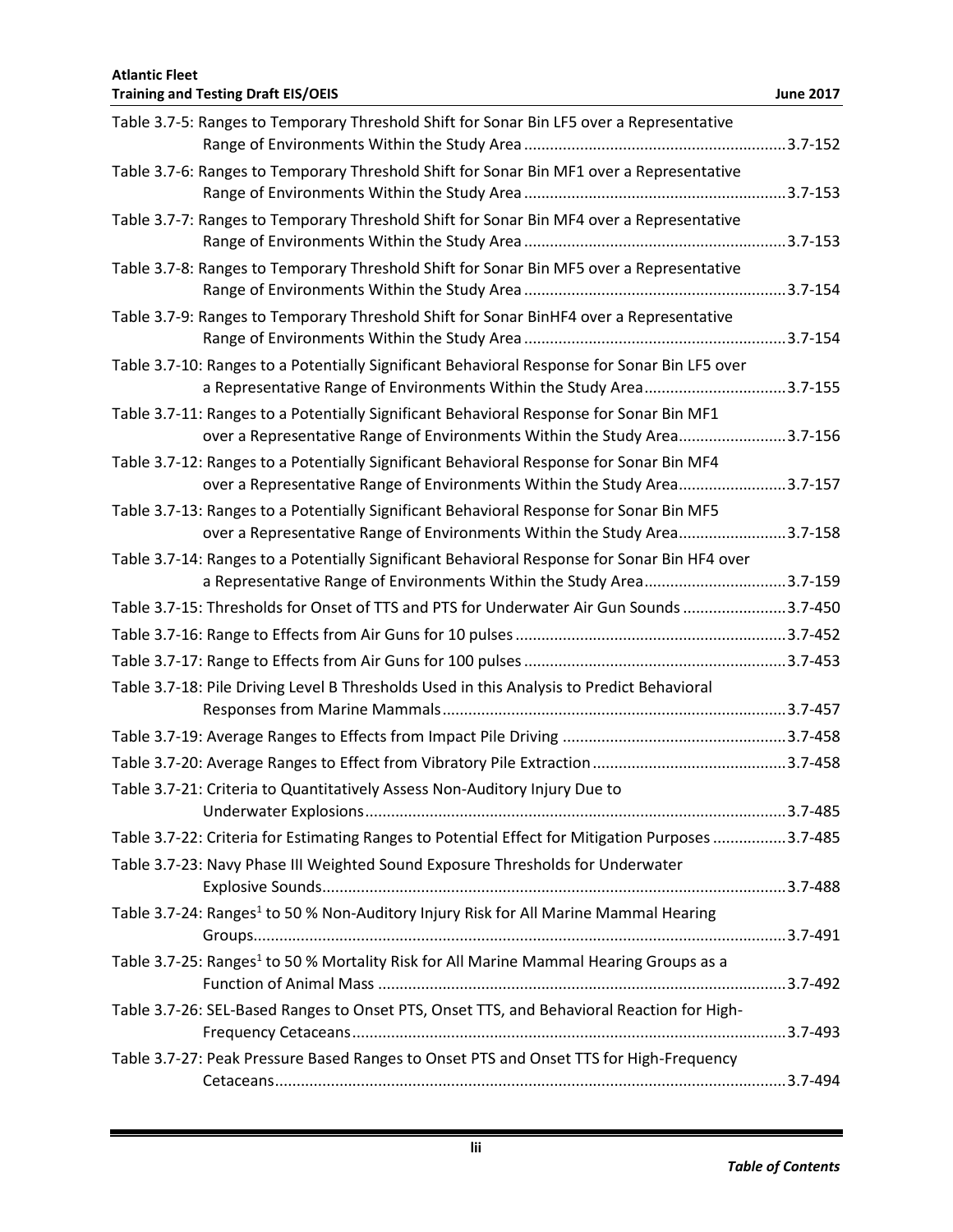Table 3.7-5: Ranges to Temporary Threshold Shift for Sonar Bin LF5 over a Representative Range of Environments Within the Study Area ............................................................3.7-152

Table 3.7-6: Ranges to Temporary Threshold Shift for Sonar Bin MF1 over a Representative Range of Environments Within the Study Area ............................................................3.7-153

Table 3.7-7: Ranges to Temporary Threshold Shift for Sonar Bin MF4 over a Representative Range of Environments Within the Study Area ............................................................3.7-153

Table 3.7-8: Ranges to Temporary Threshold Shift for Sonar Bin MF5 over a Representative Range of Environments Within the Study Area ............................................................3.7-154

Table 3.7-9: Ranges to Temporary Threshold Shift for Sonar BinHF4 over a Representative Range of Environments Within the Study Area ............................................................3.7-154

Table 3.7-10: Ranges to a Potentially Significant Behavioral Response for Sonar Bin LF5 over a Representative Range of Environments Within the Study Area.................................3.7-155

Table 3.7-11: Ranges to a Potentially Significant Behavioral Response for Sonar Bin MF1 over a Representative Range of Environments Within the Study Area.........................3.7-156

Table 3.7-12: Ranges to a Potentially Significant Behavioral Response for Sonar Bin MF4 over a Representative Range of Environments Within the Study Area.........................3.7-157

Table 3.7-13: Ranges to a Potentially Significant Behavioral Response for Sonar Bin MF5 over a Representative Range of Environments Within the Study Area.........................3.7-158

Table 3.7-14: Ranges to a Potentially Significant Behavioral Response for Sonar Bin HF4 over a Representative Range of Environments Within the Study Area.................................3.7-159

Table 3.7-15: Thresholds for Onset of TTS and PTS for Underwater Air Gun Sounds ........................3.7-450

Table 3.7-16: Range to Effects from Air Guns for 10 pulses ..............................................................3.7-452

Table 3.7-17: Range to Effects from Air Guns for 100 pulses ............................................................3.7-453

Table 3.7-18: Pile Driving Level B Thresholds Used in this Analysis to Predict Behavioral Responses from Marine Mammals................................................................................3.7-457

Table 3.7-19: Average Ranges to Effects from Impact Pile Driving ...................................................3.7-458

Table 3.7-20: Average Ranges to Effect from Vibratory Pile Extraction ............................................3.7-458

Table 3.7-21: Criteria to Quantitatively Assess Non-Auditory Injury Due to Underwater Explosions.................................................................................................3.7-485

Table 3.7-22: Criteria for Estimating Ranges to Potential Effect for Mitigation Purposes .................3.7-485

Table 3.7-23: Navy Phase III Weighted Sound Exposure Thresholds for Underwater Explosive Sounds...........................................................................................................3.7-488

Table 3.7-24: Ranges[1] to 50 % Non-Auditory Injury Risk for All Marine Mammal Hearing Groups...........................................................................................................................3.7-491

Table 3.7-25: Ranges[1] to 50 % Mortality Risk for All Marine Mammal Hearing Groups as a Function of Animal Mass ..............................................................................................3.7-492

Table 3.7-26: SEL-Based Ranges to Onset PTS, Onset TTS, and Behavioral Reaction for High-Frequency Cetaceans....................................................................................................3.7-493

Table 3.7-27: Peak Pressure Based Ranges to Onset PTS and Onset TTS for High-Frequency Cetaceans......................................................................................................................3.7-494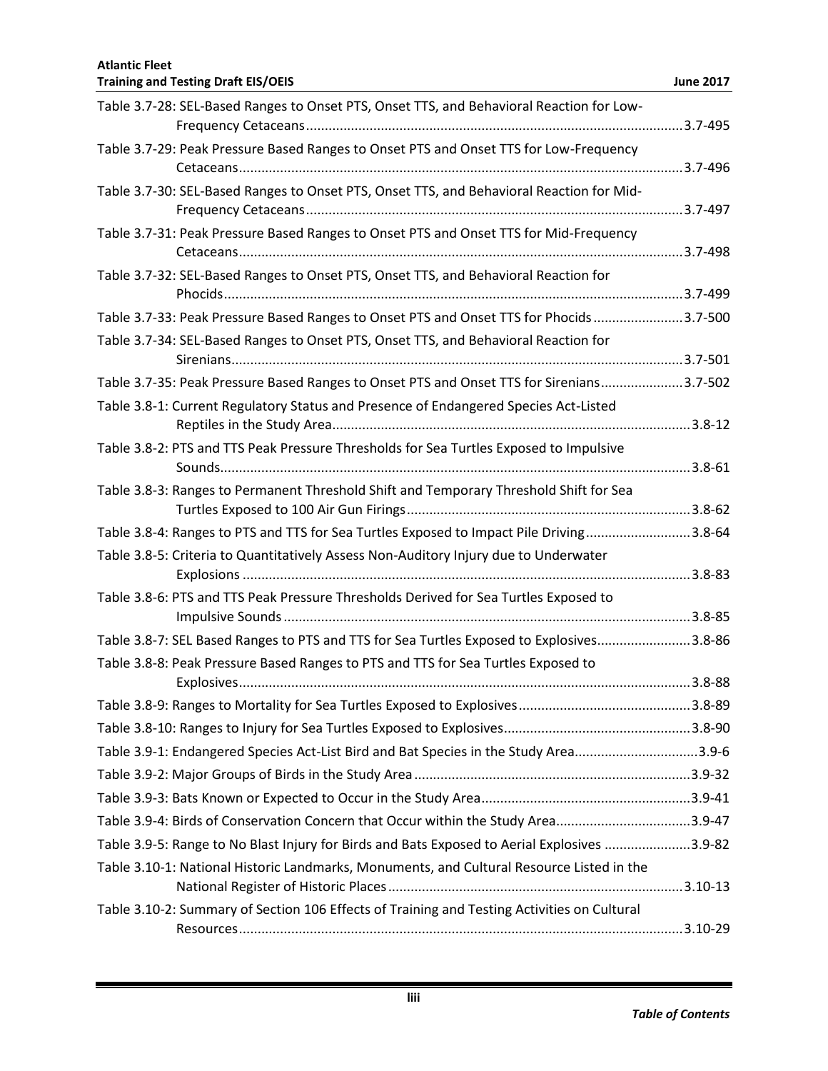Table 3.7-28: SEL-Based Ranges to Onset PTS, Onset TTS, and Behavioral Reaction for Low-Frequency Cetaceans....3.7-495

Table 3.7-29: Peak Pressure Based Ranges to Onset PTS and Onset TTS for Low-Frequency Cetaceans....3.7-496

Table 3.7-30: SEL-Based Ranges to Onset PTS, Onset TTS, and Behavioral Reaction for Mid-Frequency Cetaceans....3.7-497

Table 3.7-31: Peak Pressure Based Ranges to Onset PTS and Onset TTS for Mid-Frequency Cetaceans....3.7-498

Table 3.7-32: SEL-Based Ranges to Onset PTS, Onset TTS, and Behavioral Reaction for Phocids....3.7-499

Table 3.7-33: Peak Pressure Based Ranges to Onset PTS and Onset TTS for Phocids....3.7-500

Table 3.7-34: SEL-Based Ranges to Onset PTS, Onset TTS, and Behavioral Reaction for Sirenians....3.7-501

Table 3.7-35: Peak Pressure Based Ranges to Onset PTS and Onset TTS for Sirenians....3.7-502

Table 3.8-1: Current Regulatory Status and Presence of Endangered Species Act-Listed Reptiles in the Study Area....3.8-12

Table 3.8-2: PTS and TTS Peak Pressure Thresholds for Sea Turtles Exposed to Impulsive Sounds....3.8-61

Table 3.8-3: Ranges to Permanent Threshold Shift and Temporary Threshold Shift for Sea Turtles Exposed to 100 Air Gun Firings....3.8-62

Table 3.8-4: Ranges to PTS and TTS for Sea Turtles Exposed to Impact Pile Driving....3.8-64

Table 3.8-5: Criteria to Quantitatively Assess Non-Auditory Injury due to Underwater Explosions....3.8-83

Table 3.8-6: PTS and TTS Peak Pressure Thresholds Derived for Sea Turtles Exposed to Impulsive Sounds....3.8-85

Table 3.8-7: SEL Based Ranges to PTS and TTS for Sea Turtles Exposed to Explosives....3.8-86

Table 3.8-8: Peak Pressure Based Ranges to PTS and TTS for Sea Turtles Exposed to Explosives....3.8-88

Table 3.8-9: Ranges to Mortality for Sea Turtles Exposed to Explosives....3.8-89

Table 3.8-10: Ranges to Injury for Sea Turtles Exposed to Explosives....3.8-90

Table 3.9-1: Endangered Species Act-List Bird and Bat Species in the Study Area....3.9-6

Table 3.9-2: Major Groups of Birds in the Study Area....3.9-32

Table 3.9-3: Bats Known or Expected to Occur in the Study Area....3.9-41

Table 3.9-4: Birds of Conservation Concern that Occur within the Study Area....3.9-47

Table 3.9-5: Range to No Blast Injury for Birds and Bats Exposed to Aerial Explosives....3.9-82

Table 3.10-1: National Historic Landmarks, Monuments, and Cultural Resource Listed in the National Register of Historic Places....3.10-13

Table 3.10-2: Summary of Section 106 Effects of Training and Testing Activities on Cultural Resources....3.10-29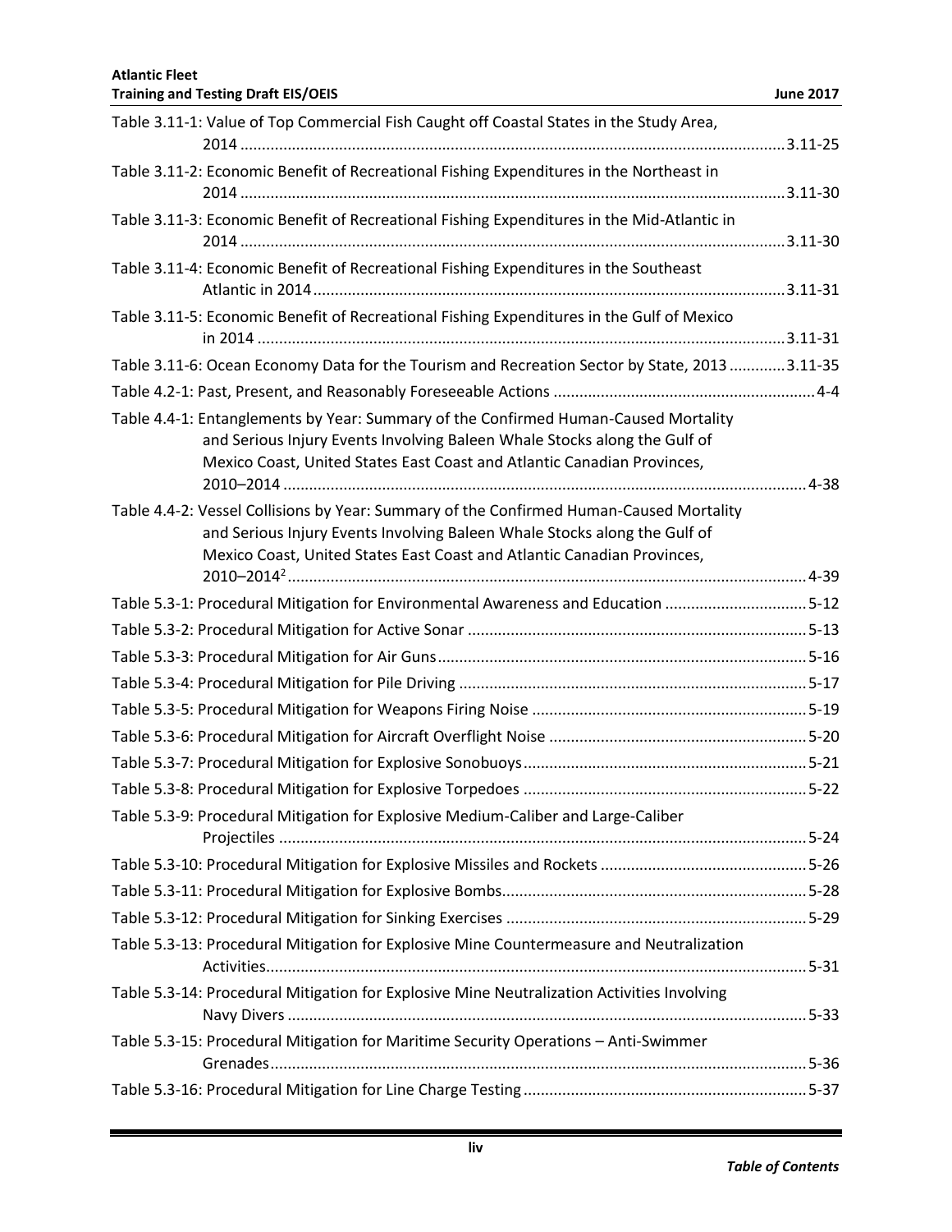Table 3.11-1: Value of Top Commercial Fish Caught off Coastal States in the Study Area, 2014 ....................................................................................................................3.11-25

Table 3.11-2: Economic Benefit of Recreational Fishing Expenditures in the Northeast in 2014 ....................................................................................................................3.11-30

Table 3.11-3: Economic Benefit of Recreational Fishing Expenditures in the Mid-Atlantic in 2014 ....................................................................................................................3.11-30

Table 3.11-4: Economic Benefit of Recreational Fishing Expenditures in the Southeast Atlantic in 2014 ..................................................................................................3.11-31

Table 3.11-5: Economic Benefit of Recreational Fishing Expenditures in the Gulf of Mexico in 2014 ...............................................................................................................3.11-31

Table 3.11-6: Ocean Economy Data for the Tourism and Recreation Sector by State, 2013 ............3.11-35

Table 4.2-1: Past, Present, and Reasonably Foreseeable Actions ..............................................4-4

Table 4.4-1: Entanglements by Year: Summary of the Confirmed Human-Caused Mortality and Serious Injury Events Involving Baleen Whale Stocks along the Gulf of Mexico Coast, United States East Coast and Atlantic Canadian Provinces, 2010–2014 ......................................................................................................... 4-38

Table 4.4-2: Vessel Collisions by Year: Summary of the Confirmed Human-Caused Mortality and Serious Injury Events Involving Baleen Whale Stocks along the Gulf of Mexico Coast, United States East Coast and Atlantic Canadian Provinces, 2010–2014[2] ....................................................................................................... 4-39

Table 5.3-1: Procedural Mitigation for Environmental Awareness and Education ..................5-12

Table 5.3-2: Procedural Mitigation for Active Sonar ..................................................................5-13

Table 5.3-3: Procedural Mitigation for Air Guns .........................................................................5-16

Table 5.3-4: Procedural Mitigation for Pile Driving ....................................................................5-17

Table 5.3-5: Procedural Mitigation for Weapons Firing Noise ...................................................5-19

Table 5.3-6: Procedural Mitigation for Aircraft Overflight Noise ...............................................5-20

Table 5.3-7: Procedural Mitigation for Explosive Sonobuoys .....................................................5-21

Table 5.3-8: Procedural Mitigation for Explosive Torpedoes .....................................................5-22

Table 5.3-9: Procedural Mitigation for Explosive Medium-Caliber and Large-Caliber Projectiles ..................................................................................................................5-24

Table 5.3-10: Procedural Mitigation for Explosive Missiles and Rockets ...................................5-26

Table 5.3-11: Procedural Mitigation for Explosive Bombs ..........................................................5-28

Table 5.3-12: Procedural Mitigation for Sinking Exercises .........................................................5-29

Table 5.3-13: Procedural Mitigation for Explosive Mine Countermeasure and Neutralization Activities ....................................................................................................................5-31

Table 5.3-14: Procedural Mitigation for Explosive Mine Neutralization Activities Involving Navy Divers .................................................................................................................5-33

Table 5.3-15: Procedural Mitigation for Maritime Security Operations – Anti-Swimmer Grenades .....................................................................................................................5-36

Table 5.3-16: Procedural Mitigation for Line Charge Testing .....................................................5-37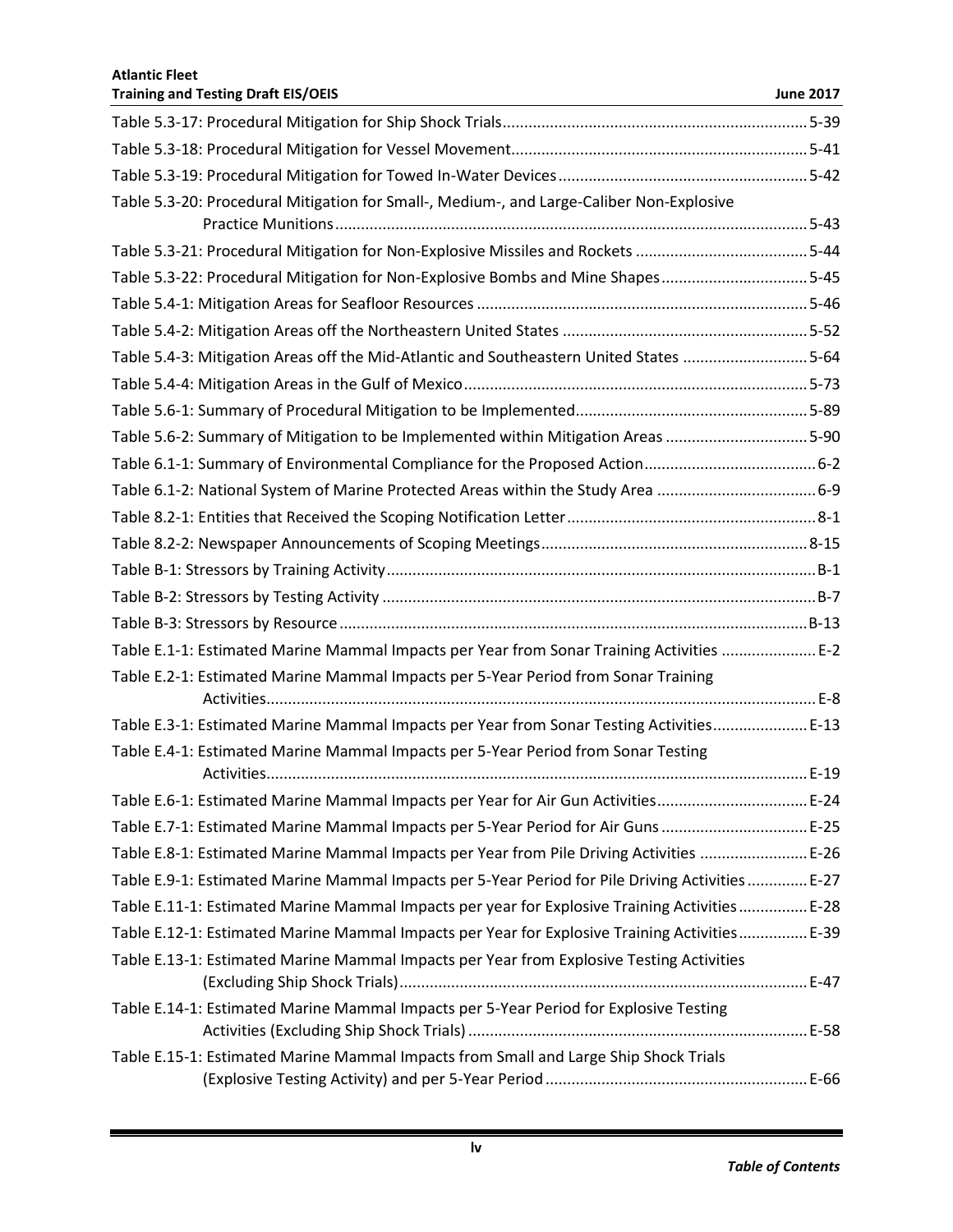Table 5.3-17: Procedural Mitigation for Ship Shock Trials ........................................................................ 5-39

Table 5.3-18: Procedural Mitigation for Vessel Movement ....................................................................... 5-41

Table 5.3-19: Procedural Mitigation for Towed In-Water Devices ............................................................ 5-42

Table 5.3-20: Procedural Mitigation for Small-, Medium-, and Large-Caliber Non-Explosive Practice Munitions ............................................................................................................... 5-43

Table 5.3-21: Procedural Mitigation for Non-Explosive Missiles and Rockets ......................................... 5-44

Table 5.3-22: Procedural Mitigation for Non-Explosive Bombs and Mine Shapes .................................. 5-45

Table 5.4-1: Mitigation Areas for Seafloor Resources ............................................................................. 5-46

Table 5.4-2: Mitigation Areas off the Northeastern United States .......................................................... 5-52

Table 5.4-3: Mitigation Areas off the Mid-Atlantic and Southeastern United States ............................. 5-64

Table 5.4-4: Mitigation Areas in the Gulf of Mexico ................................................................................. 5-73

Table 5.6-1: Summary of Procedural Mitigation to be Implemented ....................................................... 5-89

Table 5.6-2: Summary of Mitigation to be Implemented within Mitigation Areas .................................. 5-90

Table 6.1-1: Summary of Environmental Compliance for the Proposed Action ......................................... 6-2

Table 6.1-2: National System of Marine Protected Areas within the Study Area ...................................... 6-9

Table 8.2-1: Entities that Received the Scoping Notification Letter ........................................................... 8-1

Table 8.2-2: Newspaper Announcements of Scoping Meetings ............................................................... 8-15

Table B-1: Stressors by Training Activity .................................................................................................... B-1

Table B-2: Stressors by Testing Activity ..................................................................................................... B-7

Table B-3: Stressors by Resource ............................................................................................................. B-13

Table E.1-1: Estimated Marine Mammal Impacts per Year from Sonar Training Activities ....................... E-2

Table E.2-1: Estimated Marine Mammal Impacts per 5-Year Period from Sonar Training Activities ................................................................................................................................ E-8

Table E.3-1: Estimated Marine Mammal Impacts per Year from Sonar Testing Activities ...................... E-13

Table E.4-1: Estimated Marine Mammal Impacts per 5-Year Period from Sonar Testing Activities .............................................................................................................................. E-19

Table E.6-1: Estimated Marine Mammal Impacts per Year for Air Gun Activities .................................... E-24

Table E.7-1: Estimated Marine Mammal Impacts per 5-Year Period for Air Guns ................................... E-25

Table E.8-1: Estimated Marine Mammal Impacts per Year from Pile Driving Activities .......................... E-26

Table E.9-1: Estimated Marine Mammal Impacts per 5-Year Period for Pile Driving Activities .............. E-27

Table E.11-1: Estimated Marine Mammal Impacts per year for Explosive Training Activities ................. E-28

Table E.12-1: Estimated Marine Mammal Impacts per Year for Explosive Training Activities ................ E-39

Table E.13-1: Estimated Marine Mammal Impacts per Year from Explosive Testing Activities (Excluding Ship Shock Trials) ............................................................................................... E-47

Table E.14-1: Estimated Marine Mammal Impacts per 5-Year Period for Explosive Testing Activities (Excluding Ship Shock Trials) ............................................................................... E-58

Table E.15-1: Estimated Marine Mammal Impacts from Small and Large Ship Shock Trials (Explosive Testing Activity) and per 5-Year Period ............................................................. E-66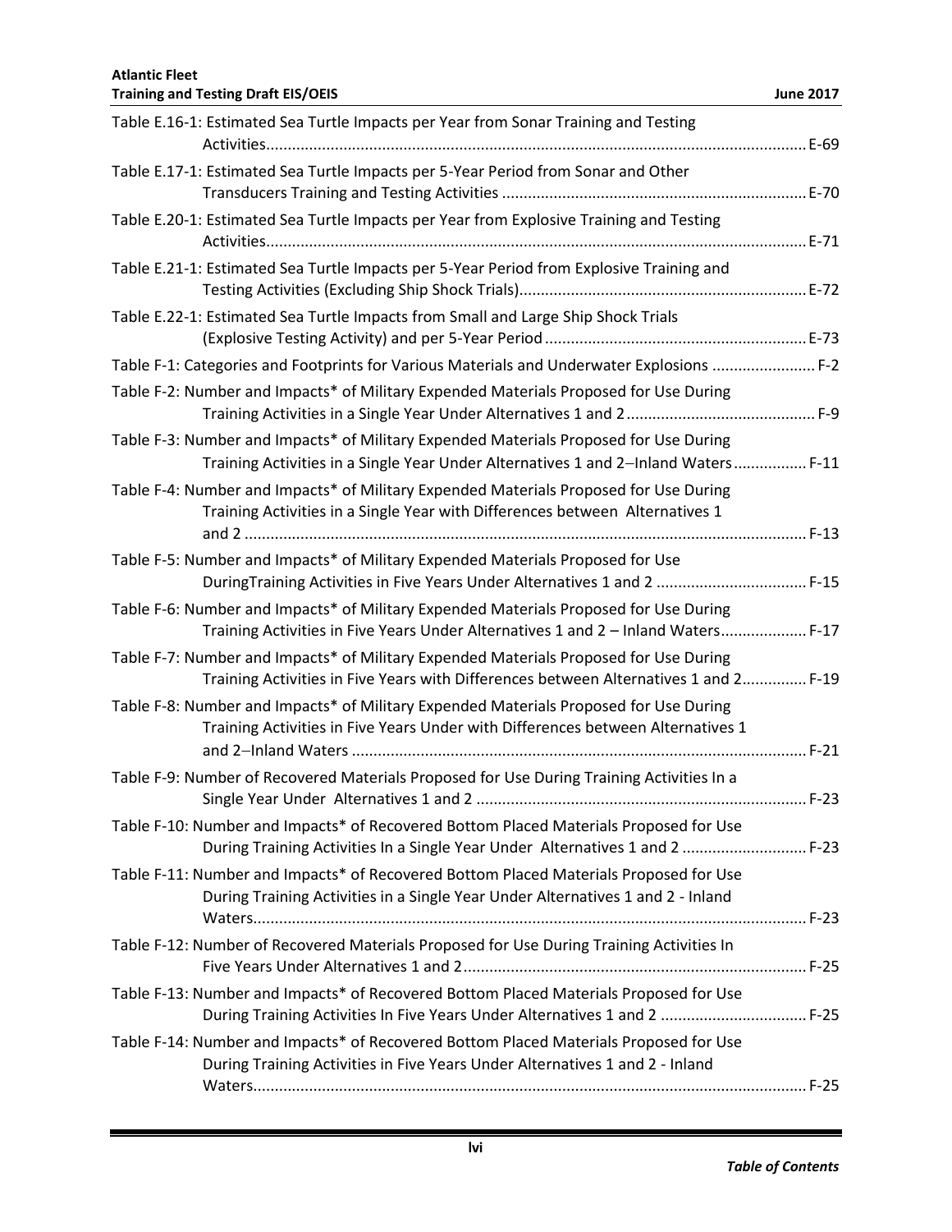Table E.16-1: Estimated Sea Turtle Impacts per Year from Sonar Training and Testing Activities............................................................................................................................E-69

Table E.17-1: Estimated Sea Turtle Impacts per 5-Year Period from Sonar and Other Transducers Training and Testing Activities ......................................................................E-70

Table E.20-1: Estimated Sea Turtle Impacts per Year from Explosive Training and Testing Activities............................................................................................................................E-71

Table E.21-1: Estimated Sea Turtle Impacts per 5-Year Period from Explosive Training and Testing Activities (Excluding Ship Shock Trials)..................................................................E-72

Table E.22-1: Estimated Sea Turtle Impacts from Small and Large Ship Shock Trials (Explosive Testing Activity) and per 5-Year Period ............................................................E-73

Table F-1: Categories and Footprints for Various Materials and Underwater Explosions ........................ F-2

Table F-2: Number and Impacts* of Military Expended Materials Proposed for Use During Training Activities in a Single Year Under Alternatives 1 and 2............................................ F-9

Table F-3: Number and Impacts* of Military Expended Materials Proposed for Use During Training Activities in a Single Year Under Alternatives 1 and 2–Inland Waters................. F-11

Table F-4: Number and Impacts* of Military Expended Materials Proposed for Use During Training Activities in a Single Year with Differences between Alternatives 1 and 2 ............................................................................................................................... F-13

Table F-5: Number and Impacts* of Military Expended Materials Proposed for Use DuringTraining Activities in Five Years Under Alternatives 1 and 2 ................................... F-15

Table F-6: Number and Impacts* of Military Expended Materials Proposed for Use During Training Activities in Five Years Under Alternatives 1 and 2 – Inland Waters.................... F-17

Table F-7: Number and Impacts* of Military Expended Materials Proposed for Use During Training Activities in Five Years with Differences between Alternatives 1 and 2............... F-19

Table F-8: Number and Impacts* of Military Expended Materials Proposed for Use During Training Activities in Five Years Under with Differences between Alternatives 1 and 2–Inland Waters ......................................................................................................... F-21

Table F-9: Number of Recovered Materials Proposed for Use During Training Activities In a Single Year Under Alternatives 1 and 2 ............................................................................ F-23

Table F-10: Number and Impacts* of Recovered Bottom Placed Materials Proposed for Use During Training Activities In a Single Year Under Alternatives 1 and 2 ............................. F-23

Table F-11: Number and Impacts* of Recovered Bottom Placed Materials Proposed for Use During Training Activities in a Single Year Under Alternatives 1 and 2 - Inland Waters................................................................................................................................ F-23

Table F-12: Number of Recovered Materials Proposed for Use During Training Activities In Five Years Under Alternatives 1 and 2............................................................................... F-25

Table F-13: Number and Impacts* of Recovered Bottom Placed Materials Proposed for Use During Training Activities In Five Years Under Alternatives 1 and 2 ................................. F-25

Table F-14: Number and Impacts* of Recovered Bottom Placed Materials Proposed for Use During Training Activities in Five Years Under Alternatives 1 and 2 - Inland Waters................................................................................................................................ F-25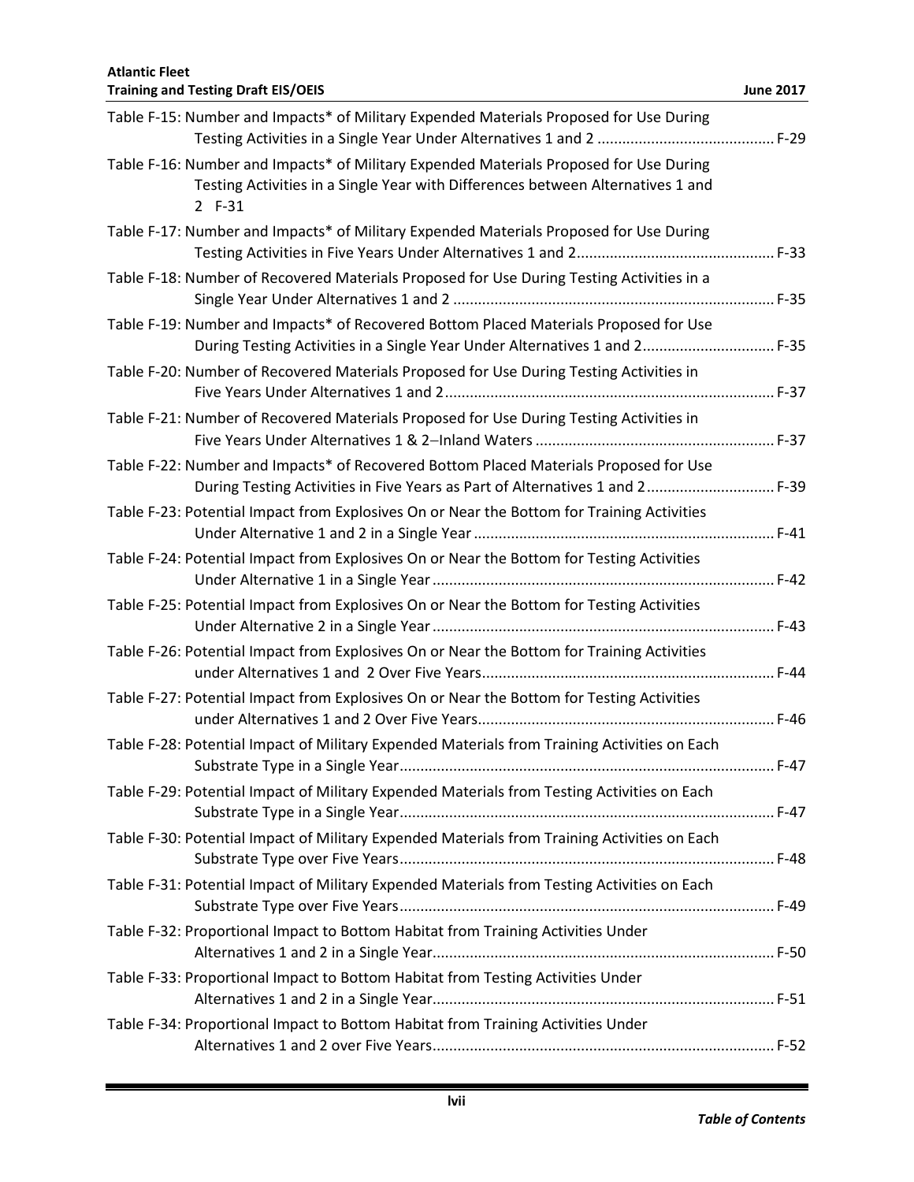Table F-15: Number and Impacts* of Military Expended Materials Proposed for Use During Testing Activities in a Single Year Under Alternatives 1 and 2 ........................................... F-29

Table F-16: Number and Impacts* of Military Expended Materials Proposed for Use During Testing Activities in a Single Year with Differences between Alternatives 1 and 2 F-31

Table F-17: Number and Impacts* of Military Expended Materials Proposed for Use During Testing Activities in Five Years Under Alternatives 1 and 2................................................ F-33

Table F-18: Number of Recovered Materials Proposed for Use During Testing Activities in a Single Year Under Alternatives 1 and 2 ............................................................................. F-35

Table F-19: Number and Impacts* of Recovered Bottom Placed Materials Proposed for Use During Testing Activities in a Single Year Under Alternatives 1 and 2................................ F-35

Table F-20: Number of Recovered Materials Proposed for Use During Testing Activities in Five Years Under Alternatives 1 and 2................................................................................ F-37

Table F-21: Number of Recovered Materials Proposed for Use During Testing Activities in Five Years Under Alternatives 1 & 2–Inland Waters .......................................................... F-37

Table F-22: Number and Impacts* of Recovered Bottom Placed Materials Proposed for Use During Testing Activities in Five Years as Part of Alternatives 1 and 2 ............................... F-39

Table F-23: Potential Impact from Explosives On or Near the Bottom for Training Activities Under Alternative 1 and 2 in a Single Year ......................................................................... F-41

Table F-24: Potential Impact from Explosives On or Near the Bottom for Testing Activities Under Alternative 1 in a Single Year .................................................................................. F-42

Table F-25: Potential Impact from Explosives On or Near the Bottom for Testing Activities Under Alternative 2 in a Single Year .................................................................................. F-43

Table F-26: Potential Impact from Explosives On or Near the Bottom for Training Activities under Alternatives 1 and 2 Over Five Years...................................................................... F-44

Table F-27: Potential Impact from Explosives On or Near the Bottom for Testing Activities under Alternatives 1 and 2 Over Five Years....................................................................... F-46

Table F-28: Potential Impact of Military Expended Materials from Training Activities on Each Substrate Type in a Single Year.......................................................................................... F-47

Table F-29: Potential Impact of Military Expended Materials from Testing Activities on Each Substrate Type in a Single Year.......................................................................................... F-47

Table F-30: Potential Impact of Military Expended Materials from Training Activities on Each Substrate Type over Five Years.......................................................................................... F-48

Table F-31: Potential Impact of Military Expended Materials from Testing Activities on Each Substrate Type over Five Years.......................................................................................... F-49

Table F-32: Proportional Impact to Bottom Habitat from Training Activities Under Alternatives 1 and 2 in a Single Year.................................................................................. F-50

Table F-33: Proportional Impact to Bottom Habitat from Testing Activities Under Alternatives 1 and 2 in a Single Year.................................................................................. F-51

Table F-34: Proportional Impact to Bottom Habitat from Training Activities Under Alternatives 1 and 2 over Five Years.................................................................................. F-52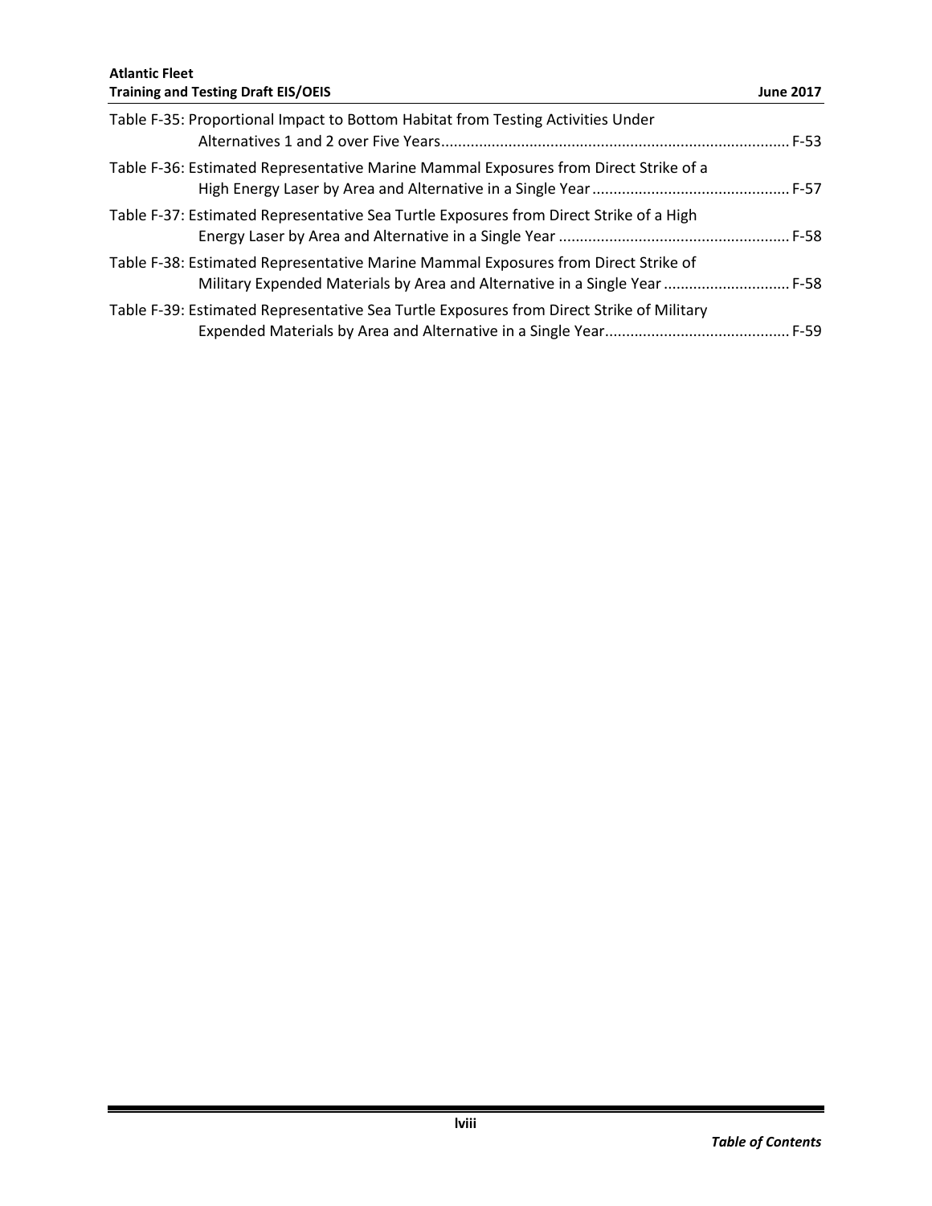Table F-35: Proportional Impact to Bottom Habitat from Testing Activities Under Alternatives 1 and 2 over Five Years.................................................................................. F-53

Table F-36: Estimated Representative Marine Mammal Exposures from Direct Strike of a High Energy Laser by Area and Alternative in a Single Year .............................................. F-57

Table F-37: Estimated Representative Sea Turtle Exposures from Direct Strike of a High Energy Laser by Area and Alternative in a Single Year ...................................................... F-58

Table F-38: Estimated Representative Marine Mammal Exposures from Direct Strike of Military Expended Materials by Area and Alternative in a Single Year ............................. F-58

Table F-39: Estimated Representative Sea Turtle Exposures from Direct Strike of Military Expended Materials by Area and Alternative in a Single Year........................................... F-59